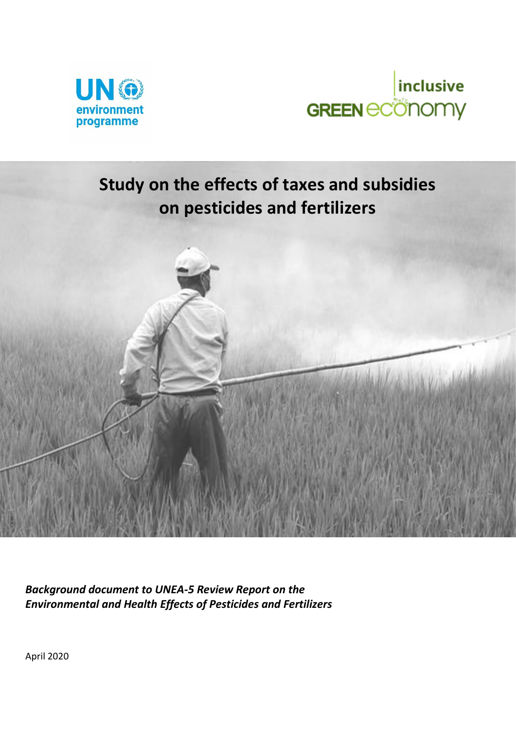UN environment programme

inclusive GREEN economy

# Study on the effects of taxes and subsidies on pesticides and fertilizers

***Background document to UNEA-5 Review Report on the Environmental and Health Effects of Pesticides and Fertilizers***

April 2020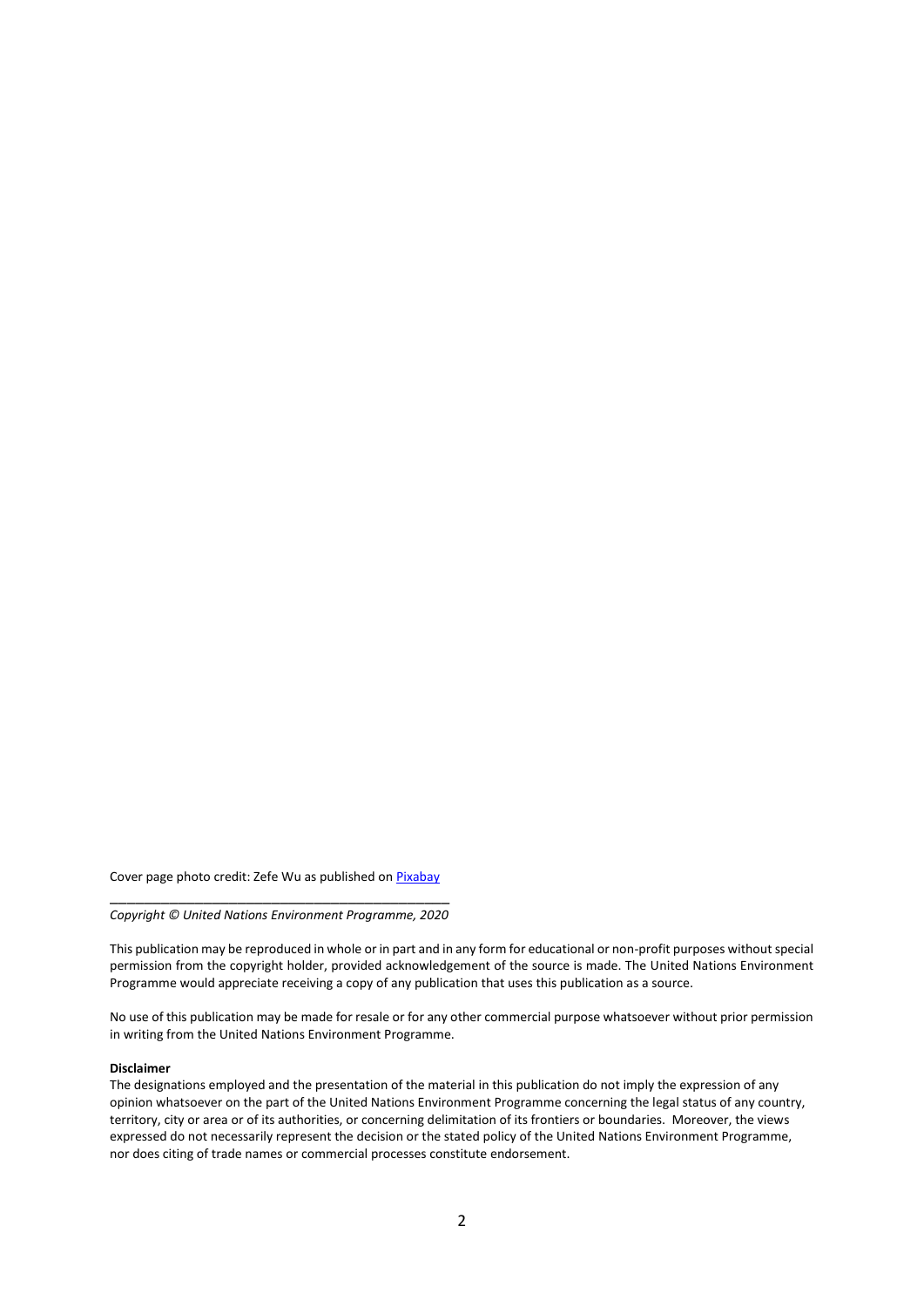Cover page photo credit: Zefe Wu as published on [Pixabay](https://pixabay.com)

___

*Copyright © United Nations Environment Programme, 2020*

This publication may be reproduced in whole or in part and in any form for educational or non-profit purposes without special permission from the copyright holder, provided acknowledgement of the source is made. The United Nations Environment Programme would appreciate receiving a copy of any publication that uses this publication as a source.

No use of this publication may be made for resale or for any other commercial purpose whatsoever without prior permission in writing from the United Nations Environment Programme.

**Disclaimer**

The designations employed and the presentation of the material in this publication do not imply the expression of any opinion whatsoever on the part of the United Nations Environment Programme concerning the legal status of any country, territory, city or area or of its authorities, or concerning delimitation of its frontiers or boundaries. Moreover, the views expressed do not necessarily represent the decision or the stated policy of the United Nations Environment Programme, nor does citing of trade names or commercial processes constitute endorsement.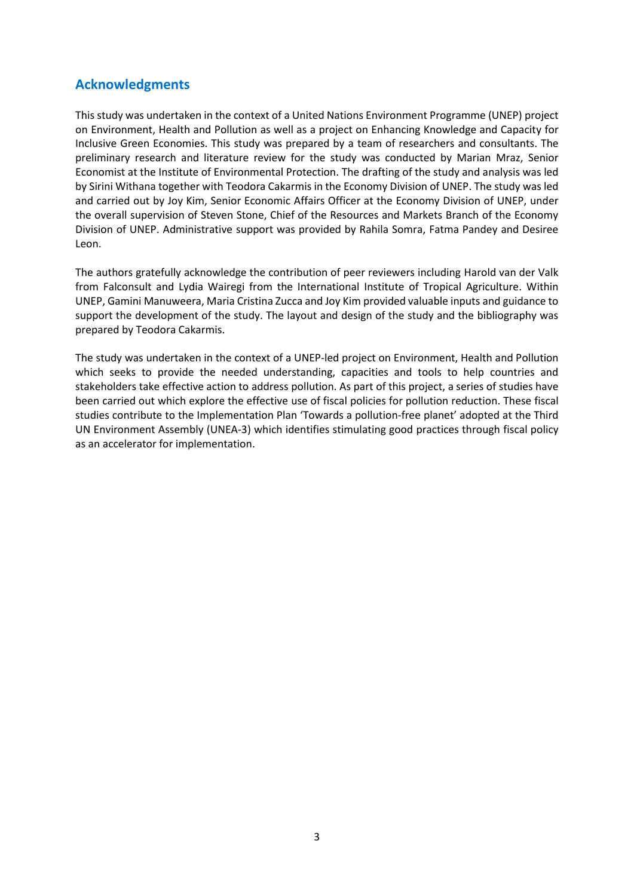## Acknowledgments

This study was undertaken in the context of a United Nations Environment Programme (UNEP) project on Environment, Health and Pollution as well as a project on Enhancing Knowledge and Capacity for Inclusive Green Economies. This study was prepared by a team of researchers and consultants. The preliminary research and literature review for the study was conducted by Marian Mraz, Senior Economist at the Institute of Environmental Protection. The drafting of the study and analysis was led by Sirini Withana together with Teodora Cakarmis in the Economy Division of UNEP. The study was led and carried out by Joy Kim, Senior Economic Affairs Officer at the Economy Division of UNEP, under the overall supervision of Steven Stone, Chief of the Resources and Markets Branch of the Economy Division of UNEP. Administrative support was provided by Rahila Somra, Fatma Pandey and Desiree Leon.

The authors gratefully acknowledge the contribution of peer reviewers including Harold van der Valk from Falconsult and Lydia Wairegi from the International Institute of Tropical Agriculture. Within UNEP, Gamini Manuweera, Maria Cristina Zucca and Joy Kim provided valuable inputs and guidance to support the development of the study. The layout and design of the study and the bibliography was prepared by Teodora Cakarmis.

The study was undertaken in the context of a UNEP-led project on Environment, Health and Pollution which seeks to provide the needed understanding, capacities and tools to help countries and stakeholders take effective action to address pollution. As part of this project, a series of studies have been carried out which explore the effective use of fiscal policies for pollution reduction. These fiscal studies contribute to the Implementation Plan 'Towards a pollution-free planet' adopted at the Third UN Environment Assembly (UNEA-3) which identifies stimulating good practices through fiscal policy as an accelerator for implementation.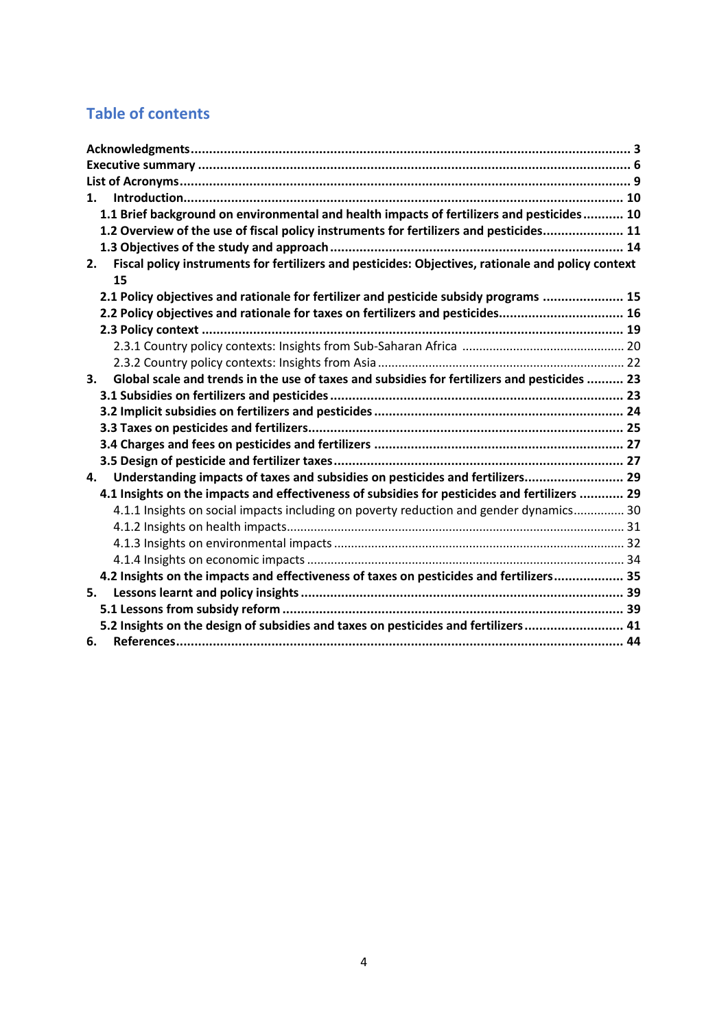## Table of contents

**Acknowledgments** ........ 3
**Executive summary** ........ 6
**List of Acronyms** ........ 9
**1. Introduction** ........ 10
- **1.1 Brief background on environmental and health impacts of fertilizers and pesticides** ........ 10
- **1.2 Overview of the use of fiscal policy instruments for fertilizers and pesticides** ........ 11
- **1.3 Objectives of the study and approach** ........ 14

**2. Fiscal policy instruments for fertilizers and pesticides: Objectives, rationale and policy context** 15
- **2.1 Policy objectives and rationale for fertilizer and pesticide subsidy programs** ........ 15
- **2.2 Policy objectives and rationale for taxes on fertilizers and pesticides** ........ 16
- **2.3 Policy context** ........ 19
  - 2.3.1 Country policy contexts: Insights from Sub-Saharan Africa ........ 20
  - 2.3.2 Country policy contexts: Insights from Asia ........ 22

**3. Global scale and trends in the use of taxes and subsidies for fertilizers and pesticides** ........ 23
- **3.1 Subsidies on fertilizers and pesticides** ........ 23
- **3.2 Implicit subsidies on fertilizers and pesticides** ........ 24
- **3.3 Taxes on pesticides and fertilizers** ........ 25
- **3.4 Charges and fees on pesticides and fertilizers** ........ 27
- **3.5 Design of pesticide and fertilizer taxes** ........ 27

**4. Understanding impacts of taxes and subsidies on pesticides and fertilizers** ........ 29
- **4.1 Insights on the impacts and effectiveness of subsidies for pesticides and fertilizers** ........ 29
  - 4.1.1 Insights on social impacts including on poverty reduction and gender dynamics ........ 30
  - 4.1.2 Insights on health impacts ........ 31
  - 4.1.3 Insights on environmental impacts ........ 32
  - 4.1.4 Insights on economic impacts ........ 34
- **4.2 Insights on the impacts and effectiveness of taxes on pesticides and fertilizers** ........ 35

**5. Lessons learnt and policy insights** ........ 39
- **5.1 Lessons from subsidy reform** ........ 39
- **5.2 Insights on the design of subsidies and taxes on pesticides and fertilizers** ........ 41

**6. References** ........ 44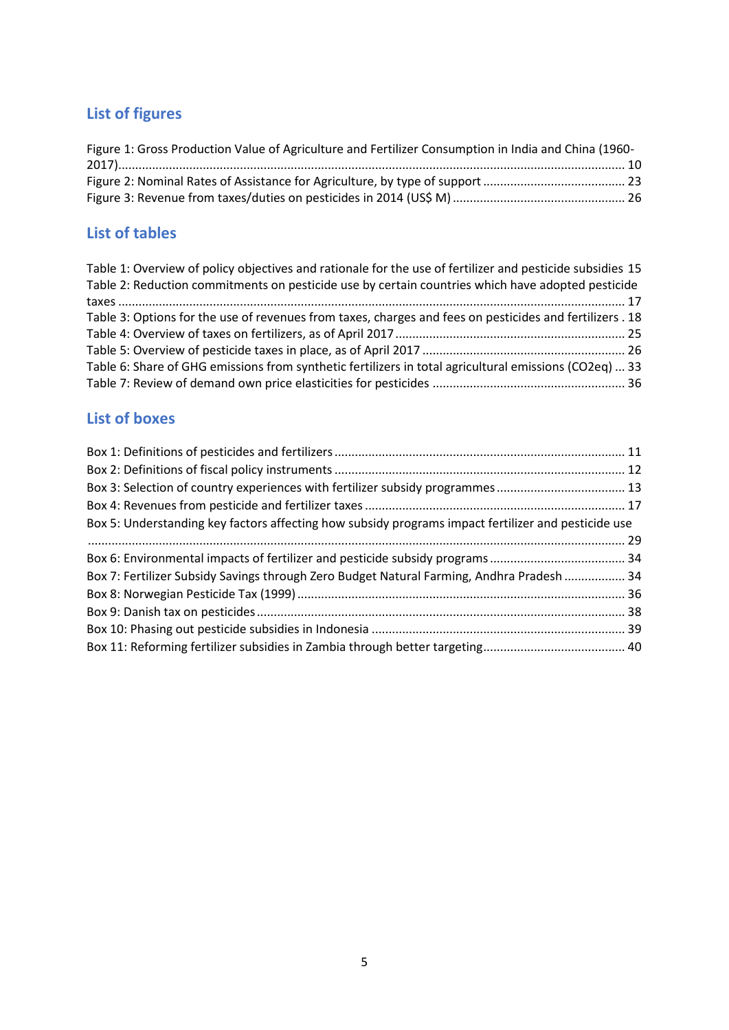## List of figures

Figure 1: Gross Production Value of Agriculture and Fertilizer Consumption in India and China (1960-2017)........................................................................................................................................ 10
Figure 2: Nominal Rates of Assistance for Agriculture, by type of support ......................................... 23
Figure 3: Revenue from taxes/duties on pesticides in 2014 (US$ M) .................................................. 26

## List of tables

Table 1: Overview of policy objectives and rationale for the use of fertilizer and pesticide subsidies 15
Table 2: Reduction commitments on pesticide use by certain countries which have adopted pesticide taxes ................................................................................................................................................ 17
Table 3: Options for the use of revenues from taxes, charges and fees on pesticides and fertilizers . 18
Table 4: Overview of taxes on fertilizers, as of April 2017 ................................................................... 25
Table 5: Overview of pesticide taxes in place, as of April 2017 ........................................................... 26
Table 6: Share of GHG emissions from synthetic fertilizers in total agricultural emissions (CO2eq) ... 33
Table 7: Review of demand own price elasticities for pesticides ........................................................ 36

## List of boxes

Box 1: Definitions of pesticides and fertilizers ..................................................................................... 11
Box 2: Definitions of fiscal policy instruments ..................................................................................... 12
Box 3: Selection of country experiences with fertilizer subsidy programmes ..................................... 13
Box 4: Revenues from pesticide and fertilizer taxes ............................................................................ 17
Box 5: Understanding key factors affecting how subsidy programs impact fertilizer and pesticide use ....................................................................................................................................................... 29
Box 6: Environmental impacts of fertilizer and pesticide subsidy programs ....................................... 34
Box 7: Fertilizer Subsidy Savings through Zero Budget Natural Farming, Andhra Pradesh .................. 34
Box 8: Norwegian Pesticide Tax (1999) ................................................................................................ 36
Box 9: Danish tax on pesticides ............................................................................................................ 38
Box 10: Phasing out pesticide subsidies in Indonesia .......................................................................... 39
Box 11: Reforming fertilizer subsidies in Zambia through better targeting.......................................... 40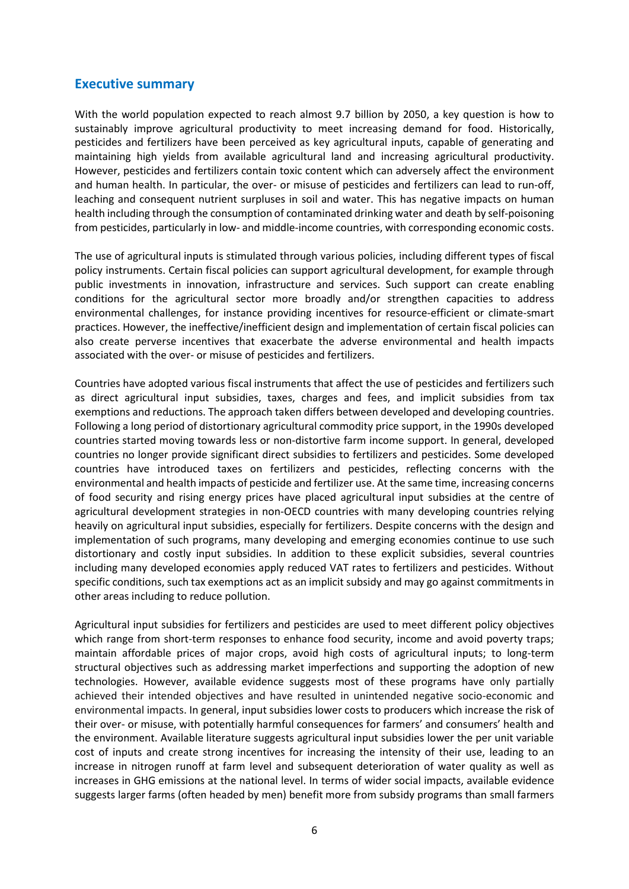## Executive summary

With the world population expected to reach almost 9.7 billion by 2050, a key question is how to sustainably improve agricultural productivity to meet increasing demand for food. Historically, pesticides and fertilizers have been perceived as key agricultural inputs, capable of generating and maintaining high yields from available agricultural land and increasing agricultural productivity. However, pesticides and fertilizers contain toxic content which can adversely affect the environment and human health. In particular, the over- or misuse of pesticides and fertilizers can lead to run-off, leaching and consequent nutrient surpluses in soil and water. This has negative impacts on human health including through the consumption of contaminated drinking water and death by self-poisoning from pesticides, particularly in low- and middle-income countries, with corresponding economic costs.

The use of agricultural inputs is stimulated through various policies, including different types of fiscal policy instruments. Certain fiscal policies can support agricultural development, for example through public investments in innovation, infrastructure and services. Such support can create enabling conditions for the agricultural sector more broadly and/or strengthen capacities to address environmental challenges, for instance providing incentives for resource-efficient or climate-smart practices. However, the ineffective/inefficient design and implementation of certain fiscal policies can also create perverse incentives that exacerbate the adverse environmental and health impacts associated with the over- or misuse of pesticides and fertilizers.

Countries have adopted various fiscal instruments that affect the use of pesticides and fertilizers such as direct agricultural input subsidies, taxes, charges and fees, and implicit subsidies from tax exemptions and reductions. The approach taken differs between developed and developing countries. Following a long period of distortionary agricultural commodity price support, in the 1990s developed countries started moving towards less or non-distortive farm income support. In general, developed countries no longer provide significant direct subsidies to fertilizers and pesticides. Some developed countries have introduced taxes on fertilizers and pesticides, reflecting concerns with the environmental and health impacts of pesticide and fertilizer use. At the same time, increasing concerns of food security and rising energy prices have placed agricultural input subsidies at the centre of agricultural development strategies in non-OECD countries with many developing countries relying heavily on agricultural input subsidies, especially for fertilizers. Despite concerns with the design and implementation of such programs, many developing and emerging economies continue to use such distortionary and costly input subsidies. In addition to these explicit subsidies, several countries including many developed economies apply reduced VAT rates to fertilizers and pesticides. Without specific conditions, such tax exemptions act as an implicit subsidy and may go against commitments in other areas including to reduce pollution.

Agricultural input subsidies for fertilizers and pesticides are used to meet different policy objectives which range from short-term responses to enhance food security, income and avoid poverty traps; maintain affordable prices of major crops, avoid high costs of agricultural inputs; to long-term structural objectives such as addressing market imperfections and supporting the adoption of new technologies. However, available evidence suggests most of these programs have only partially achieved their intended objectives and have resulted in unintended negative socio-economic and environmental impacts. In general, input subsidies lower costs to producers which increase the risk of their over- or misuse, with potentially harmful consequences for farmers' and consumers' health and the environment. Available literature suggests agricultural input subsidies lower the per unit variable cost of inputs and create strong incentives for increasing the intensity of their use, leading to an increase in nitrogen runoff at farm level and subsequent deterioration of water quality as well as increases in GHG emissions at the national level. In terms of wider social impacts, available evidence suggests larger farms (often headed by men) benefit more from subsidy programs than small farmers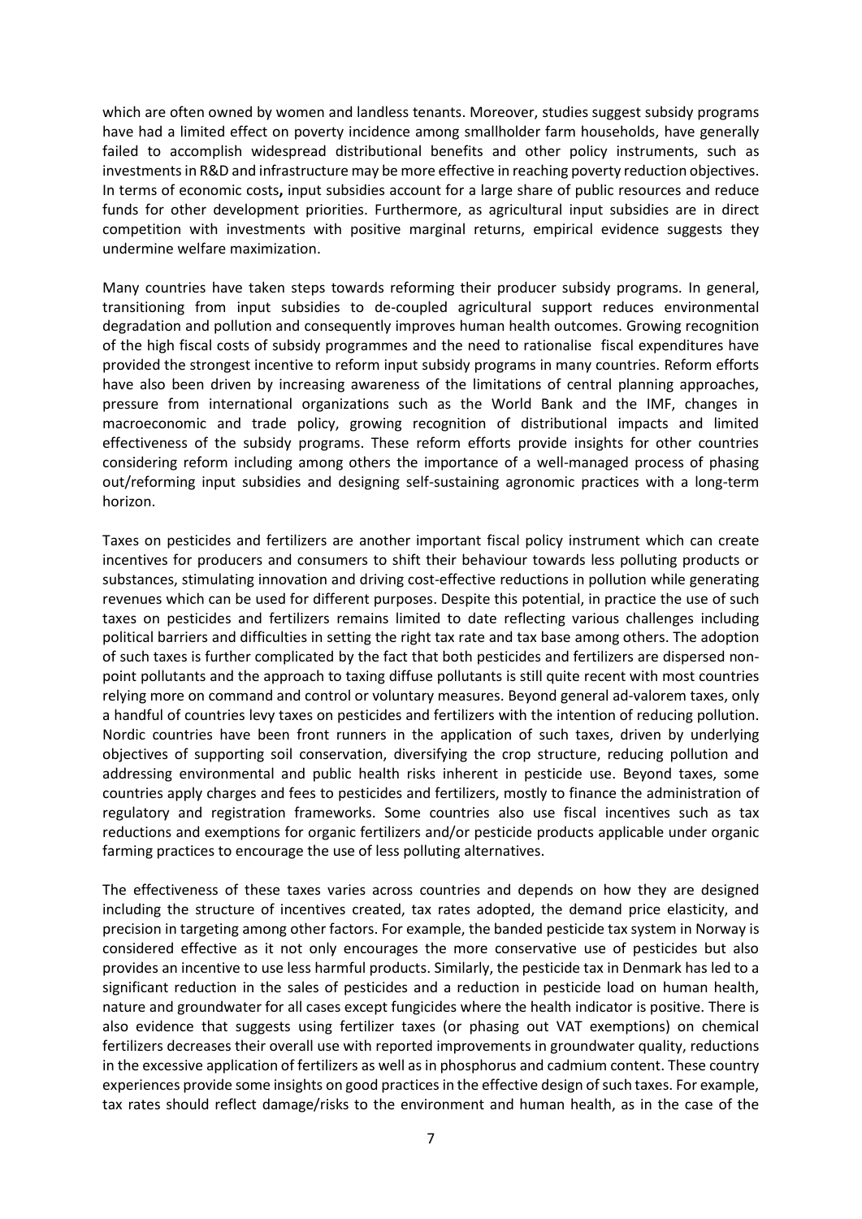which are often owned by women and landless tenants. Moreover, studies suggest subsidy programs have had a limited effect on poverty incidence among smallholder farm households, have generally failed to accomplish widespread distributional benefits and other policy instruments, such as investments in R&D and infrastructure may be more effective in reaching poverty reduction objectives. In terms of economic costs**,** input subsidies account for a large share of public resources and reduce funds for other development priorities. Furthermore, as agricultural input subsidies are in direct competition with investments with positive marginal returns, empirical evidence suggests they undermine welfare maximization.

Many countries have taken steps towards reforming their producer subsidy programs. In general, transitioning from input subsidies to de-coupled agricultural support reduces environmental degradation and pollution and consequently improves human health outcomes. Growing recognition of the high fiscal costs of subsidy programmes and the need to rationalise fiscal expenditures have provided the strongest incentive to reform input subsidy programs in many countries. Reform efforts have also been driven by increasing awareness of the limitations of central planning approaches, pressure from international organizations such as the World Bank and the IMF, changes in macroeconomic and trade policy, growing recognition of distributional impacts and limited effectiveness of the subsidy programs. These reform efforts provide insights for other countries considering reform including among others the importance of a well-managed process of phasing out/reforming input subsidies and designing self-sustaining agronomic practices with a long-term horizon.

Taxes on pesticides and fertilizers are another important fiscal policy instrument which can create incentives for producers and consumers to shift their behaviour towards less polluting products or substances, stimulating innovation and driving cost-effective reductions in pollution while generating revenues which can be used for different purposes. Despite this potential, in practice the use of such taxes on pesticides and fertilizers remains limited to date reflecting various challenges including political barriers and difficulties in setting the right tax rate and tax base among others. The adoption of such taxes is further complicated by the fact that both pesticides and fertilizers are dispersed non-point pollutants and the approach to taxing diffuse pollutants is still quite recent with most countries relying more on command and control or voluntary measures. Beyond general ad-valorem taxes, only a handful of countries levy taxes on pesticides and fertilizers with the intention of reducing pollution. Nordic countries have been front runners in the application of such taxes, driven by underlying objectives of supporting soil conservation, diversifying the crop structure, reducing pollution and addressing environmental and public health risks inherent in pesticide use. Beyond taxes, some countries apply charges and fees to pesticides and fertilizers, mostly to finance the administration of regulatory and registration frameworks. Some countries also use fiscal incentives such as tax reductions and exemptions for organic fertilizers and/or pesticide products applicable under organic farming practices to encourage the use of less polluting alternatives.

The effectiveness of these taxes varies across countries and depends on how they are designed including the structure of incentives created, tax rates adopted, the demand price elasticity, and precision in targeting among other factors. For example, the banded pesticide tax system in Norway is considered effective as it not only encourages the more conservative use of pesticides but also provides an incentive to use less harmful products. Similarly, the pesticide tax in Denmark has led to a significant reduction in the sales of pesticides and a reduction in pesticide load on human health, nature and groundwater for all cases except fungicides where the health indicator is positive. There is also evidence that suggests using fertilizer taxes (or phasing out VAT exemptions) on chemical fertilizers decreases their overall use with reported improvements in groundwater quality, reductions in the excessive application of fertilizers as well as in phosphorus and cadmium content. These country experiences provide some insights on good practices in the effective design of such taxes. For example, tax rates should reflect damage/risks to the environment and human health, as in the case of the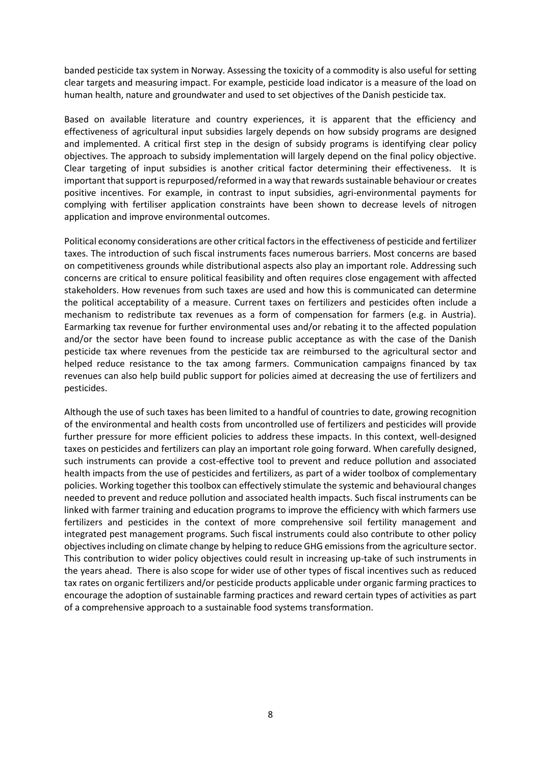banded pesticide tax system in Norway. Assessing the toxicity of a commodity is also useful for setting clear targets and measuring impact. For example, pesticide load indicator is a measure of the load on human health, nature and groundwater and used to set objectives of the Danish pesticide tax.

Based on available literature and country experiences, it is apparent that the efficiency and effectiveness of agricultural input subsidies largely depends on how subsidy programs are designed and implemented. A critical first step in the design of subsidy programs is identifying clear policy objectives. The approach to subsidy implementation will largely depend on the final policy objective. Clear targeting of input subsidies is another critical factor determining their effectiveness. It is important that support is repurposed/reformed in a way that rewards sustainable behaviour or creates positive incentives. For example, in contrast to input subsidies, agri-environmental payments for complying with fertiliser application constraints have been shown to decrease levels of nitrogen application and improve environmental outcomes.

Political economy considerations are other critical factors in the effectiveness of pesticide and fertilizer taxes. The introduction of such fiscal instruments faces numerous barriers. Most concerns are based on competitiveness grounds while distributional aspects also play an important role. Addressing such concerns are critical to ensure political feasibility and often requires close engagement with affected stakeholders. How revenues from such taxes are used and how this is communicated can determine the political acceptability of a measure. Current taxes on fertilizers and pesticides often include a mechanism to redistribute tax revenues as a form of compensation for farmers (e.g. in Austria). Earmarking tax revenue for further environmental uses and/or rebating it to the affected population and/or the sector have been found to increase public acceptance as with the case of the Danish pesticide tax where revenues from the pesticide tax are reimbursed to the agricultural sector and helped reduce resistance to the tax among farmers. Communication campaigns financed by tax revenues can also help build public support for policies aimed at decreasing the use of fertilizers and pesticides.

Although the use of such taxes has been limited to a handful of countries to date, growing recognition of the environmental and health costs from uncontrolled use of fertilizers and pesticides will provide further pressure for more efficient policies to address these impacts. In this context, well-designed taxes on pesticides and fertilizers can play an important role going forward. When carefully designed, such instruments can provide a cost-effective tool to prevent and reduce pollution and associated health impacts from the use of pesticides and fertilizers, as part of a wider toolbox of complementary policies. Working together this toolbox can effectively stimulate the systemic and behavioural changes needed to prevent and reduce pollution and associated health impacts. Such fiscal instruments can be linked with farmer training and education programs to improve the efficiency with which farmers use fertilizers and pesticides in the context of more comprehensive soil fertility management and integrated pest management programs. Such fiscal instruments could also contribute to other policy objectives including on climate change by helping to reduce GHG emissions from the agriculture sector. This contribution to wider policy objectives could result in increasing up-take of such instruments in the years ahead. There is also scope for wider use of other types of fiscal incentives such as reduced tax rates on organic fertilizers and/or pesticide products applicable under organic farming practices to encourage the adoption of sustainable farming practices and reward certain types of activities as part of a comprehensive approach to a sustainable food systems transformation.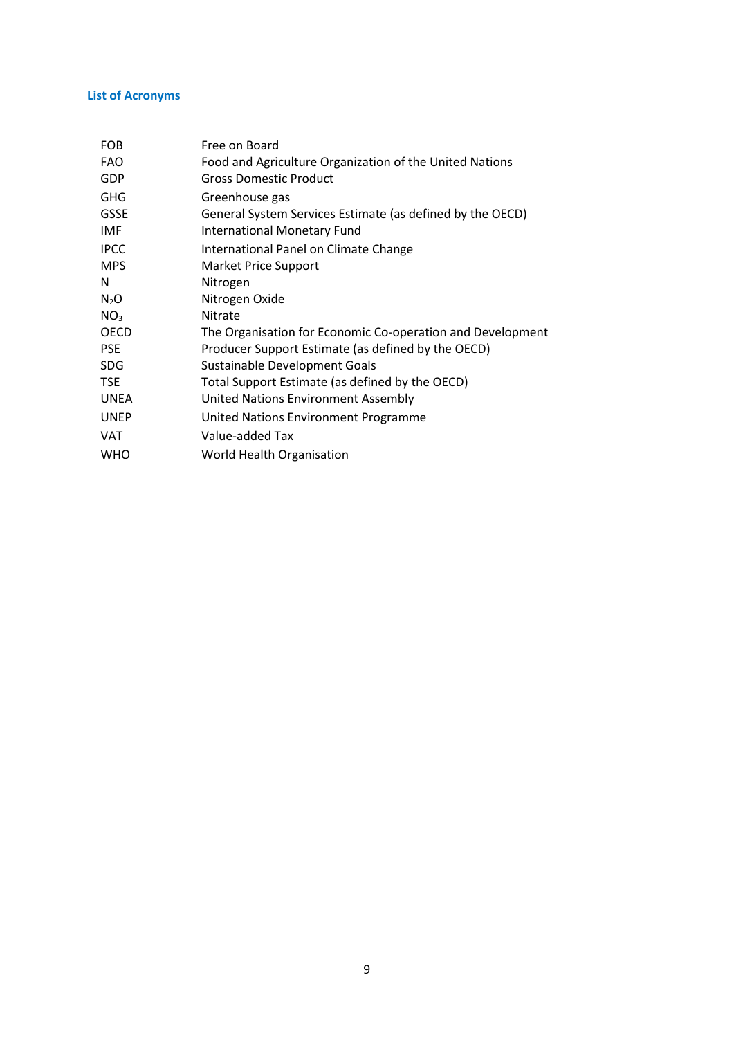## List of Acronyms

| | |
|---|---|
| FOB | Free on Board |
| FAO | Food and Agriculture Organization of the United Nations |
| GDP | Gross Domestic Product |
| GHG | Greenhouse gas |
| GSSE | General System Services Estimate (as defined by the OECD) |
| IMF | International Monetary Fund |
| IPCC | International Panel on Climate Change |
| MPS | Market Price Support |
| N | Nitrogen |
| $N_2O$ | Nitrogen Oxide |
| $NO_3$ | Nitrate |
| OECD | The Organisation for Economic Co-operation and Development |
| PSE | Producer Support Estimate (as defined by the OECD) |
| SDG | Sustainable Development Goals |
| TSE | Total Support Estimate (as defined by the OECD) |
| UNEA | United Nations Environment Assembly |
| UNEP | United Nations Environment Programme |
| VAT | Value-added Tax |
| WHO | World Health Organisation |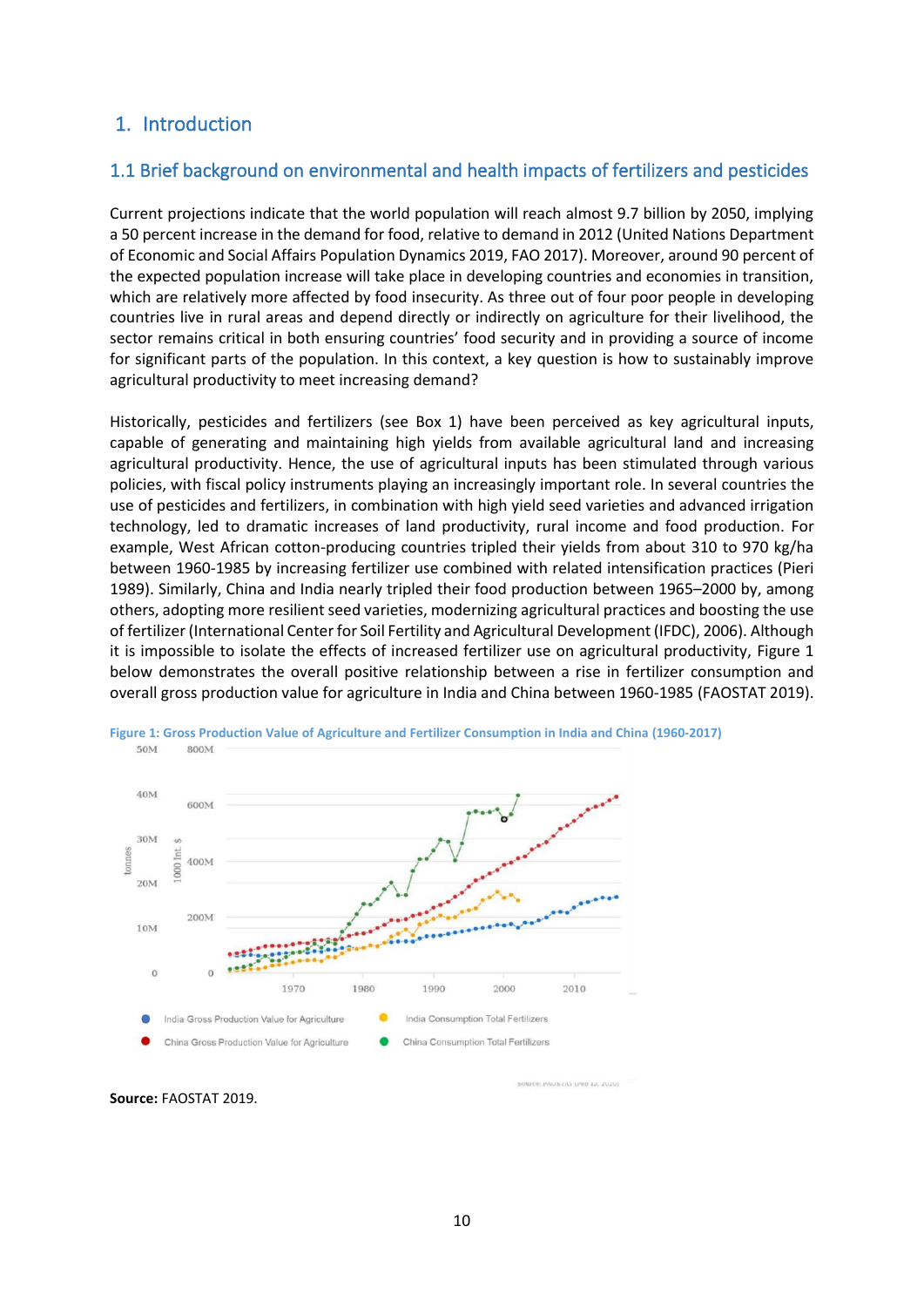# 1. Introduction

## 1.1 Brief background on environmental and health impacts of fertilizers and pesticides

Current projections indicate that the world population will reach almost 9.7 billion by 2050, implying a 50 percent increase in the demand for food, relative to demand in 2012 (United Nations Department of Economic and Social Affairs Population Dynamics 2019, FAO 2017). Moreover, around 90 percent of the expected population increase will take place in developing countries and economies in transition, which are relatively more affected by food insecurity. As three out of four poor people in developing countries live in rural areas and depend directly or indirectly on agriculture for their livelihood, the sector remains critical in both ensuring countries' food security and in providing a source of income for significant parts of the population. In this context, a key question is how to sustainably improve agricultural productivity to meet increasing demand?

Historically, pesticides and fertilizers (see Box 1) have been perceived as key agricultural inputs, capable of generating and maintaining high yields from available agricultural land and increasing agricultural productivity. Hence, the use of agricultural inputs has been stimulated through various policies, with fiscal policy instruments playing an increasingly important role. In several countries the use of pesticides and fertilizers, in combination with high yield seed varieties and advanced irrigation technology, led to dramatic increases of land productivity, rural income and food production. For example, West African cotton-producing countries tripled their yields from about 310 to 970 kg/ha between 1960-1985 by increasing fertilizer use combined with related intensification practices (Pieri 1989). Similarly, China and India nearly tripled their food production between 1965–2000 by, among others, adopting more resilient seed varieties, modernizing agricultural practices and boosting the use of fertilizer (International Center for Soil Fertility and Agricultural Development (IFDC), 2006). Although it is impossible to isolate the effects of increased fertilizer use on agricultural productivity, Figure 1 below demonstrates the overall positive relationship between a rise in fertilizer consumption and overall gross production value for agriculture in India and China between 1960-1985 (FAOSTAT 2019).

**Figure 1: Gross Production Value of Agriculture and Fertilizer Consumption in India and China (1960-2017)**

**Source:** FAOSTAT 2019.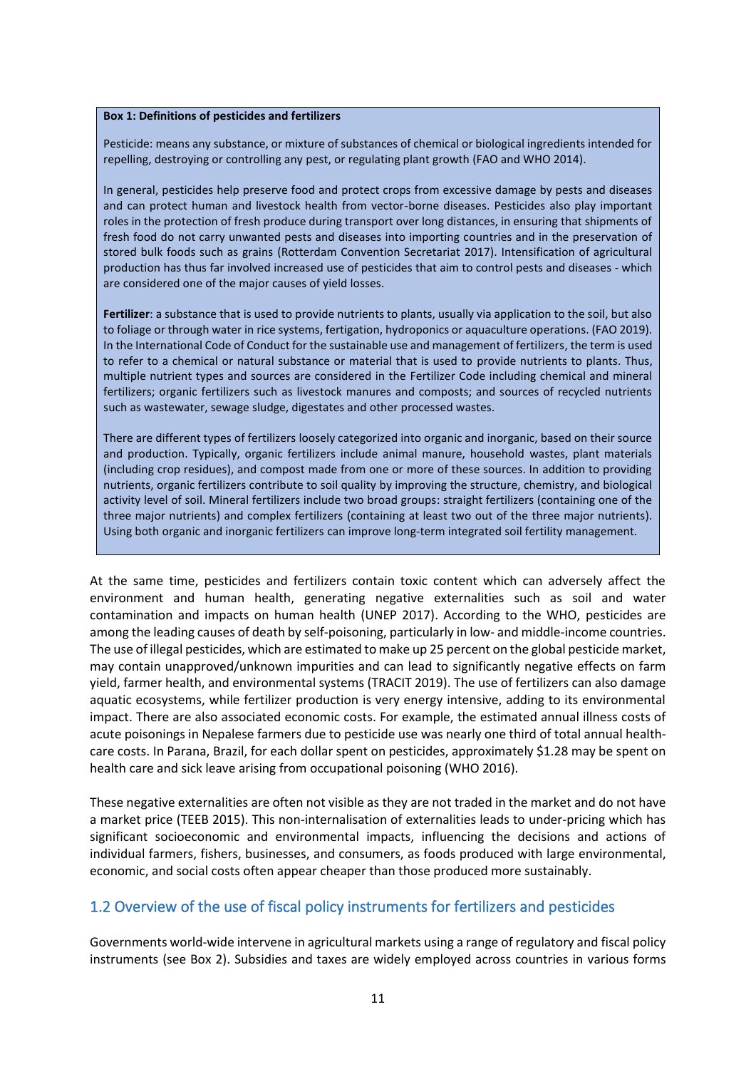**Box 1: Definitions of pesticides and fertilizers**

Pesticide: means any substance, or mixture of substances of chemical or biological ingredients intended for repelling, destroying or controlling any pest, or regulating plant growth (FAO and WHO 2014).

In general, pesticides help preserve food and protect crops from excessive damage by pests and diseases and can protect human and livestock health from vector-borne diseases. Pesticides also play important roles in the protection of fresh produce during transport over long distances, in ensuring that shipments of fresh food do not carry unwanted pests and diseases into importing countries and in the preservation of stored bulk foods such as grains (Rotterdam Convention Secretariat 2017). Intensification of agricultural production has thus far involved increased use of pesticides that aim to control pests and diseases - which are considered one of the major causes of yield losses.

**Fertilizer**: a substance that is used to provide nutrients to plants, usually via application to the soil, but also to foliage or through water in rice systems, fertigation, hydroponics or aquaculture operations. (FAO 2019). In the International Code of Conduct for the sustainable use and management of fertilizers, the term is used to refer to a chemical or natural substance or material that is used to provide nutrients to plants. Thus, multiple nutrient types and sources are considered in the Fertilizer Code including chemical and mineral fertilizers; organic fertilizers such as livestock manures and composts; and sources of recycled nutrients such as wastewater, sewage sludge, digestates and other processed wastes.

There are different types of fertilizers loosely categorized into organic and inorganic, based on their source and production. Typically, organic fertilizers include animal manure, household wastes, plant materials (including crop residues), and compost made from one or more of these sources. In addition to providing nutrients, organic fertilizers contribute to soil quality by improving the structure, chemistry, and biological activity level of soil. Mineral fertilizers include two broad groups: straight fertilizers (containing one of the three major nutrients) and complex fertilizers (containing at least two out of the three major nutrients). Using both organic and inorganic fertilizers can improve long-term integrated soil fertility management.

At the same time, pesticides and fertilizers contain toxic content which can adversely affect the environment and human health, generating negative externalities such as soil and water contamination and impacts on human health (UNEP 2017). According to the WHO, pesticides are among the leading causes of death by self-poisoning, particularly in low- and middle-income countries. The use of illegal pesticides, which are estimated to make up 25 percent on the global pesticide market, may contain unapproved/unknown impurities and can lead to significantly negative effects on farm yield, farmer health, and environmental systems (TRACIT 2019). The use of fertilizers can also damage aquatic ecosystems, while fertilizer production is very energy intensive, adding to its environmental impact. There are also associated economic costs. For example, the estimated annual illness costs of acute poisonings in Nepalese farmers due to pesticide use was nearly one third of total annual health-care costs. In Parana, Brazil, for each dollar spent on pesticides, approximately $1.28 may be spent on health care and sick leave arising from occupational poisoning (WHO 2016).

These negative externalities are often not visible as they are not traded in the market and do not have a market price (TEEB 2015). This non-internalisation of externalities leads to under-pricing which has significant socioeconomic and environmental impacts, influencing the decisions and actions of individual farmers, fishers, businesses, and consumers, as foods produced with large environmental, economic, and social costs often appear cheaper than those produced more sustainably.

## 1.2 Overview of the use of fiscal policy instruments for fertilizers and pesticides

Governments world-wide intervene in agricultural markets using a range of regulatory and fiscal policy instruments (see Box 2). Subsidies and taxes are widely employed across countries in various forms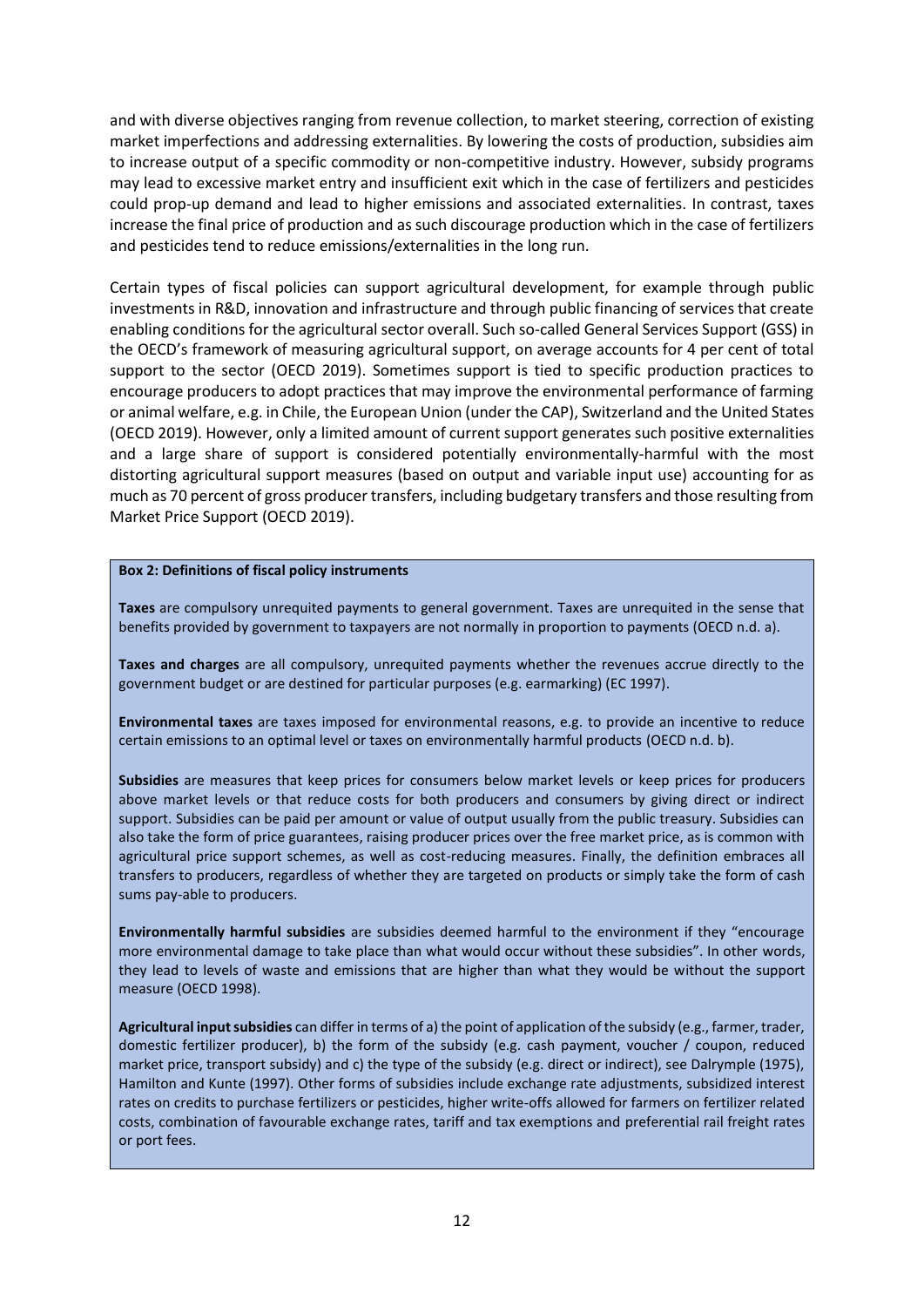and with diverse objectives ranging from revenue collection, to market steering, correction of existing market imperfections and addressing externalities. By lowering the costs of production, subsidies aim to increase output of a specific commodity or non-competitive industry. However, subsidy programs may lead to excessive market entry and insufficient exit which in the case of fertilizers and pesticides could prop-up demand and lead to higher emissions and associated externalities. In contrast, taxes increase the final price of production and as such discourage production which in the case of fertilizers and pesticides tend to reduce emissions/externalities in the long run.

Certain types of fiscal policies can support agricultural development, for example through public investments in R&D, innovation and infrastructure and through public financing of services that create enabling conditions for the agricultural sector overall. Such so-called General Services Support (GSS) in the OECD's framework of measuring agricultural support, on average accounts for 4 per cent of total support to the sector (OECD 2019). Sometimes support is tied to specific production practices to encourage producers to adopt practices that may improve the environmental performance of farming or animal welfare, e.g. in Chile, the European Union (under the CAP), Switzerland and the United States (OECD 2019). However, only a limited amount of current support generates such positive externalities and a large share of support is considered potentially environmentally-harmful with the most distorting agricultural support measures (based on output and variable input use) accounting for as much as 70 percent of gross producer transfers, including budgetary transfers and those resulting from Market Price Support (OECD 2019).

**Box 2: Definitions of fiscal policy instruments**

**Taxes** are compulsory unrequited payments to general government. Taxes are unrequited in the sense that benefits provided by government to taxpayers are not normally in proportion to payments (OECD n.d. a).

**Taxes and charges** are all compulsory, unrequited payments whether the revenues accrue directly to the government budget or are destined for particular purposes (e.g. earmarking) (EC 1997).

**Environmental taxes** are taxes imposed for environmental reasons, e.g. to provide an incentive to reduce certain emissions to an optimal level or taxes on environmentally harmful products (OECD n.d. b).

**Subsidies** are measures that keep prices for consumers below market levels or keep prices for producers above market levels or that reduce costs for both producers and consumers by giving direct or indirect support. Subsidies can be paid per amount or value of output usually from the public treasury. Subsidies can also take the form of price guarantees, raising producer prices over the free market price, as is common with agricultural price support schemes, as well as cost-reducing measures. Finally, the definition embraces all transfers to producers, regardless of whether they are targeted on products or simply take the form of cash sums pay-able to producers.

**Environmentally harmful subsidies** are subsidies deemed harmful to the environment if they "encourage more environmental damage to take place than what would occur without these subsidies". In other words, they lead to levels of waste and emissions that are higher than what they would be without the support measure (OECD 1998).

**Agricultural input subsidies** can differ in terms of a) the point of application of the subsidy (e.g., farmer, trader, domestic fertilizer producer), b) the form of the subsidy (e.g. cash payment, voucher / coupon, reduced market price, transport subsidy) and c) the type of the subsidy (e.g. direct or indirect), see Dalrymple (1975), Hamilton and Kunte (1997). Other forms of subsidies include exchange rate adjustments, subsidized interest rates on credits to purchase fertilizers or pesticides, higher write-offs allowed for farmers on fertilizer related costs, combination of favourable exchange rates, tariff and tax exemptions and preferential rail freight rates or port fees.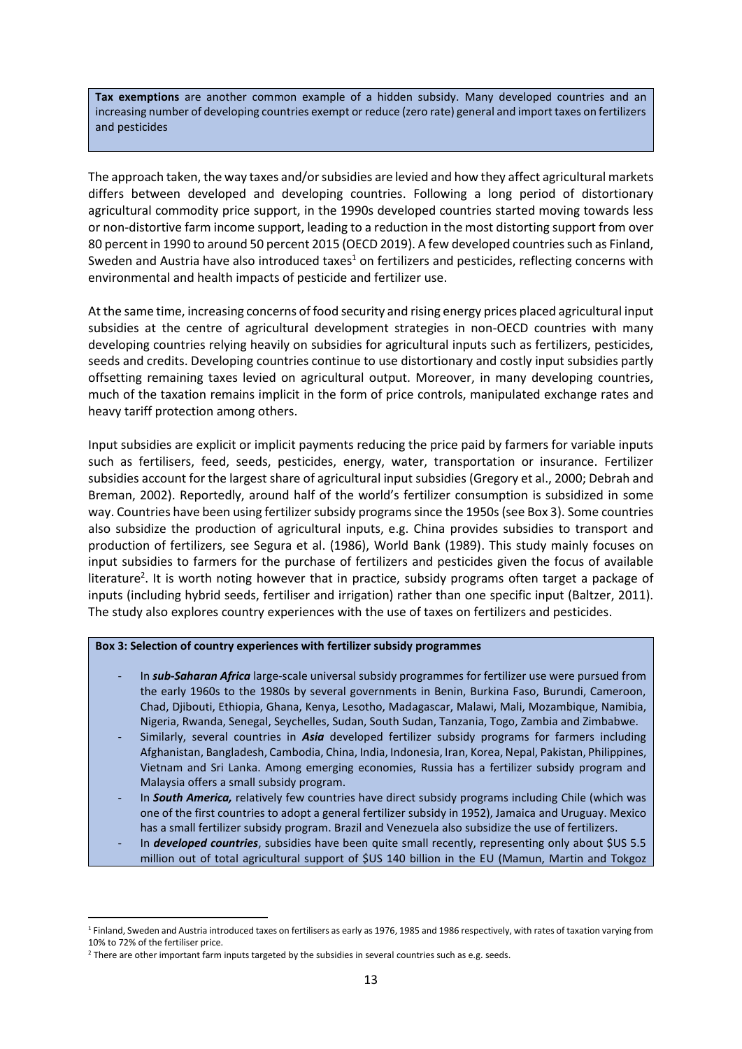**Tax exemptions** are another common example of a hidden subsidy. Many developed countries and an increasing number of developing countries exempt or reduce (zero rate) general and import taxes on fertilizers and pesticides

The approach taken, the way taxes and/or subsidies are levied and how they affect agricultural markets differs between developed and developing countries. Following a long period of distortionary agricultural commodity price support, in the 1990s developed countries started moving towards less or non-distortive farm income support, leading to a reduction in the most distorting support from over 80 percent in 1990 to around 50 percent 2015 (OECD 2019). A few developed countries such as Finland, Sweden and Austria have also introduced taxes[1] on fertilizers and pesticides, reflecting concerns with environmental and health impacts of pesticide and fertilizer use.

At the same time, increasing concerns of food security and rising energy prices placed agricultural input subsidies at the centre of agricultural development strategies in non-OECD countries with many developing countries relying heavily on subsidies for agricultural inputs such as fertilizers, pesticides, seeds and credits. Developing countries continue to use distortionary and costly input subsidies partly offsetting remaining taxes levied on agricultural output. Moreover, in many developing countries, much of the taxation remains implicit in the form of price controls, manipulated exchange rates and heavy tariff protection among others.

Input subsidies are explicit or implicit payments reducing the price paid by farmers for variable inputs such as fertilisers, feed, seeds, pesticides, energy, water, transportation or insurance. Fertilizer subsidies account for the largest share of agricultural input subsidies (Gregory et al., 2000; Debrah and Breman, 2002). Reportedly, around half of the world's fertilizer consumption is subsidized in some way. Countries have been using fertilizer subsidy programs since the 1950s (see Box 3). Some countries also subsidize the production of agricultural inputs, e.g. China provides subsidies to transport and production of fertilizers, see Segura et al. (1986), World Bank (1989). This study mainly focuses on input subsidies to farmers for the purchase of fertilizers and pesticides given the focus of available literature[2]. It is worth noting however that in practice, subsidy programs often target a package of inputs (including hybrid seeds, fertiliser and irrigation) rather than one specific input (Baltzer, 2011). The study also explores country experiences with the use of taxes on fertilizers and pesticides.

**Box 3: Selection of country experiences with fertilizer subsidy programmes**

- In ***sub-Saharan Africa*** large-scale universal subsidy programmes for fertilizer use were pursued from the early 1960s to the 1980s by several governments in Benin, Burkina Faso, Burundi, Cameroon, Chad, Djibouti, Ethiopia, Ghana, Kenya, Lesotho, Madagascar, Malawi, Mali, Mozambique, Namibia, Nigeria, Rwanda, Senegal, Seychelles, Sudan, South Sudan, Tanzania, Togo, Zambia and Zimbabwe.
- Similarly, several countries in ***Asia*** developed fertilizer subsidy programs for farmers including Afghanistan, Bangladesh, Cambodia, China, India, Indonesia, Iran, Korea, Nepal, Pakistan, Philippines, Vietnam and Sri Lanka. Among emerging economies, Russia has a fertilizer subsidy program and Malaysia offers a small subsidy program.
- In ***South America,*** relatively few countries have direct subsidy programs including Chile (which was one of the first countries to adopt a general fertilizer subsidy in 1952), Jamaica and Uruguay. Mexico has a small fertilizer subsidy program. Brazil and Venezuela also subsidize the use of fertilizers.
- In ***developed countries***, subsidies have been quite small recently, representing only about $US 5.5 million out of total agricultural support of $US 140 billion in the EU (Mamun, Martin and Tokgoz

[1] Finland, Sweden and Austria introduced taxes on fertilisers as early as 1976, 1985 and 1986 respectively, with rates of taxation varying from 10% to 72% of the fertiliser price.

[2] There are other important farm inputs targeted by the subsidies in several countries such as e.g. seeds.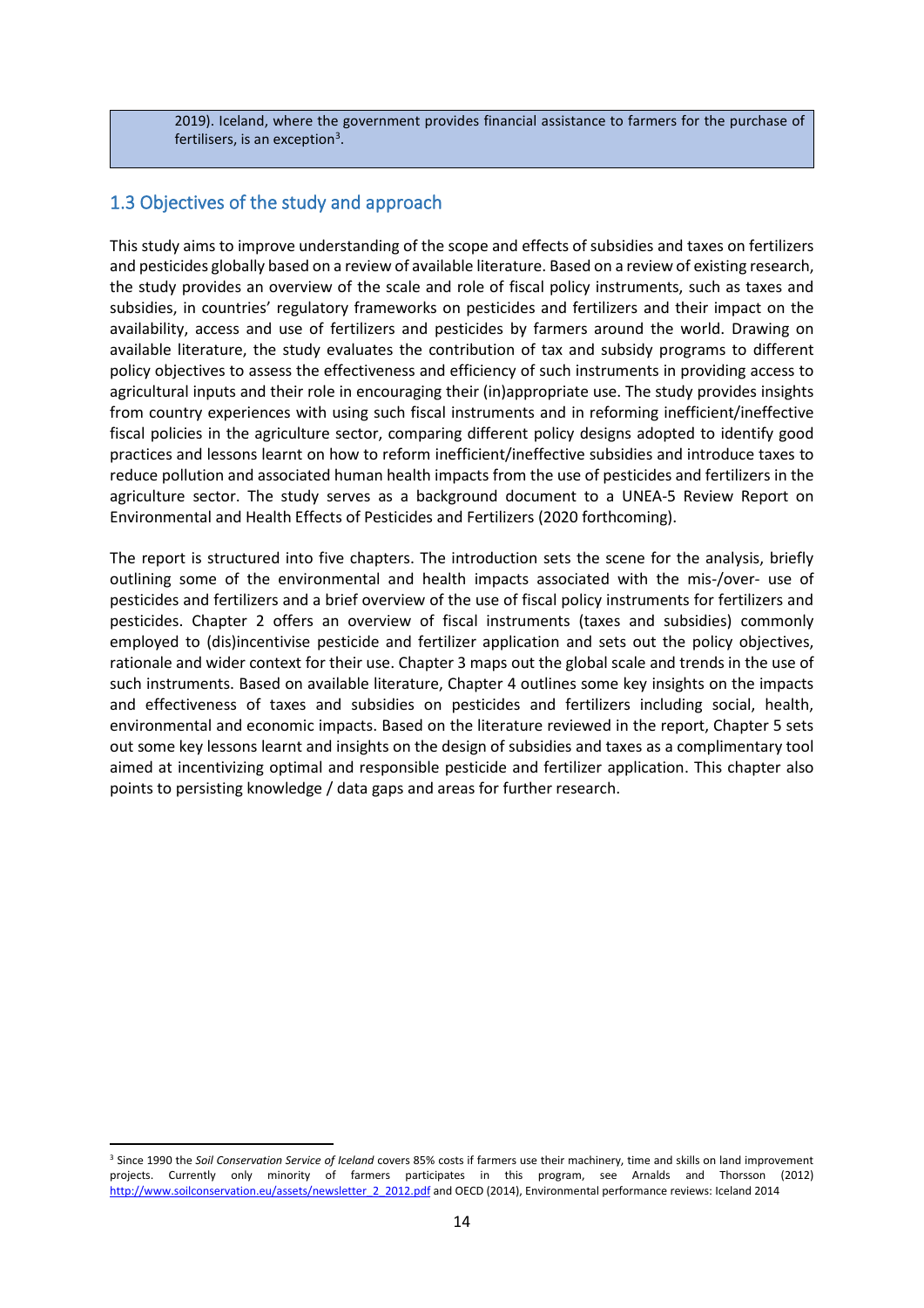2019). Iceland, where the government provides financial assistance to farmers for the purchase of fertilisers, is an exception[3].

## 1.3 Objectives of the study and approach

This study aims to improve understanding of the scope and effects of subsidies and taxes on fertilizers and pesticides globally based on a review of available literature. Based on a review of existing research, the study provides an overview of the scale and role of fiscal policy instruments, such as taxes and subsidies, in countries' regulatory frameworks on pesticides and fertilizers and their impact on the availability, access and use of fertilizers and pesticides by farmers around the world. Drawing on available literature, the study evaluates the contribution of tax and subsidy programs to different policy objectives to assess the effectiveness and efficiency of such instruments in providing access to agricultural inputs and their role in encouraging their (in)appropriate use. The study provides insights from country experiences with using such fiscal instruments and in reforming inefficient/ineffective fiscal policies in the agriculture sector, comparing different policy designs adopted to identify good practices and lessons learnt on how to reform inefficient/ineffective subsidies and introduce taxes to reduce pollution and associated human health impacts from the use of pesticides and fertilizers in the agriculture sector. The study serves as a background document to a UNEA-5 Review Report on Environmental and Health Effects of Pesticides and Fertilizers (2020 forthcoming).

The report is structured into five chapters. The introduction sets the scene for the analysis, briefly outlining some of the environmental and health impacts associated with the mis-/over- use of pesticides and fertilizers and a brief overview of the use of fiscal policy instruments for fertilizers and pesticides. Chapter 2 offers an overview of fiscal instruments (taxes and subsidies) commonly employed to (dis)incentivise pesticide and fertilizer application and sets out the policy objectives, rationale and wider context for their use. Chapter 3 maps out the global scale and trends in the use of such instruments. Based on available literature, Chapter 4 outlines some key insights on the impacts and effectiveness of taxes and subsidies on pesticides and fertilizers including social, health, environmental and economic impacts. Based on the literature reviewed in the report, Chapter 5 sets out some key lessons learnt and insights on the design of subsidies and taxes as a complimentary tool aimed at incentivizing optimal and responsible pesticide and fertilizer application. This chapter also points to persisting knowledge / data gaps and areas for further research.

---

[3] Since 1990 the *Soil Conservation Service of Iceland* covers 85% costs if farmers use their machinery, time and skills on land improvement projects. Currently only minority of farmers participates in this program, see Arnalds and Thorsson (2012) http://www.soilconservation.eu/assets/newsletter_2_2012.pdf and OECD (2014), Environmental performance reviews: Iceland 2014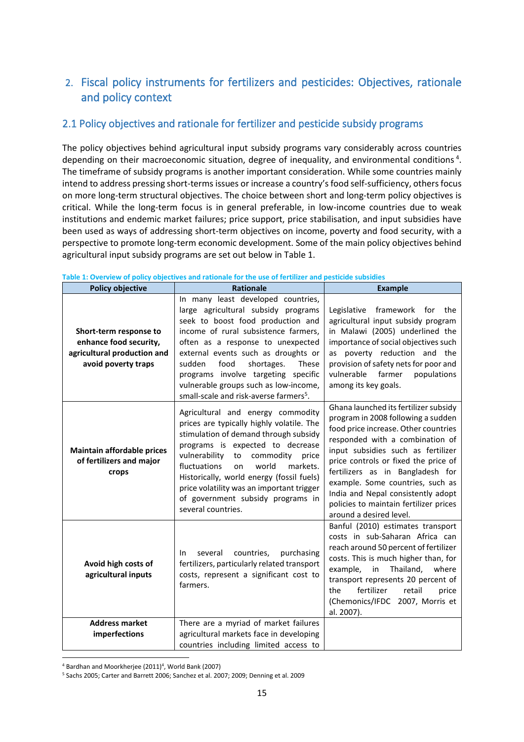## 2. Fiscal policy instruments for fertilizers and pesticides: Objectives, rationale and policy context

### 2.1 Policy objectives and rationale for fertilizer and pesticide subsidy programs

The policy objectives behind agricultural input subsidy programs vary considerably across countries depending on their macroeconomic situation, degree of inequality, and environmental conditions [4]. The timeframe of subsidy programs is another important consideration. While some countries mainly intend to address pressing short-terms issues or increase a country's food self-sufficiency, others focus on more long-term structural objectives. The choice between short and long-term policy objectives is critical. While the long-term focus is in general preferable, in low-income countries due to weak institutions and endemic market failures; price support, price stabilisation, and input subsidies have been used as ways of addressing short-term objectives on income, poverty and food security, with a perspective to promote long-term economic development. Some of the main policy objectives behind agricultural input subsidy programs are set out below in Table 1.

**Table 1: Overview of policy objectives and rationale for the use of fertilizer and pesticide subsidies**

| Policy objective | Rationale | Example |
|---|---|---|
| **Short-term response to enhance food security, agricultural production and avoid poverty traps** | In many least developed countries, large agricultural subsidy programs seek to boost food production and income of rural subsistence farmers, often as a response to unexpected external events such as droughts or sudden food shortages. These programs involve targeting specific vulnerable groups such as low-income, small-scale and risk-averse farmers[5]. | Legislative framework for the agricultural input subsidy program in Malawi (2005) underlined the importance of social objectives such as poverty reduction and the provision of safety nets for poor and vulnerable farmer populations among its key goals. |
| **Maintain affordable prices of fertilizers and major crops** | Agricultural and energy commodity prices are typically highly volatile. The stimulation of demand through subsidy programs is expected to decrease vulnerability to commodity price fluctuations on world markets. Historically, world energy (fossil fuels) price volatility was an important trigger of government subsidy programs in several countries. | Ghana launched its fertilizer subsidy program in 2008 following a sudden food price increase. Other countries responded with a combination of input subsidies such as fertilizer price controls or fixed the price of fertilizers as in Bangladesh for example. Some countries, such as India and Nepal consistently adopt policies to maintain fertilizer prices around a desired level. |
| **Avoid high costs of agricultural inputs** | In several countries, purchasing fertilizers, particularly related transport costs, represent a significant cost to farmers. | Banful (2010) estimates transport costs in sub-Saharan Africa can reach around 50 percent of fertilizer costs. This is much higher than, for example, in Thailand, where transport represents 20 percent of the fertilizer retail price (Chemonics/IFDC 2007, Morris et al. 2007). |
| **Address market imperfections** | There are a myriad of market failures agricultural markets face in developing countries including limited access to | |

[4] Bardhan and Moorkherjee (2011)[4], World Bank (2007)

[5] Sachs 2005; Carter and Barrett 2006; Sanchez et al. 2007; 2009; Denning et al. 2009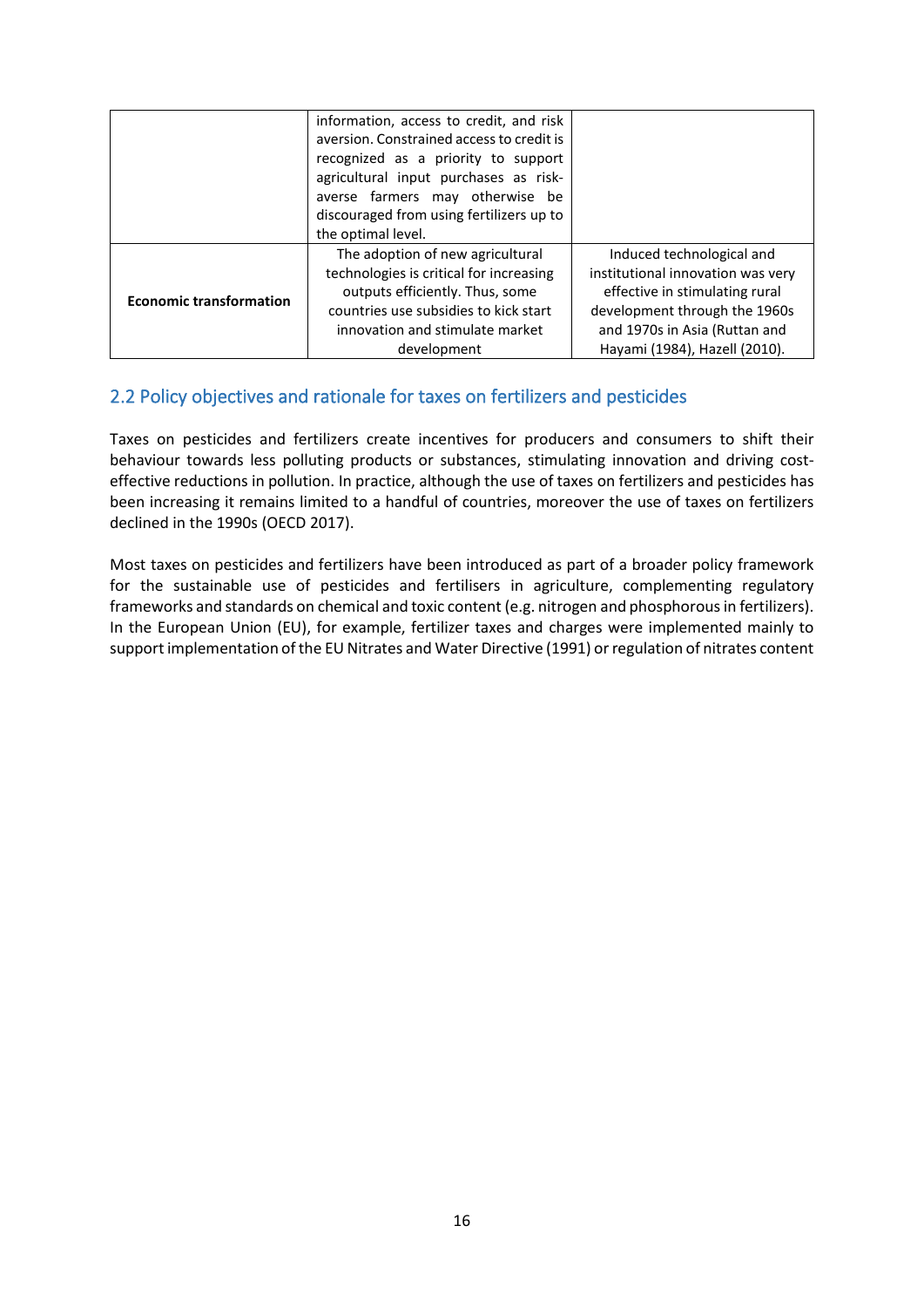| | | |
|---|---|---|
| | information, access to credit, and risk aversion. Constrained access to credit is recognized as a priority to support agricultural input purchases as risk-averse farmers may otherwise be discouraged from using fertilizers up to the optimal level. | |
| **Economic transformation** | The adoption of new agricultural technologies is critical for increasing outputs efficiently. Thus, some countries use subsidies to kick start innovation and stimulate market development | Induced technological and institutional innovation was very effective in stimulating rural development through the 1960s and 1970s in Asia (Ruttan and Hayami (1984), Hazell (2010). |

## 2.2 Policy objectives and rationale for taxes on fertilizers and pesticides

Taxes on pesticides and fertilizers create incentives for producers and consumers to shift their behaviour towards less polluting products or substances, stimulating innovation and driving cost-effective reductions in pollution. In practice, although the use of taxes on fertilizers and pesticides has been increasing it remains limited to a handful of countries, moreover the use of taxes on fertilizers declined in the 1990s (OECD 2017).

Most taxes on pesticides and fertilizers have been introduced as part of a broader policy framework for the sustainable use of pesticides and fertilisers in agriculture, complementing regulatory frameworks and standards on chemical and toxic content (e.g. nitrogen and phosphorous in fertilizers). In the European Union (EU), for example, fertilizer taxes and charges were implemented mainly to support implementation of the EU Nitrates and Water Directive (1991) or regulation of nitrates content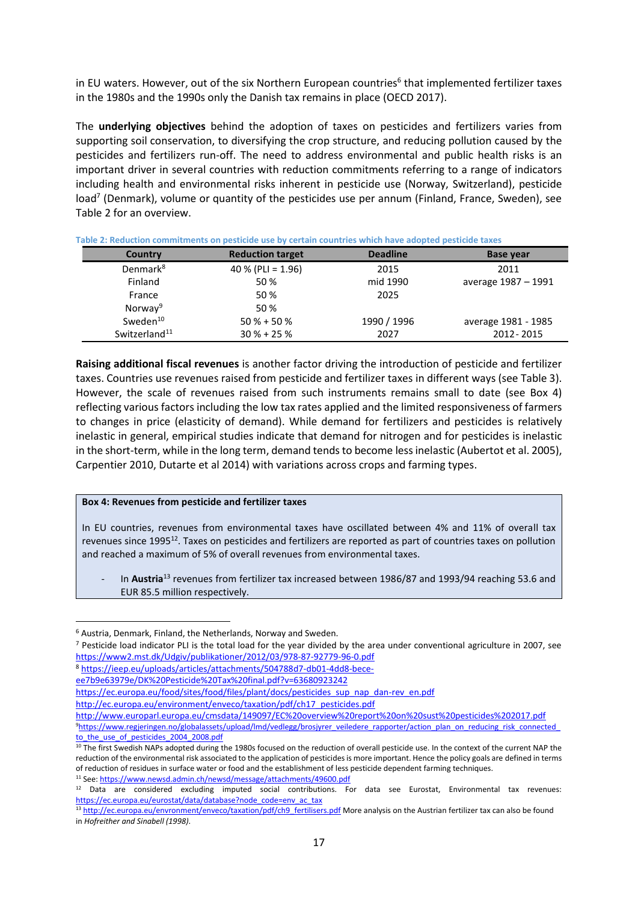in EU waters. However, out of the six Northern European countries[6] that implemented fertilizer taxes in the 1980s and the 1990s only the Danish tax remains in place (OECD 2017).

The **underlying objectives** behind the adoption of taxes on pesticides and fertilizers varies from supporting soil conservation, to diversifying the crop structure, and reducing pollution caused by the pesticides and fertilizers run-off. The need to address environmental and public health risks is an important driver in several countries with reduction commitments referring to a range of indicators including health and environmental risks inherent in pesticide use (Norway, Switzerland), pesticide load[7] (Denmark), volume or quantity of the pesticides use per annum (Finland, France, Sweden), see Table 2 for an overview.

**Table 2: Reduction commitments on pesticide use by certain countries which have adopted pesticide taxes**

| Country | Reduction target | Deadline | Base year |
|---|---|---|---|
| Denmark[8] | 40 % (PLI = 1.96) | 2015 | 2011 |
| Finland | 50 % | mid 1990 | average 1987 – 1991 |
| France | 50 % | 2025 | |
| Norway[9] | 50 % | | |
| Sweden[10] | 50 % + 50 % | 1990 / 1996 | average 1981 - 1985 |
| Switzerland[11] | 30 % + 25 % | 2027 | 2012 - 2015 |

**Raising additional fiscal revenues** is another factor driving the introduction of pesticide and fertilizer taxes. Countries use revenues raised from pesticide and fertilizer taxes in different ways (see Table 3). However, the scale of revenues raised from such instruments remains small to date (see Box 4) reflecting various factors including the low tax rates applied and the limited responsiveness of farmers to changes in price (elasticity of demand). While demand for fertilizers and pesticides is relatively inelastic in general, empirical studies indicate that demand for nitrogen and for pesticides is inelastic in the short-term, while in the long term, demand tends to become less inelastic (Aubertot et al. 2005), Carpentier 2010, Dutarte et al 2014) with variations across crops and farming types.

**Box 4: Revenues from pesticide and fertilizer taxes**

In EU countries, revenues from environmental taxes have oscillated between 4% and 11% of overall tax revenues since 1995[12]. Taxes on pesticides and fertilizers are reported as part of countries taxes on pollution and reached a maximum of 5% of overall revenues from environmental taxes.

- In **Austria**[13] revenues from fertilizer tax increased between 1986/87 and 1993/94 reaching 53.6 and EUR 85.5 million respectively.

---

[6] Austria, Denmark, Finland, the Netherlands, Norway and Sweden.

[7] Pesticide load indicator PLI is the total load for the year divided by the area under conventional agriculture in 2007, see https://www2.mst.dk/Udgiv/publikationer/2012/03/978-87-92779-96-0.pdf

[8] https://ieep.eu/uploads/articles/attachments/504788d7-db01-4dd8-bece-ee7b9e63979e/DK%20Pesticide%20Tax%20final.pdf?v=63680923242
https://ec.europa.eu/food/sites/food/files/plant/docs/pesticides_sup_nap_dan-rev_en.pdf
http://ec.europa.eu/environment/enveco/taxation/pdf/ch17_pesticides.pdf
http://www.europarl.europa.eu/cmsdata/149097/EC%20overview%20report%20on%20sust%20pesticides%202017.pdf

[9] https://www.regjeringen.no/globalassets/upload/lmd/vedlegg/brosjyrer_veiledere_rapporter/action_plan_on_reducing_risk_connected_to_the_use_of_pesticides_2004_2008.pdf

[10] The first Swedish NAPs adopted during the 1980s focused on the reduction of overall pesticide use. In the context of the current NAP the reduction of the environmental risk associated to the application of pesticides is more important. Hence the policy goals are defined in terms of reduction of residues in surface water or food and the establishment of less pesticide dependent farming techniques.

[11] See: https://www.newsd.admin.ch/newsd/message/attachments/49600.pdf

[12] Data are considered excluding imputed social contributions. For data see Eurostat, Environmental tax revenues: https://ec.europa.eu/eurostat/data/database?node_code=env_ac_tax

[13] http://ec.europa.eu/environment/enveco/taxation/pdf/ch9_fertilisers.pdf More analysis on the Austrian fertilizer tax can also be found in *Hofreither and Sinabell (1998).*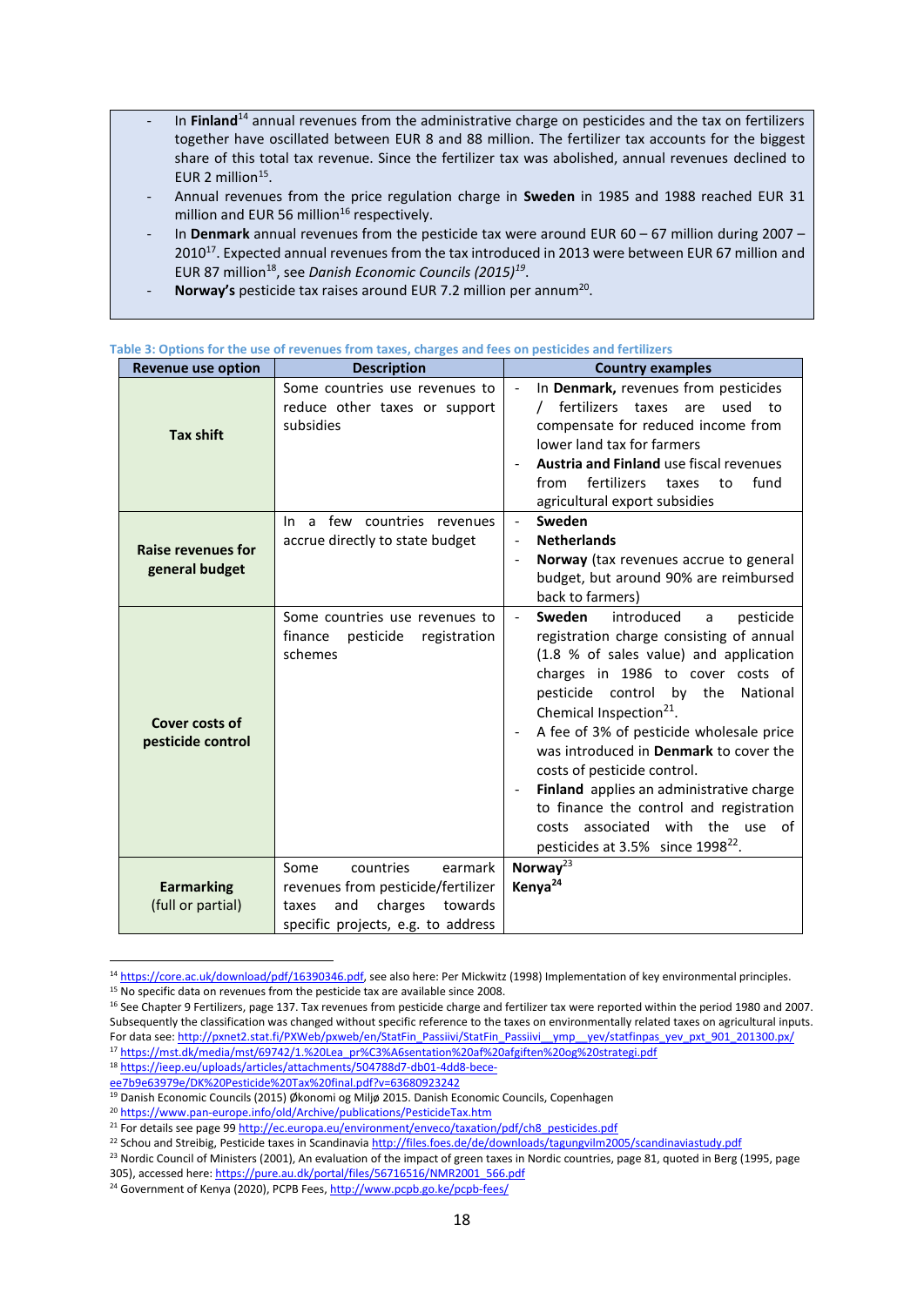- In **Finland**[14] annual revenues from the administrative charge on pesticides and the tax on fertilizers together have oscillated between EUR 8 and 88 million. The fertilizer tax accounts for the biggest share of this total tax revenue. Since the fertilizer tax was abolished, annual revenues declined to EUR 2 million[15].
- Annual revenues from the price regulation charge in **Sweden** in 1985 and 1988 reached EUR 31 million and EUR 56 million[16] respectively.
- In **Denmark** annual revenues from the pesticide tax were around EUR 60 – 67 million during 2007 – 2010[17]. Expected annual revenues from the tax introduced in 2013 were between EUR 67 million and EUR 87 million[18], see *Danish Economic Councils (2015)*[19].
- **Norway's** pesticide tax raises around EUR 7.2 million per annum[20].

Table 3: Options for the use of revenues from taxes, charges and fees on pesticides and fertilizers

| Revenue use option | Description | Country examples |
|---|---|---|
| **Tax shift** | Some countries use revenues to reduce other taxes or support subsidies | - In **Denmark,** revenues from pesticides / fertilizers taxes are used to compensate for reduced income from lower land tax for farmers<br>- **Austria and Finland** use fiscal revenues from fertilizers taxes to fund agricultural export subsidies |
| **Raise revenues for general budget** | In a few countries revenues accrue directly to state budget | - **Sweden**<br>- **Netherlands**<br>- **Norway** (tax revenues accrue to general budget, but around 90% are reimbursed back to farmers) |
| **Cover costs of pesticide control** | Some countries use revenues to finance pesticide registration schemes | - **Sweden** introduced a pesticide registration charge consisting of annual (1.8 % of sales value) and application charges in 1986 to cover costs of pesticide control by the National Chemical Inspection[21].<br>- A fee of 3% of pesticide wholesale price was introduced in **Denmark** to cover the costs of pesticide control.<br>- **Finland** applies an administrative charge to finance the control and registration costs associated with the use of pesticides at 3.5% since 1998[22]. |
| **Earmarking** (full or partial) | Some countries earmark revenues from pesticide/fertilizer taxes and charges towards specific projects, e.g. to address | **Norway**[23]<br>**Kenya**[24] |

[14] https://core.ac.uk/download/pdf/16390346.pdf, see also here: Per Mickwitz (1998) Implementation of key environmental principles.

[15] No specific data on revenues from the pesticide tax are available since 2008.

[16] See Chapter 9 Fertilizers, page 137. Tax revenues from pesticide charge and fertilizer tax were reported within the period 1980 and 2007. Subsequently the classification was changed without specific reference to the taxes on environmentally related taxes on agricultural inputs. For data see: http://pxnet2.stat.fi/PXWeb/pxweb/en/StatFin_Passiivi/StatFin_Passiivi__ymp__yev/statfinpas_yev_pxt_901_201300.px/

[17] https://mst.dk/media/mst/69742/1.%20Lea_pr%C3%A6sentation%20af%20afgiften%20og%20strategi.pdf

[18] https://ieep.eu/uploads/articles/attachments/504788d7-db01-4dd8-bece-ee7b9e63979e/DK%20Pesticide%20Tax%20final.pdf?v=63680923242

[19] Danish Economic Councils (2015) Økonomi og Miljø 2015. Danish Economic Councils, Copenhagen

[20] https://www.pan-europe.info/old/Archive/publications/PesticideTax.htm

[21] For details see page 99 http://ec.europa.eu/environment/enveco/taxation/pdf/ch8_pesticides.pdf

[22] Schou and Streibig, Pesticide taxes in Scandinavia http://files.foes.de/de/downloads/tagungvilm2005/scandinaviastudy.pdf

[23] Nordic Council of Ministers (2001), An evaluation of the impact of green taxes in Nordic countries, page 81, quoted in Berg (1995, page 305), accessed here: https://pure.au.dk/portal/files/56716516/NMR2001_566.pdf

[24] Government of Kenya (2020), PCPB Fees, http://www.pcpb.go.ke/pcpb-fees/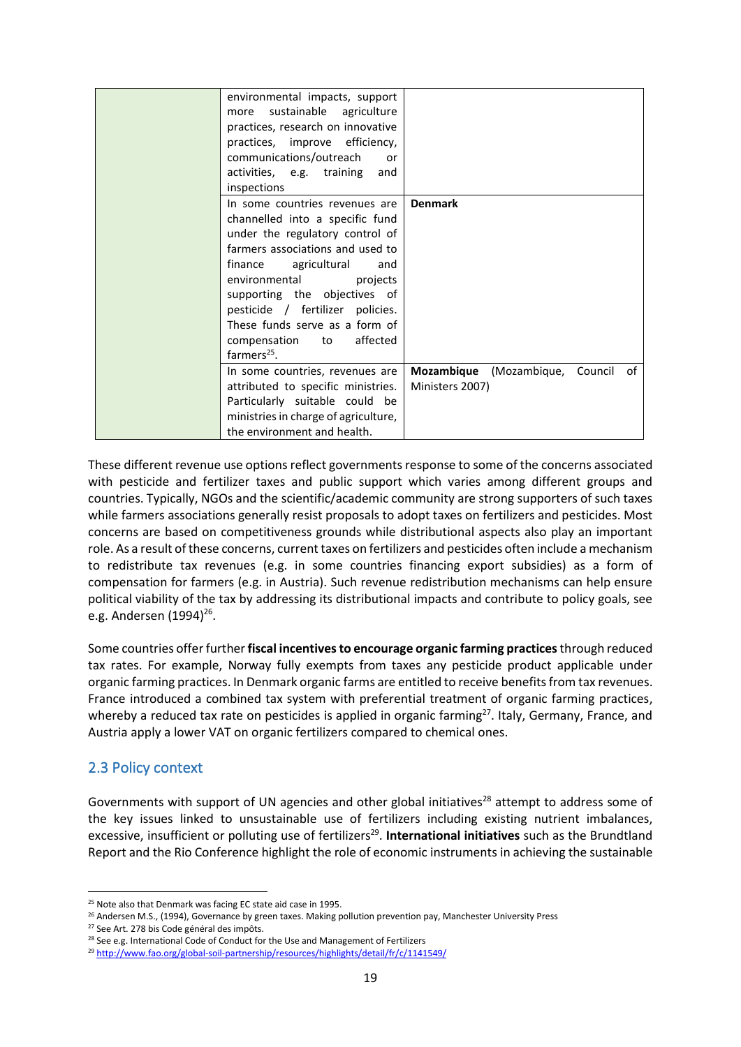| | | |
|---|---|---|
| | environmental impacts, support more sustainable agriculture practices, research on innovative practices, improve efficiency, communications/outreach or activities, e.g. training and inspections | |
| | In some countries revenues are channelled into a specific fund under the regulatory control of farmers associations and used to finance agricultural and environmental projects supporting the objectives of pesticide / fertilizer policies. These funds serve as a form of compensation to affected farmers[25]. | **Denmark** |
| | In some countries, revenues are attributed to specific ministries. Particularly suitable could be ministries in charge of agriculture, the environment and health. | **Mozambique** (Mozambique, Council of Ministers 2007) |

These different revenue use options reflect governments response to some of the concerns associated with pesticide and fertilizer taxes and public support which varies among different groups and countries. Typically, NGOs and the scientific/academic community are strong supporters of such taxes while farmers associations generally resist proposals to adopt taxes on fertilizers and pesticides. Most concerns are based on competitiveness grounds while distributional aspects also play an important role. As a result of these concerns, current taxes on fertilizers and pesticides often include a mechanism to redistribute tax revenues (e.g. in some countries financing export subsidies) as a form of compensation for farmers (e.g. in Austria). Such revenue redistribution mechanisms can help ensure political viability of the tax by addressing its distributional impacts and contribute to policy goals, see e.g. Andersen (1994)[26].

Some countries offer further **fiscal incentives to encourage organic farming practices** through reduced tax rates. For example, Norway fully exempts from taxes any pesticide product applicable under organic farming practices. In Denmark organic farms are entitled to receive benefits from tax revenues. France introduced a combined tax system with preferential treatment of organic farming practices, whereby a reduced tax rate on pesticides is applied in organic farming[27]. Italy, Germany, France, and Austria apply a lower VAT on organic fertilizers compared to chemical ones.

## 2.3 Policy context

Governments with support of UN agencies and other global initiatives[28] attempt to address some of the key issues linked to unsustainable use of fertilizers including existing nutrient imbalances, excessive, insufficient or polluting use of fertilizers[29]. **International initiatives** such as the Brundtland Report and the Rio Conference highlight the role of economic instruments in achieving the sustainable

---

[25] Note also that Denmark was facing EC state aid case in 1995.

[26] Andersen M.S., (1994), Governance by green taxes. Making pollution prevention pay, Manchester University Press

[27] See Art. 278 bis Code général des impôts.

[28] See e.g. International Code of Conduct for the Use and Management of Fertilizers

[29] http://www.fao.org/global-soil-partnership/resources/highlights/detail/fr/c/1141549/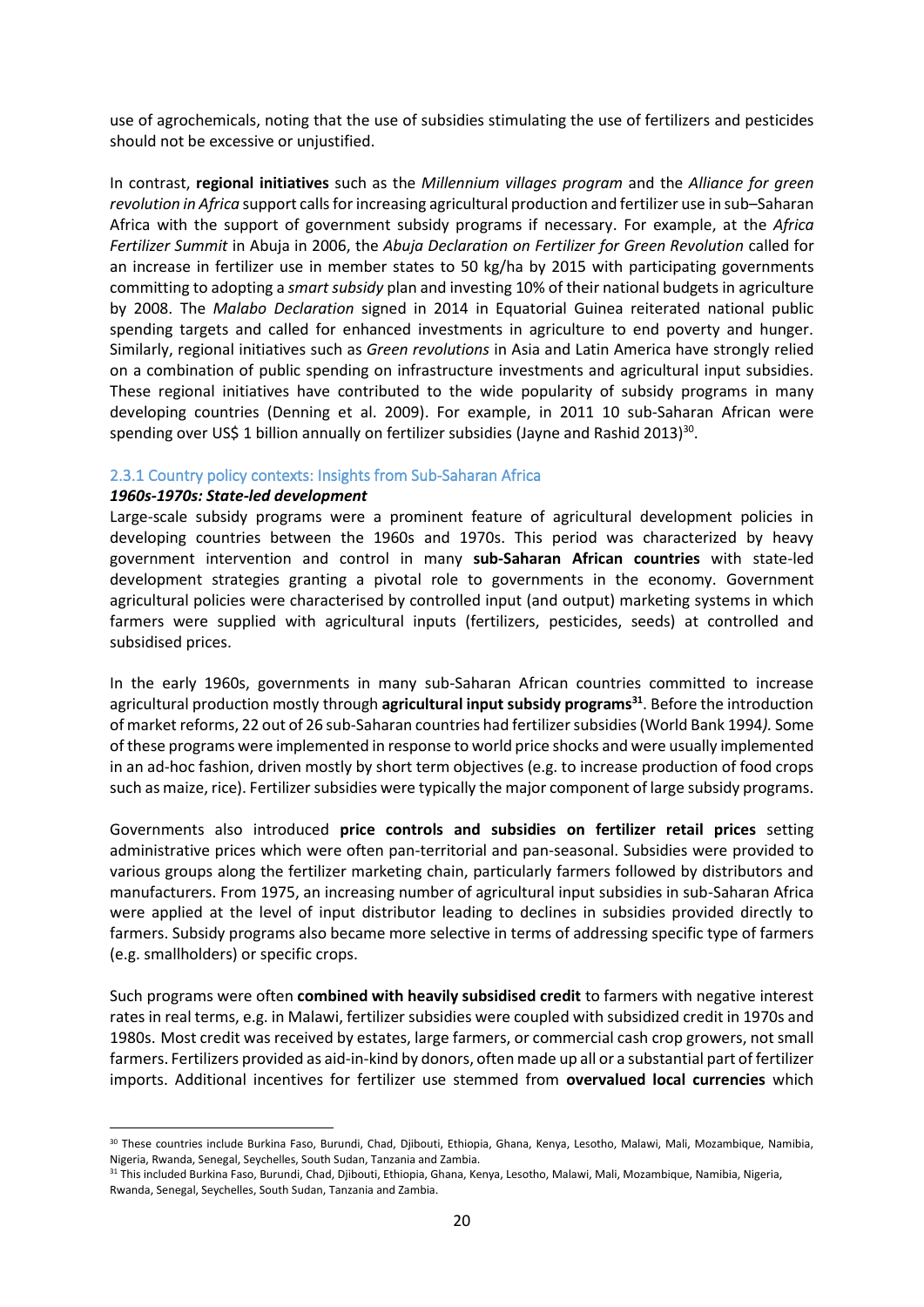use of agrochemicals, noting that the use of subsidies stimulating the use of fertilizers and pesticides should not be excessive or unjustified.

In contrast, **regional initiatives** such as the *Millennium villages program* and the *Alliance for green revolution in Africa* support calls for increasing agricultural production and fertilizer use in sub–Saharan Africa with the support of government subsidy programs if necessary. For example, at the *Africa Fertilizer Summit* in Abuja in 2006, the *Abuja Declaration on Fertilizer for Green Revolution* called for an increase in fertilizer use in member states to 50 kg/ha by 2015 with participating governments committing to adopting a *smart subsidy* plan and investing 10% of their national budgets in agriculture by 2008. The *Malabo Declaration* signed in 2014 in Equatorial Guinea reiterated national public spending targets and called for enhanced investments in agriculture to end poverty and hunger. Similarly, regional initiatives such as *Green revolutions* in Asia and Latin America have strongly relied on a combination of public spending on infrastructure investments and agricultural input subsidies. These regional initiatives have contributed to the wide popularity of subsidy programs in many developing countries (Denning et al. 2009). For example, in 2011 10 sub-Saharan African were spending over US$ 1 billion annually on fertilizer subsidies (Jayne and Rashid 2013)[30].

### 2.3.1 Country policy contexts: Insights from Sub-Saharan Africa

***1960s-1970s: State-led development***

Large-scale subsidy programs were a prominent feature of agricultural development policies in developing countries between the 1960s and 1970s. This period was characterized by heavy government intervention and control in many **sub-Saharan African countries** with state-led development strategies granting a pivotal role to governments in the economy. Government agricultural policies were characterised by controlled input (and output) marketing systems in which farmers were supplied with agricultural inputs (fertilizers, pesticides, seeds) at controlled and subsidised prices.

In the early 1960s, governments in many sub-Saharan African countries committed to increase agricultural production mostly through **agricultural input subsidy programs[31]**. Before the introduction of market reforms, 22 out of 26 sub-Saharan countries had fertilizer subsidies (World Bank 1994*).* Some of these programs were implemented in response to world price shocks and were usually implemented in an ad-hoc fashion, driven mostly by short term objectives (e.g. to increase production of food crops such as maize, rice). Fertilizer subsidies were typically the major component of large subsidy programs.

Governments also introduced **price controls and subsidies on fertilizer retail prices** setting administrative prices which were often pan-territorial and pan-seasonal. Subsidies were provided to various groups along the fertilizer marketing chain, particularly farmers followed by distributors and manufacturers. From 1975, an increasing number of agricultural input subsidies in sub-Saharan Africa were applied at the level of input distributor leading to declines in subsidies provided directly to farmers. Subsidy programs also became more selective in terms of addressing specific type of farmers (e.g. smallholders) or specific crops.

Such programs were often **combined with heavily subsidised credit** to farmers with negative interest rates in real terms, e.g. in Malawi, fertilizer subsidies were coupled with subsidized credit in 1970s and 1980s. Most credit was received by estates, large farmers, or commercial cash crop growers, not small farmers. Fertilizers provided as aid-in-kind by donors, often made up all or a substantial part of fertilizer imports. Additional incentives for fertilizer use stemmed from **overvalued local currencies** which

[30] These countries include Burkina Faso, Burundi, Chad, Djibouti, Ethiopia, Ghana, Kenya, Lesotho, Malawi, Mali, Mozambique, Namibia, Nigeria, Rwanda, Senegal, Seychelles, South Sudan, Tanzania and Zambia.

[31] This included Burkina Faso, Burundi, Chad, Djibouti, Ethiopia, Ghana, Kenya, Lesotho, Malawi, Mali, Mozambique, Namibia, Nigeria, Rwanda, Senegal, Seychelles, South Sudan, Tanzania and Zambia.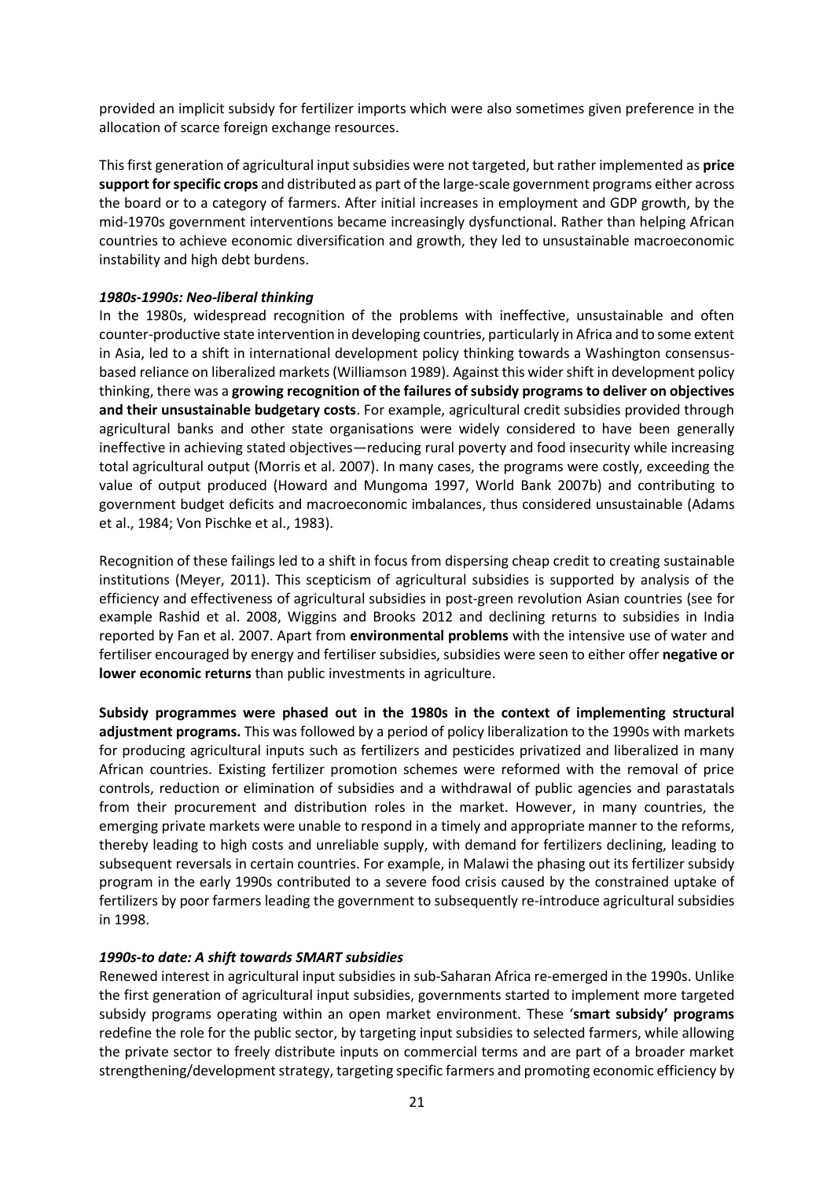provided an implicit subsidy for fertilizer imports which were also sometimes given preference in the allocation of scarce foreign exchange resources.

This first generation of agricultural input subsidies were not targeted, but rather implemented as **price support for specific crops** and distributed as part of the large-scale government programs either across the board or to a category of farmers. After initial increases in employment and GDP growth, by the mid-1970s government interventions became increasingly dysfunctional. Rather than helping African countries to achieve economic diversification and growth, they led to unsustainable macroeconomic instability and high debt burdens.

***1980s-1990s: Neo-liberal thinking***

In the 1980s, widespread recognition of the problems with ineffective, unsustainable and often counter-productive state intervention in developing countries, particularly in Africa and to some extent in Asia, led to a shift in international development policy thinking towards a Washington consensus-based reliance on liberalized markets (Williamson 1989). Against this wider shift in development policy thinking, there was a **growing recognition of the failures of subsidy programs to deliver on objectives and their unsustainable budgetary costs**. For example, agricultural credit subsidies provided through agricultural banks and other state organisations were widely considered to have been generally ineffective in achieving stated objectives—reducing rural poverty and food insecurity while increasing total agricultural output (Morris et al. 2007). In many cases, the programs were costly, exceeding the value of output produced (Howard and Mungoma 1997, World Bank 2007b) and contributing to government budget deficits and macroeconomic imbalances, thus considered unsustainable (Adams et al., 1984; Von Pischke et al., 1983).

Recognition of these failings led to a shift in focus from dispersing cheap credit to creating sustainable institutions (Meyer, 2011). This scepticism of agricultural subsidies is supported by analysis of the efficiency and effectiveness of agricultural subsidies in post-green revolution Asian countries (see for example Rashid et al. 2008, Wiggins and Brooks 2012 and declining returns to subsidies in India reported by Fan et al. 2007. Apart from **environmental problems** with the intensive use of water and fertiliser encouraged by energy and fertiliser subsidies, subsidies were seen to either offer **negative or lower economic returns** than public investments in agriculture.

**Subsidy programmes were phased out in the 1980s in the context of implementing structural adjustment programs.** This was followed by a period of policy liberalization to the 1990s with markets for producing agricultural inputs such as fertilizers and pesticides privatized and liberalized in many African countries. Existing fertilizer promotion schemes were reformed with the removal of price controls, reduction or elimination of subsidies and a withdrawal of public agencies and parastatals from their procurement and distribution roles in the market. However, in many countries, the emerging private markets were unable to respond in a timely and appropriate manner to the reforms, thereby leading to high costs and unreliable supply, with demand for fertilizers declining, leading to subsequent reversals in certain countries. For example, in Malawi the phasing out its fertilizer subsidy program in the early 1990s contributed to a severe food crisis caused by the constrained uptake of fertilizers by poor farmers leading the government to subsequently re-introduce agricultural subsidies in 1998.

***1990s-to date: A shift towards SMART subsidies***

Renewed interest in agricultural input subsidies in sub-Saharan Africa re-emerged in the 1990s. Unlike the first generation of agricultural input subsidies, governments started to implement more targeted subsidy programs operating within an open market environment. These '**smart subsidy' programs** redefine the role for the public sector, by targeting input subsidies to selected farmers, while allowing the private sector to freely distribute inputs on commercial terms and are part of a broader market strengthening/development strategy, targeting specific farmers and promoting economic efficiency by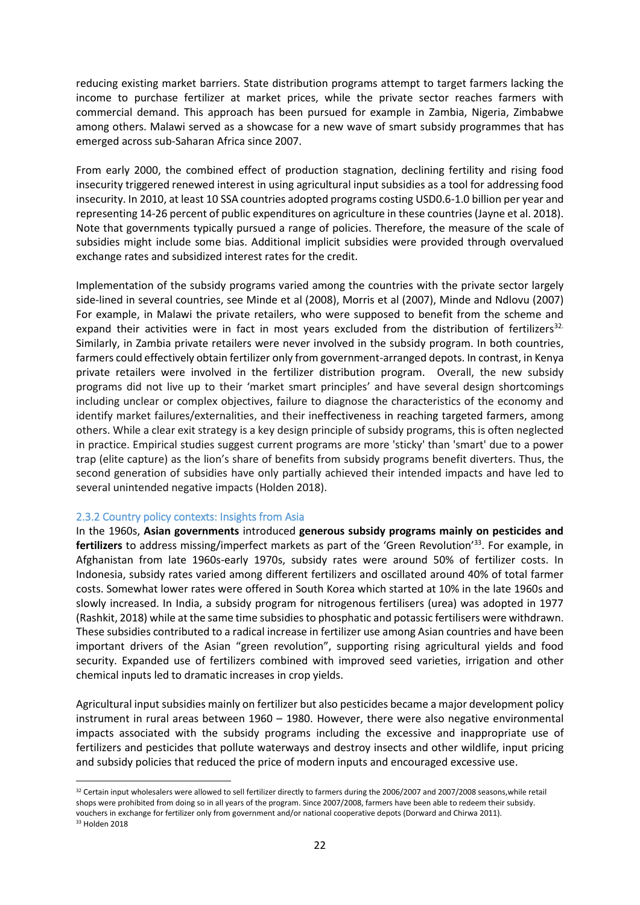reducing existing market barriers. State distribution programs attempt to target farmers lacking the income to purchase fertilizer at market prices, while the private sector reaches farmers with commercial demand. This approach has been pursued for example in Zambia, Nigeria, Zimbabwe among others. Malawi served as a showcase for a new wave of smart subsidy programmes that has emerged across sub-Saharan Africa since 2007.

From early 2000, the combined effect of production stagnation, declining fertility and rising food insecurity triggered renewed interest in using agricultural input subsidies as a tool for addressing food insecurity. In 2010, at least 10 SSA countries adopted programs costing USD0.6-1.0 billion per year and representing 14-26 percent of public expenditures on agriculture in these countries (Jayne et al. 2018). Note that governments typically pursued a range of policies. Therefore, the measure of the scale of subsidies might include some bias. Additional implicit subsidies were provided through overvalued exchange rates and subsidized interest rates for the credit.

Implementation of the subsidy programs varied among the countries with the private sector largely side-lined in several countries, see Minde et al (2008), Morris et al (2007), Minde and Ndlovu (2007) For example, in Malawi the private retailers, who were supposed to benefit from the scheme and expand their activities were in fact in most years excluded from the distribution of fertilizers[32]. Similarly, in Zambia private retailers were never involved in the subsidy program. In both countries, farmers could effectively obtain fertilizer only from government-arranged depots. In contrast, in Kenya private retailers were involved in the fertilizer distribution program. Overall, the new subsidy programs did not live up to their 'market smart principles' and have several design shortcomings including unclear or complex objectives, failure to diagnose the characteristics of the economy and identify market failures/externalities, and their ineffectiveness in reaching targeted farmers, among others. While a clear exit strategy is a key design principle of subsidy programs, this is often neglected in practice. Empirical studies suggest current programs are more 'sticky' than 'smart' due to a power trap (elite capture) as the lion's share of benefits from subsidy programs benefit diverters. Thus, the second generation of subsidies have only partially achieved their intended impacts and have led to several unintended negative impacts (Holden 2018).

### 2.3.2 Country policy contexts: Insights from Asia

In the 1960s, **Asian governments** introduced **generous subsidy programs mainly on pesticides and fertilizers** to address missing/imperfect markets as part of the 'Green Revolution'[33]. For example, in Afghanistan from late 1960s-early 1970s, subsidy rates were around 50% of fertilizer costs. In Indonesia, subsidy rates varied among different fertilizers and oscillated around 40% of total farmer costs. Somewhat lower rates were offered in South Korea which started at 10% in the late 1960s and slowly increased. In India, a subsidy program for nitrogenous fertilisers (urea) was adopted in 1977 (Rashkit, 2018) while at the same time subsidies to phosphatic and potassic fertilisers were withdrawn. These subsidies contributed to a radical increase in fertilizer use among Asian countries and have been important drivers of the Asian "green revolution", supporting rising agricultural yields and food security. Expanded use of fertilizers combined with improved seed varieties, irrigation and other chemical inputs led to dramatic increases in crop yields.

Agricultural input subsidies mainly on fertilizer but also pesticides became a major development policy instrument in rural areas between 1960 – 1980. However, there were also negative environmental impacts associated with the subsidy programs including the excessive and inappropriate use of fertilizers and pesticides that pollute waterways and destroy insects and other wildlife, input pricing and subsidy policies that reduced the price of modern inputs and encouraged excessive use.

---

[32] Certain input wholesalers were allowed to sell fertilizer directly to farmers during the 2006/2007 and 2007/2008 seasons,while retail shops were prohibited from doing so in all years of the program. Since 2007/2008, farmers have been able to redeem their subsidy. vouchers in exchange for fertilizer only from government and/or national cooperative depots (Dorward and Chirwa 2011).

[33] Holden 2018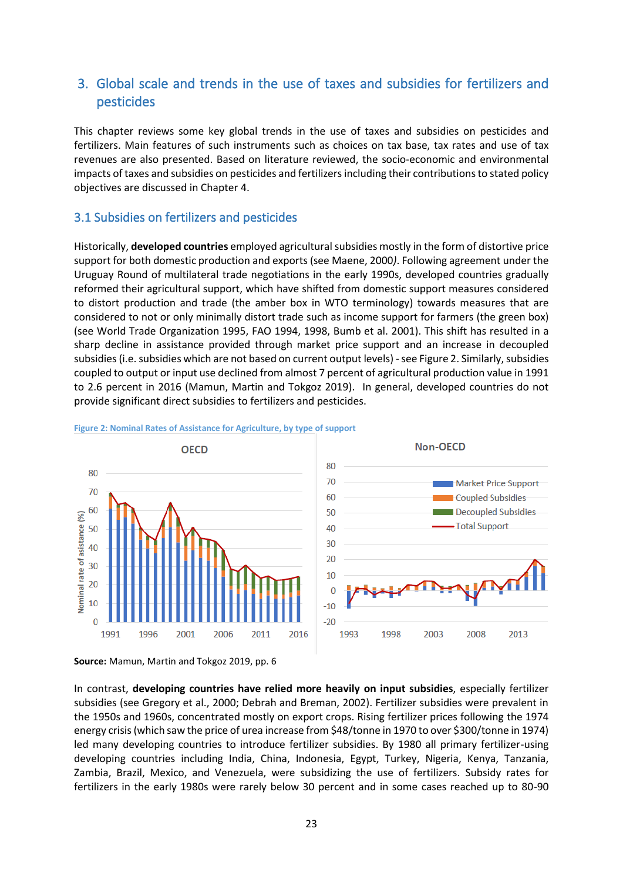## 3. Global scale and trends in the use of taxes and subsidies for fertilizers and pesticides

This chapter reviews some key global trends in the use of taxes and subsidies on pesticides and fertilizers. Main features of such instruments such as choices on tax base, tax rates and use of tax revenues are also presented. Based on literature reviewed, the socio-economic and environmental impacts of taxes and subsidies on pesticides and fertilizers including their contributions to stated policy objectives are discussed in Chapter 4.

### 3.1 Subsidies on fertilizers and pesticides

Historically, **developed countries** employed agricultural subsidies mostly in the form of distortive price support for both domestic production and exports (see Maene, 2000*)*. Following agreement under the Uruguay Round of multilateral trade negotiations in the early 1990s, developed countries gradually reformed their agricultural support, which have shifted from domestic support measures considered to distort production and trade (the amber box in WTO terminology) towards measures that are considered to not or only minimally distort trade such as income support for farmers (the green box) (see World Trade Organization 1995, FAO 1994, 1998, Bumb et al. 2001). This shift has resulted in a sharp decline in assistance provided through market price support and an increase in decoupled subsidies (i.e. subsidies which are not based on current output levels) - see Figure 2. Similarly, subsidies coupled to output or input use declined from almost 7 percent of agricultural production value in 1991 to 2.6 percent in 2016 (Mamun, Martin and Tokgoz 2019). In general, developed countries do not provide significant direct subsidies to fertilizers and pesticides.

Figure 2: Nominal Rates of Assistance for Agriculture, by type of support

**Source:** Mamun, Martin and Tokgoz 2019, pp. 6

In contrast, **developing countries have relied more heavily on input subsidies**, especially fertilizer subsidies (see Gregory et al., 2000; Debrah and Breman, 2002). Fertilizer subsidies were prevalent in the 1950s and 1960s, concentrated mostly on export crops. Rising fertilizer prices following the 1974 energy crisis (which saw the price of urea increase from $48/tonne in 1970 to over $300/tonne in 1974) led many developing countries to introduce fertilizer subsidies. By 1980 all primary fertilizer-using developing countries including India, China, Indonesia, Egypt, Turkey, Nigeria, Kenya, Tanzania, Zambia, Brazil, Mexico, and Venezuela, were subsidizing the use of fertilizers. Subsidy rates for fertilizers in the early 1980s were rarely below 30 percent and in some cases reached up to 80-90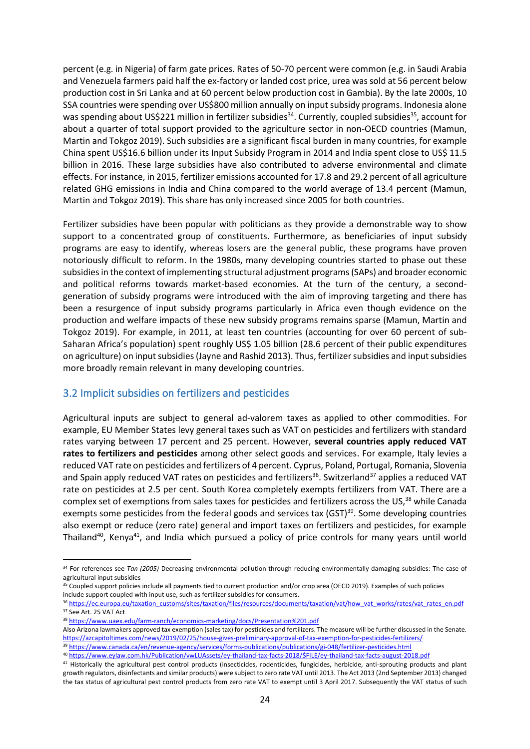percent (e.g. in Nigeria) of farm gate prices. Rates of 50-70 percent were common (e.g. in Saudi Arabia and Venezuela farmers paid half the ex-factory or landed cost price, urea was sold at 56 percent below production cost in Sri Lanka and at 60 percent below production cost in Gambia). By the late 2000s, 10 SSA countries were spending over US$800 million annually on input subsidy programs. Indonesia alone was spending about US$221 million in fertilizer subsidies[34]. Currently, coupled subsidies[35], account for about a quarter of total support provided to the agriculture sector in non-OECD countries (Mamun, Martin and Tokgoz 2019). Such subsidies are a significant fiscal burden in many countries, for example China spent US$16.6 billion under its Input Subsidy Program in 2014 and India spent close to US$ 11.5 billion in 2016. These large subsidies have also contributed to adverse environmental and climate effects. For instance, in 2015, fertilizer emissions accounted for 17.8 and 29.2 percent of all agriculture related GHG emissions in India and China compared to the world average of 13.4 percent (Mamun, Martin and Tokgoz 2019). This share has only increased since 2005 for both countries.

Fertilizer subsidies have been popular with politicians as they provide a demonstrable way to show support to a concentrated group of constituents. Furthermore, as beneficiaries of input subsidy programs are easy to identify, whereas losers are the general public, these programs have proven notoriously difficult to reform. In the 1980s, many developing countries started to phase out these subsidies in the context of implementing structural adjustment programs (SAPs) and broader economic and political reforms towards market-based economies. At the turn of the century, a second-generation of subsidy programs were introduced with the aim of improving targeting and there has been a resurgence of input subsidy programs particularly in Africa even though evidence on the production and welfare impacts of these new subsidy programs remains sparse (Mamun, Martin and Tokgoz 2019). For example, in 2011, at least ten countries (accounting for over 60 percent of sub-Saharan Africa's population) spent roughly US$ 1.05 billion (28.6 percent of their public expenditures on agriculture) on input subsidies (Jayne and Rashid 2013). Thus, fertilizer subsidies and input subsidies more broadly remain relevant in many developing countries.

## 3.2 Implicit subsidies on fertilizers and pesticides

Agricultural inputs are subject to general ad-valorem taxes as applied to other commodities. For example, EU Member States levy general taxes such as VAT on pesticides and fertilizers with standard rates varying between 17 percent and 25 percent. However, **several countries apply reduced VAT rates to fertilizers and pesticides** among other select goods and services. For example, Italy levies a reduced VAT rate on pesticides and fertilizers of 4 percent. Cyprus, Poland, Portugal, Romania, Slovenia and Spain apply reduced VAT rates on pesticides and fertilizers[36]. Switzerland[37] applies a reduced VAT rate on pesticides at 2.5 per cent. South Korea completely exempts fertilizers from VAT. There are a complex set of exemptions from sales taxes for pesticides and fertilizers across the US,[38] while Canada exempts some pesticides from the federal goods and services tax (GST)[39]. Some developing countries also exempt or reduce (zero rate) general and import taxes on fertilizers and pesticides, for example Thailand[40], Kenya[41], and India which pursued a policy of price controls for many years until world

---

[34] For references see *Tan (2005)* Decreasing environmental pollution through reducing environmentally damaging subsidies: The case of agricultural input subsidies

[35] Coupled support policies include all payments tied to current production and/or crop area (OECD 2019). Examples of such policies include support coupled with input use, such as fertilizer subsidies for consumers.

[36] https://ec.europa.eu/taxation_customs/sites/taxation/files/resources/documents/taxation/vat/how_vat_works/rates/vat_rates_en.pdf

[37] See Art. 25 VAT Act

[38] https://www.uaex.edu/farm-ranch/economics-marketing/docs/Presentation%201.pdf
Also Arizona lawmakers approved tax exemption (sales tax) for pesticides and fertilizers. The measure will be further discussed in the Senate. https://azcapitoltimes.com/news/2019/02/25/house-gives-preliminary-approval-of-tax-exemption-for-pesticides-fertilizers/

[39] https://www.canada.ca/en/revenue-agency/services/forms-publications/publications/gi-048/fertilizer-pesticides.html

[40] https://www.eylaw.com.hk/Publication/vwLUAssets/ey-thailand-tax-facts-2018/$FILE/ey-thailand-tax-facts-august-2018.pdf

[41] Historically the agricultural pest control products (insecticides, rodenticides, fungicides, herbicide, anti-sprouting products and plant growth regulators, disinfectants and similar products) were subject to zero rate VAT until 2013. The Act 2013 (2nd September 2013) changed the tax status of agricultural pest control products from zero rate VAT to exempt until 3 April 2017. Subsequently the VAT status of such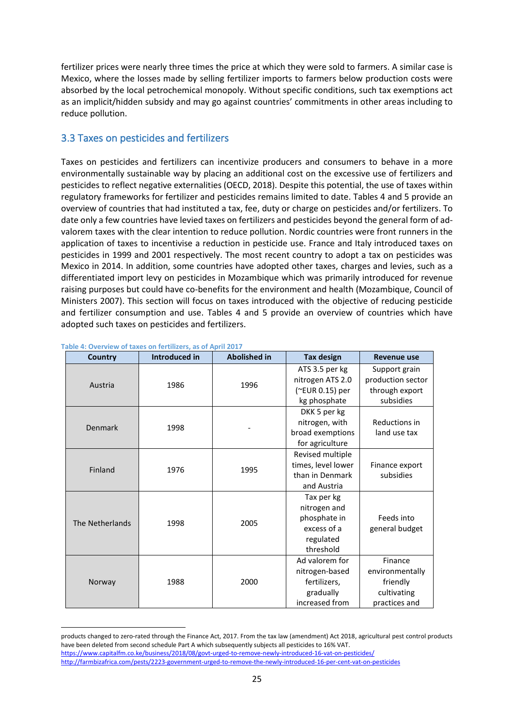fertilizer prices were nearly three times the price at which they were sold to farmers. A similar case is Mexico, where the losses made by selling fertilizer imports to farmers below production costs were absorbed by the local petrochemical monopoly. Without specific conditions, such tax exemptions act as an implicit/hidden subsidy and may go against countries' commitments in other areas including to reduce pollution.

## 3.3 Taxes on pesticides and fertilizers

Taxes on pesticides and fertilizers can incentivize producers and consumers to behave in a more environmentally sustainable way by placing an additional cost on the excessive use of fertilizers and pesticides to reflect negative externalities (OECD, 2018). Despite this potential, the use of taxes within regulatory frameworks for fertilizer and pesticides remains limited to date. Tables 4 and 5 provide an overview of countries that had instituted a tax, fee, duty or charge on pesticides and/or fertilizers. To date only a few countries have levied taxes on fertilizers and pesticides beyond the general form of ad-valorem taxes with the clear intention to reduce pollution. Nordic countries were front runners in the application of taxes to incentivise a reduction in pesticide use. France and Italy introduced taxes on pesticides in 1999 and 2001 respectively. The most recent country to adopt a tax on pesticides was Mexico in 2014. In addition, some countries have adopted other taxes, charges and levies, such as a differentiated import levy on pesticides in Mozambique which was primarily introduced for revenue raising purposes but could have co-benefits for the environment and health (Mozambique, Council of Ministers 2007). This section will focus on taxes introduced with the objective of reducing pesticide and fertilizer consumption and use. Tables 4 and 5 provide an overview of countries which have adopted such taxes on pesticides and fertilizers.

Table 4: Overview of taxes on fertilizers, as of April 2017

| Country | Introduced in | Abolished in | Tax design | Revenue use |
|---|---|---|---|---|
| Austria | 1986 | 1996 | ATS 3.5 per kg nitrogen ATS 2.0 (~EUR 0.15) per kg phosphate | Support grain production sector through export subsidies |
| Denmark | 1998 | - | DKK 5 per kg nitrogen, with broad exemptions for agriculture | Reductions in land use tax |
| Finland | 1976 | 1995 | Revised multiple times, level lower than in Denmark and Austria | Finance export subsidies |
| The Netherlands | 1998 | 2005 | Tax per kg nitrogen and phosphate in excess of a regulated threshold | Feeds into general budget |
| Norway | 1988 | 2000 | Ad valorem for nitrogen-based fertilizers, gradually increased from | Finance environmentally friendly cultivating practices and |

products changed to zero-rated through the Finance Act, 2017. From the tax law (amendment) Act 2018, agricultural pest control products have been deleted from second schedule Part A which subsequently subjects all pesticides to 16% VAT.
https://www.capitalfm.co.ke/business/2018/08/govt-urged-to-remove-newly-introduced-16-vat-on-pesticides/
http://farmbizafrica.com/pests/2223-government-urged-to-remove-the-newly-introduced-16-per-cent-vat-on-pesticides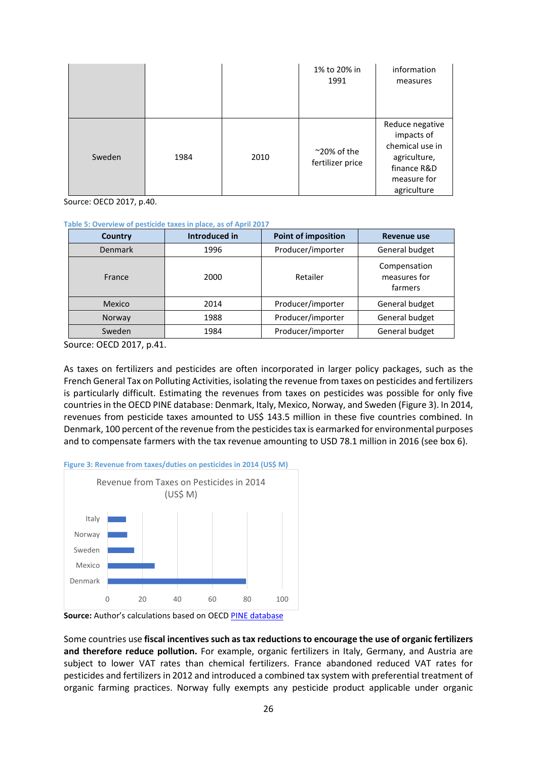|  |  |  | 1% to 20% in 1991 | information measures |
|---|---|---|---|---|
| Sweden | 1984 | 2010 | ~20% of the fertilizer price | Reduce negative impacts of chemical use in agriculture, finance R&D measure for agriculture |

Source: OECD 2017, p.40.

Table 5: Overview of pesticide taxes in place, as of April 2017

| Country | Introduced in | Point of imposition | Revenue use |
|---|---|---|---|
| Denmark | 1996 | Producer/importer | General budget |
| France | 2000 | Retailer | Compensation measures for farmers |
| Mexico | 2014 | Producer/importer | General budget |
| Norway | 1988 | Producer/importer | General budget |
| Sweden | 1984 | Producer/importer | General budget |

Source: OECD 2017, p.41.

As taxes on fertilizers and pesticides are often incorporated in larger policy packages, such as the French General Tax on Polluting Activities, isolating the revenue from taxes on pesticides and fertilizers is particularly difficult. Estimating the revenues from taxes on pesticides was possible for only five countries in the OECD PINE database: Denmark, Italy, Mexico, Norway, and Sweden (Figure 3). In 2014, revenues from pesticide taxes amounted to US$ 143.5 million in these five countries combined. In Denmark, 100 percent of the revenue from the pesticides tax is earmarked for environmental purposes and to compensate farmers with the tax revenue amounting to USD 78.1 million in 2016 (see box 6).

Figure 3: Revenue from taxes/duties on pesticides in 2014 (US$ M)

Revenue from Taxes on Pesticides in 2014 (US$ M)

| Country | Revenue (US$ M, approx.) |
|---|---|
| Italy | ~10 |
| Norway | ~11 |
| Sweden | ~15 |
| Mexico | ~27 |
| Denmark | ~79 |

**Source:** Author's calculations based on OECD PINE database

Some countries use **fiscal incentives such as tax reductions to encourage the use of organic fertilizers and therefore reduce pollution.** For example, organic fertilizers in Italy, Germany, and Austria are subject to lower VAT rates than chemical fertilizers. France abandoned reduced VAT rates for pesticides and fertilizers in 2012 and introduced a combined tax system with preferential treatment of organic farming practices. Norway fully exempts any pesticide product applicable under organic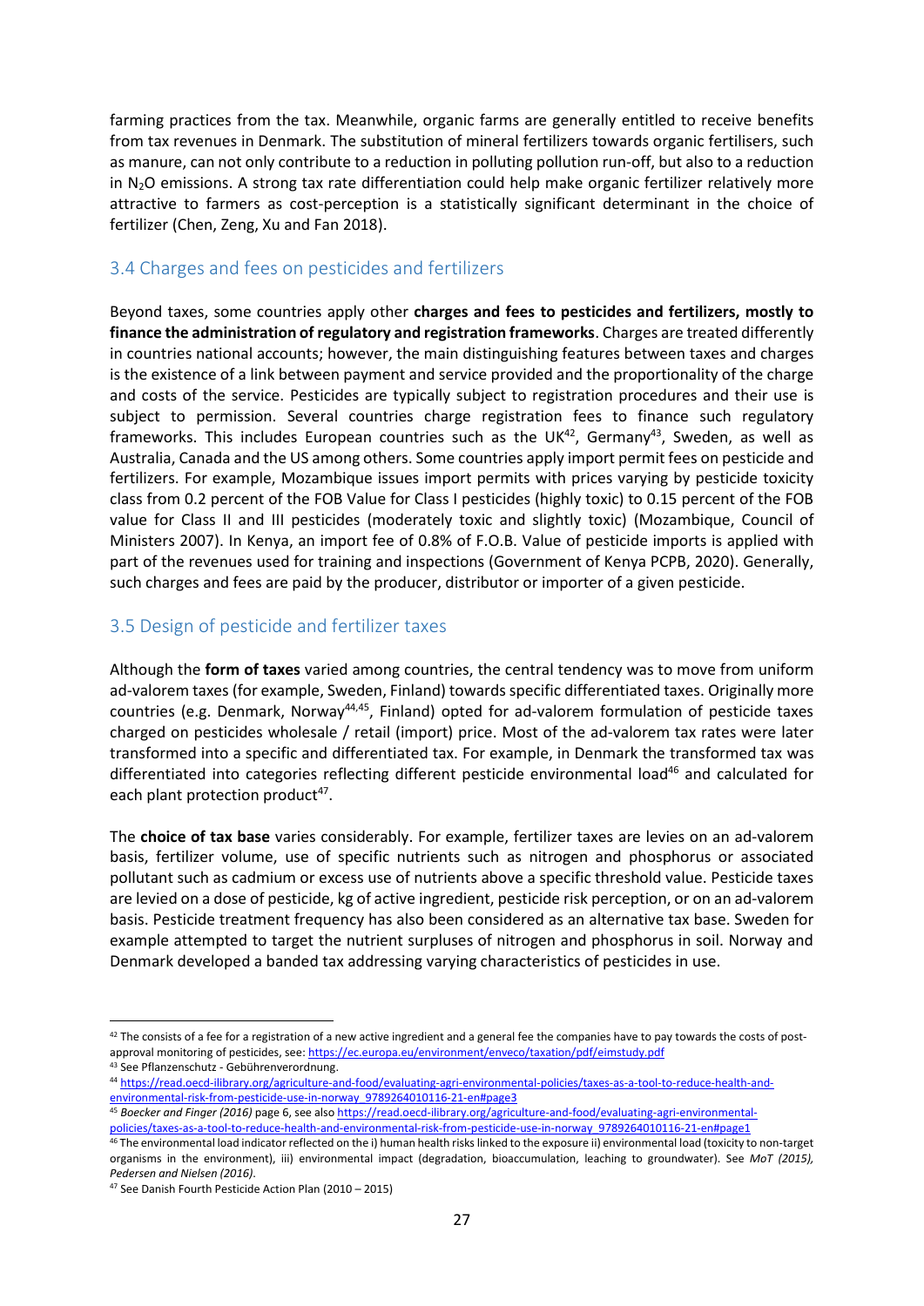farming practices from the tax. Meanwhile, organic farms are generally entitled to receive benefits from tax revenues in Denmark. The substitution of mineral fertilizers towards organic fertilisers, such as manure, can not only contribute to a reduction in polluting pollution run-off, but also to a reduction in $N_2O$ emissions. A strong tax rate differentiation could help make organic fertilizer relatively more attractive to farmers as cost-perception is a statistically significant determinant in the choice of fertilizer (Chen, Zeng, Xu and Fan 2018).

### 3.4 Charges and fees on pesticides and fertilizers

Beyond taxes, some countries apply other **charges and fees to pesticides and fertilizers, mostly to finance the administration of regulatory and registration frameworks**. Charges are treated differently in countries national accounts; however, the main distinguishing features between taxes and charges is the existence of a link between payment and service provided and the proportionality of the charge and costs of the service. Pesticides are typically subject to registration procedures and their use is subject to permission. Several countries charge registration fees to finance such regulatory frameworks. This includes European countries such as the UK[42], Germany[43], Sweden, as well as Australia, Canada and the US among others. Some countries apply import permit fees on pesticide and fertilizers. For example, Mozambique issues import permits with prices varying by pesticide toxicity class from 0.2 percent of the FOB Value for Class I pesticides (highly toxic) to 0.15 percent of the FOB value for Class II and III pesticides (moderately toxic and slightly toxic) (Mozambique, Council of Ministers 2007). In Kenya, an import fee of 0.8% of F.O.B. Value of pesticide imports is applied with part of the revenues used for training and inspections (Government of Kenya PCPB, 2020). Generally, such charges and fees are paid by the producer, distributor or importer of a given pesticide.

### 3.5 Design of pesticide and fertilizer taxes

Although the **form of taxes** varied among countries, the central tendency was to move from uniform ad-valorem taxes (for example, Sweden, Finland) towards specific differentiated taxes. Originally more countries (e.g. Denmark, Norway[44,45], Finland) opted for ad-valorem formulation of pesticide taxes charged on pesticides wholesale / retail (import) price. Most of the ad-valorem tax rates were later transformed into a specific and differentiated tax. For example, in Denmark the transformed tax was differentiated into categories reflecting different pesticide environmental load[46] and calculated for each plant protection product[47].

The **choice of tax base** varies considerably. For example, fertilizer taxes are levies on an ad-valorem basis, fertilizer volume, use of specific nutrients such as nitrogen and phosphorus or associated pollutant such as cadmium or excess use of nutrients above a specific threshold value. Pesticide taxes are levied on a dose of pesticide, kg of active ingredient, pesticide risk perception, or on an ad-valorem basis. Pesticide treatment frequency has also been considered as an alternative tax base. Sweden for example attempted to target the nutrient surpluses of nitrogen and phosphorus in soil. Norway and Denmark developed a banded tax addressing varying characteristics of pesticides in use.

---

[42] The consists of a fee for a registration of a new active ingredient and a general fee the companies have to pay towards the costs of post-approval monitoring of pesticides, see: https://ec.europa.eu/environment/enveco/taxation/pdf/eimstudy.pdf

[43] See Pflanzenschutz - Gebührenverordnung.

[44] https://read.oecd-ilibrary.org/agriculture-and-food/evaluating-agri-environmental-policies/taxes-as-a-tool-to-reduce-health-and-environmental-risk-from-pesticide-use-in-norway_9789264010116-21-en#page3

[45] *Boecker and Finger (2016)* page 6, see also https://read.oecd-ilibrary.org/agriculture-and-food/evaluating-agri-environmental-policies/taxes-as-a-tool-to-reduce-health-and-environmental-risk-from-pesticide-use-in-norway_9789264010116-21-en#page1

[46] The environmental load indicator reflected on the i) human health risks linked to the exposure ii) environmental load (toxicity to non-target organisms in the environment), iii) environmental impact (degradation, bioaccumulation, leaching to groundwater). See *MoT (2015), Pedersen and Nielsen (2016)*.

[47] See Danish Fourth Pesticide Action Plan (2010 – 2015)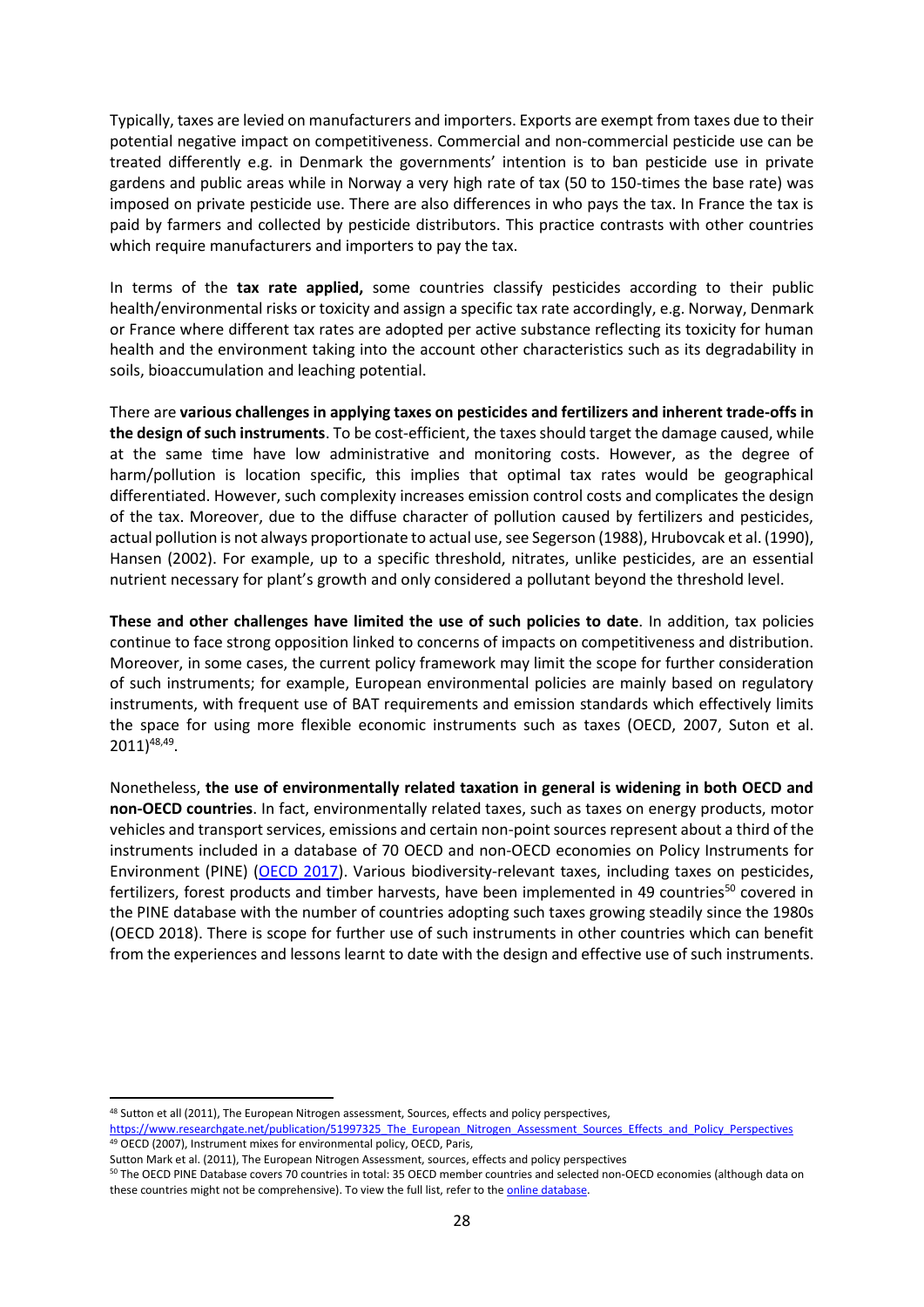Typically, taxes are levied on manufacturers and importers. Exports are exempt from taxes due to their potential negative impact on competitiveness. Commercial and non-commercial pesticide use can be treated differently e.g. in Denmark the governments' intention is to ban pesticide use in private gardens and public areas while in Norway a very high rate of tax (50 to 150-times the base rate) was imposed on private pesticide use. There are also differences in who pays the tax. In France the tax is paid by farmers and collected by pesticide distributors. This practice contrasts with other countries which require manufacturers and importers to pay the tax.

In terms of the **tax rate applied,** some countries classify pesticides according to their public health/environmental risks or toxicity and assign a specific tax rate accordingly, e.g. Norway, Denmark or France where different tax rates are adopted per active substance reflecting its toxicity for human health and the environment taking into the account other characteristics such as its degradability in soils, bioaccumulation and leaching potential.

There are **various challenges in applying taxes on pesticides and fertilizers and inherent trade-offs in the design of such instruments**. To be cost-efficient, the taxes should target the damage caused, while at the same time have low administrative and monitoring costs. However, as the degree of harm/pollution is location specific, this implies that optimal tax rates would be geographical differentiated. However, such complexity increases emission control costs and complicates the design of the tax. Moreover, due to the diffuse character of pollution caused by fertilizers and pesticides, actual pollution is not always proportionate to actual use, see Segerson (1988), Hrubovcak et al. (1990), Hansen (2002). For example, up to a specific threshold, nitrates, unlike pesticides, are an essential nutrient necessary for plant's growth and only considered a pollutant beyond the threshold level.

**These and other challenges have limited the use of such policies to date**. In addition, tax policies continue to face strong opposition linked to concerns of impacts on competitiveness and distribution. Moreover, in some cases, the current policy framework may limit the scope for further consideration of such instruments; for example, European environmental policies are mainly based on regulatory instruments, with frequent use of BAT requirements and emission standards which effectively limits the space for using more flexible economic instruments such as taxes (OECD, 2007, Suton et al. 2011)[48,49].

Nonetheless, **the use of environmentally related taxation in general is widening in both OECD and non-OECD countries**. In fact, environmentally related taxes, such as taxes on energy products, motor vehicles and transport services, emissions and certain non-point sources represent about a third of the instruments included in a database of 70 OECD and non-OECD economies on Policy Instruments for Environment (PINE) ([OECD 2017](#)). Various biodiversity-relevant taxes, including taxes on pesticides, fertilizers, forest products and timber harvests, have been implemented in 49 countries[50] covered in the PINE database with the number of countries adopting such taxes growing steadily since the 1980s (OECD 2018). There is scope for further use of such instruments in other countries which can benefit from the experiences and lessons learnt to date with the design and effective use of such instruments.

---

[48] Sutton et all (2011), The European Nitrogen assessment, Sources, effects and policy perspectives, https://www.researchgate.net/publication/51997325_The_European_Nitrogen_Assessment_Sources_Effects_and_Policy_Perspectives

[49] OECD (2007), Instrument mixes for environmental policy, OECD, Paris,
Sutton Mark et al. (2011), The European Nitrogen Assessment, sources, effects and policy perspectives

[50] The OECD PINE Database covers 70 countries in total: 35 OECD member countries and selected non-OECD economies (although data on these countries might not be comprehensive). To view the full list, refer to the [online database](#).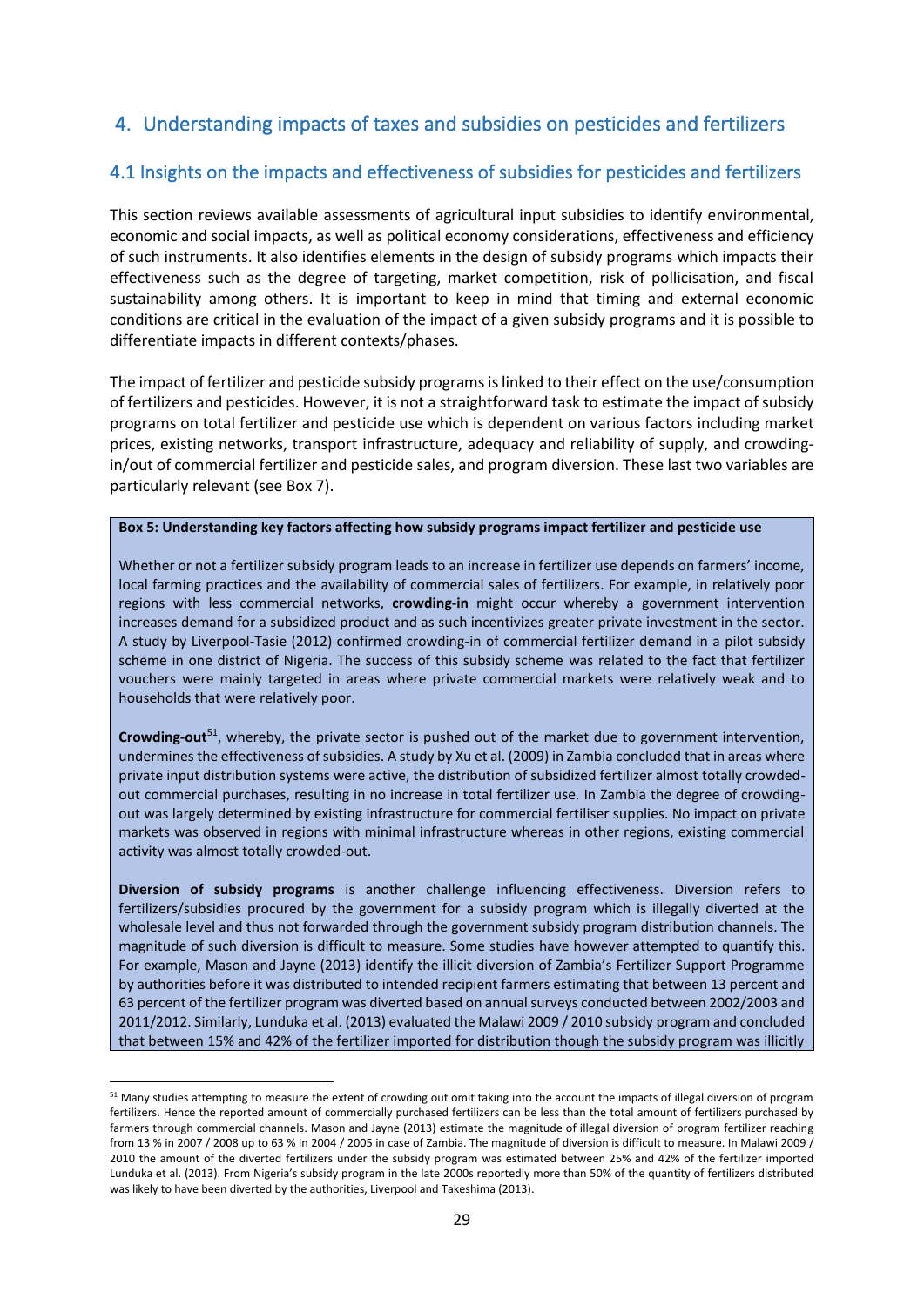# 4. Understanding impacts of taxes and subsidies on pesticides and fertilizers

## 4.1 Insights on the impacts and effectiveness of subsidies for pesticides and fertilizers

This section reviews available assessments of agricultural input subsidies to identify environmental, economic and social impacts, as well as political economy considerations, effectiveness and efficiency of such instruments. It also identifies elements in the design of subsidy programs which impacts their effectiveness such as the degree of targeting, market competition, risk of pollicisation, and fiscal sustainability among others. It is important to keep in mind that timing and external economic conditions are critical in the evaluation of the impact of a given subsidy programs and it is possible to differentiate impacts in different contexts/phases.

The impact of fertilizer and pesticide subsidy programs is linked to their effect on the use/consumption of fertilizers and pesticides. However, it is not a straightforward task to estimate the impact of subsidy programs on total fertilizer and pesticide use which is dependent on various factors including market prices, existing networks, transport infrastructure, adequacy and reliability of supply, and crowding-in/out of commercial fertilizer and pesticide sales, and program diversion. These last two variables are particularly relevant (see Box 7).

**Box 5: Understanding key factors affecting how subsidy programs impact fertilizer and pesticide use**

Whether or not a fertilizer subsidy program leads to an increase in fertilizer use depends on farmers' income, local farming practices and the availability of commercial sales of fertilizers. For example, in relatively poor regions with less commercial networks, **crowding-in** might occur whereby a government intervention increases demand for a subsidized product and as such incentivizes greater private investment in the sector. A study by Liverpool-Tasie (2012) confirmed crowding-in of commercial fertilizer demand in a pilot subsidy scheme in one district of Nigeria. The success of this subsidy scheme was related to the fact that fertilizer vouchers were mainly targeted in areas where private commercial markets were relatively weak and to households that were relatively poor.

**Crowding-out**[51], whereby, the private sector is pushed out of the market due to government intervention, undermines the effectiveness of subsidies. A study by Xu et al. (2009) in Zambia concluded that in areas where private input distribution systems were active, the distribution of subsidized fertilizer almost totally crowded-out commercial purchases, resulting in no increase in total fertilizer use. In Zambia the degree of crowding-out was largely determined by existing infrastructure for commercial fertiliser supplies. No impact on private markets was observed in regions with minimal infrastructure whereas in other regions, existing commercial activity was almost totally crowded-out.

**Diversion of subsidy programs** is another challenge influencing effectiveness. Diversion refers to fertilizers/subsidies procured by the government for a subsidy program which is illegally diverted at the wholesale level and thus not forwarded through the government subsidy program distribution channels. The magnitude of such diversion is difficult to measure. Some studies have however attempted to quantify this. For example, Mason and Jayne (2013) identify the illicit diversion of Zambia's Fertilizer Support Programme by authorities before it was distributed to intended recipient farmers estimating that between 13 percent and 63 percent of the fertilizer program was diverted based on annual surveys conducted between 2002/2003 and 2011/2012. Similarly, Lunduka et al. (2013) evaluated the Malawi 2009 / 2010 subsidy program and concluded that between 15% and 42% of the fertilizer imported for distribution though the subsidy program was illicitly

[51] Many studies attempting to measure the extent of crowding out omit taking into the account the impacts of illegal diversion of program fertilizers. Hence the reported amount of commercially purchased fertilizers can be less than the total amount of fertilizers purchased by farmers through commercial channels. Mason and Jayne (2013) estimate the magnitude of illegal diversion of program fertilizer reaching from 13 % in 2007 / 2008 up to 63 % in 2004 / 2005 in case of Zambia. The magnitude of diversion is difficult to measure. In Malawi 2009 / 2010 the amount of the diverted fertilizers under the subsidy program was estimated between 25% and 42% of the fertilizer imported Lunduka et al. (2013). From Nigeria's subsidy program in the late 2000s reportedly more than 50% of the quantity of fertilizers distributed was likely to have been diverted by the authorities, Liverpool and Takeshima (2013).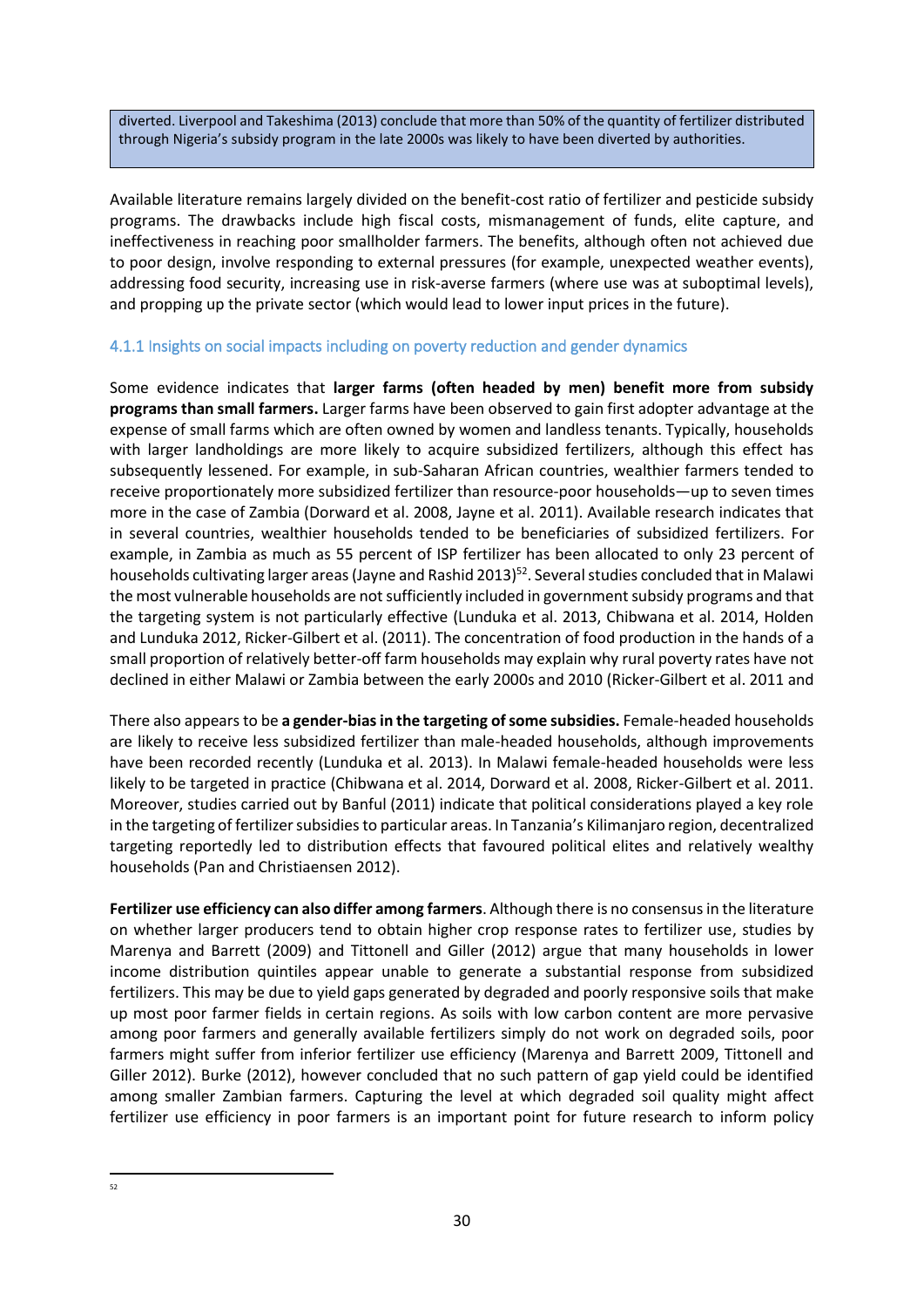diverted. Liverpool and Takeshima (2013) conclude that more than 50% of the quantity of fertilizer distributed through Nigeria's subsidy program in the late 2000s was likely to have been diverted by authorities.

Available literature remains largely divided on the benefit-cost ratio of fertilizer and pesticide subsidy programs. The drawbacks include high fiscal costs, mismanagement of funds, elite capture, and ineffectiveness in reaching poor smallholder farmers. The benefits, although often not achieved due to poor design, involve responding to external pressures (for example, unexpected weather events), addressing food security, increasing use in risk-averse farmers (where use was at suboptimal levels), and propping up the private sector (which would lead to lower input prices in the future).

### 4.1.1 Insights on social impacts including on poverty reduction and gender dynamics

Some evidence indicates that **larger farms (often headed by men) benefit more from subsidy programs than small farmers.** Larger farms have been observed to gain first adopter advantage at the expense of small farms which are often owned by women and landless tenants. Typically, households with larger landholdings are more likely to acquire subsidized fertilizers, although this effect has subsequently lessened. For example, in sub-Saharan African countries, wealthier farmers tended to receive proportionately more subsidized fertilizer than resource-poor households—up to seven times more in the case of Zambia (Dorward et al. 2008, Jayne et al. 2011). Available research indicates that in several countries, wealthier households tended to be beneficiaries of subsidized fertilizers. For example, in Zambia as much as 55 percent of ISP fertilizer has been allocated to only 23 percent of households cultivating larger areas (Jayne and Rashid 2013)[52]. Several studies concluded that in Malawi the most vulnerable households are not sufficiently included in government subsidy programs and that the targeting system is not particularly effective (Lunduka et al. 2013, Chibwana et al. 2014, Holden and Lunduka 2012, Ricker-Gilbert et al. (2011). The concentration of food production in the hands of a small proportion of relatively better-off farm households may explain why rural poverty rates have not declined in either Malawi or Zambia between the early 2000s and 2010 (Ricker-Gilbert et al. 2011 and

There also appears to be **a gender-bias in the targeting of some subsidies.** Female-headed households are likely to receive less subsidized fertilizer than male-headed households, although improvements have been recorded recently (Lunduka et al. 2013). In Malawi female-headed households were less likely to be targeted in practice (Chibwana et al. 2014, Dorward et al. 2008, Ricker-Gilbert et al. 2011. Moreover, studies carried out by Banful (2011) indicate that political considerations played a key role in the targeting of fertilizer subsidies to particular areas. In Tanzania's Kilimanjaro region, decentralized targeting reportedly led to distribution effects that favoured political elites and relatively wealthy households (Pan and Christiaensen 2012).

**Fertilizer use efficiency can also differ among farmers**. Although there is no consensus in the literature on whether larger producers tend to obtain higher crop response rates to fertilizer use, studies by Marenya and Barrett (2009) and Tittonell and Giller (2012) argue that many households in lower income distribution quintiles appear unable to generate a substantial response from subsidized fertilizers. This may be due to yield gaps generated by degraded and poorly responsive soils that make up most poor farmer fields in certain regions. As soils with low carbon content are more pervasive among poor farmers and generally available fertilizers simply do not work on degraded soils, poor farmers might suffer from inferior fertilizer use efficiency (Marenya and Barrett 2009, Tittonell and Giller 2012). Burke (2012), however concluded that no such pattern of gap yield could be identified among smaller Zambian farmers. Capturing the level at which degraded soil quality might affect fertilizer use efficiency in poor farmers is an important point for future research to inform policy

[52]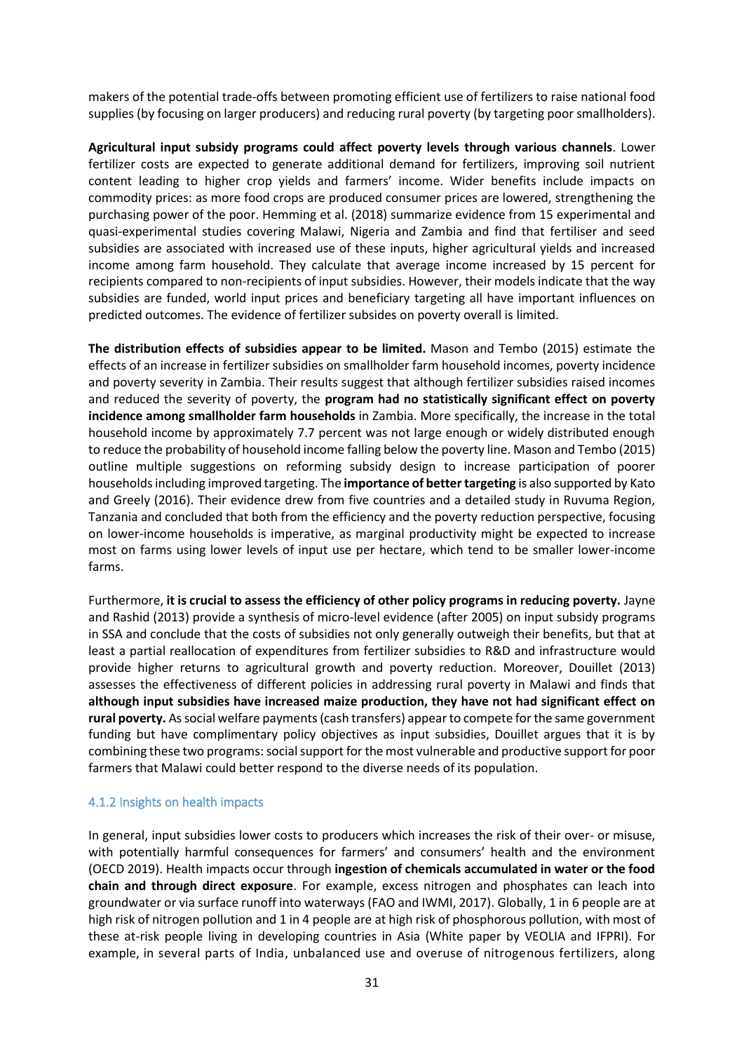makers of the potential trade-offs between promoting efficient use of fertilizers to raise national food supplies (by focusing on larger producers) and reducing rural poverty (by targeting poor smallholders).

**Agricultural input subsidy programs could affect poverty levels through various channels**. Lower fertilizer costs are expected to generate additional demand for fertilizers, improving soil nutrient content leading to higher crop yields and farmers' income. Wider benefits include impacts on commodity prices: as more food crops are produced consumer prices are lowered, strengthening the purchasing power of the poor. Hemming et al. (2018) summarize evidence from 15 experimental and quasi-experimental studies covering Malawi, Nigeria and Zambia and find that fertiliser and seed subsidies are associated with increased use of these inputs, higher agricultural yields and increased income among farm household. They calculate that average income increased by 15 percent for recipients compared to non-recipients of input subsidies. However, their models indicate that the way subsidies are funded, world input prices and beneficiary targeting all have important influences on predicted outcomes. The evidence of fertilizer subsides on poverty overall is limited.

**The distribution effects of subsidies appear to be limited.** Mason and Tembo (2015) estimate the effects of an increase in fertilizer subsidies on smallholder farm household incomes, poverty incidence and poverty severity in Zambia. Their results suggest that although fertilizer subsidies raised incomes and reduced the severity of poverty, the **program had no statistically significant effect on poverty incidence among smallholder farm households** in Zambia. More specifically, the increase in the total household income by approximately 7.7 percent was not large enough or widely distributed enough to reduce the probability of household income falling below the poverty line. Mason and Tembo (2015) outline multiple suggestions on reforming subsidy design to increase participation of poorer households including improved targeting. The **importance of better targeting** is also supported by Kato and Greely (2016). Their evidence drew from five countries and a detailed study in Ruvuma Region, Tanzania and concluded that both from the efficiency and the poverty reduction perspective, focusing on lower-income households is imperative, as marginal productivity might be expected to increase most on farms using lower levels of input use per hectare, which tend to be smaller lower-income farms.

Furthermore, **it is crucial to assess the efficiency of other policy programs in reducing poverty.** Jayne and Rashid (2013) provide a synthesis of micro-level evidence (after 2005) on input subsidy programs in SSA and conclude that the costs of subsidies not only generally outweigh their benefits, but that at least a partial reallocation of expenditures from fertilizer subsidies to R&D and infrastructure would provide higher returns to agricultural growth and poverty reduction. Moreover, Douillet (2013) assesses the effectiveness of different policies in addressing rural poverty in Malawi and finds that **although input subsidies have increased maize production, they have not had significant effect on rural poverty.** As social welfare payments (cash transfers) appear to compete for the same government funding but have complimentary policy objectives as input subsidies, Douillet argues that it is by combining these two programs: social support for the most vulnerable and productive support for poor farmers that Malawi could better respond to the diverse needs of its population.

### 4.1.2 Insights on health impacts

In general, input subsidies lower costs to producers which increases the risk of their over- or misuse, with potentially harmful consequences for farmers' and consumers' health and the environment (OECD 2019). Health impacts occur through **ingestion of chemicals accumulated in water or the food chain and through direct exposure**. For example, excess nitrogen and phosphates can leach into groundwater or via surface runoff into waterways (FAO and IWMI, 2017). Globally, 1 in 6 people are at high risk of nitrogen pollution and 1 in 4 people are at high risk of phosphorous pollution, with most of these at-risk people living in developing countries in Asia (White paper by VEOLIA and IFPRI). For example, in several parts of India, unbalanced use and overuse of nitrogenous fertilizers, along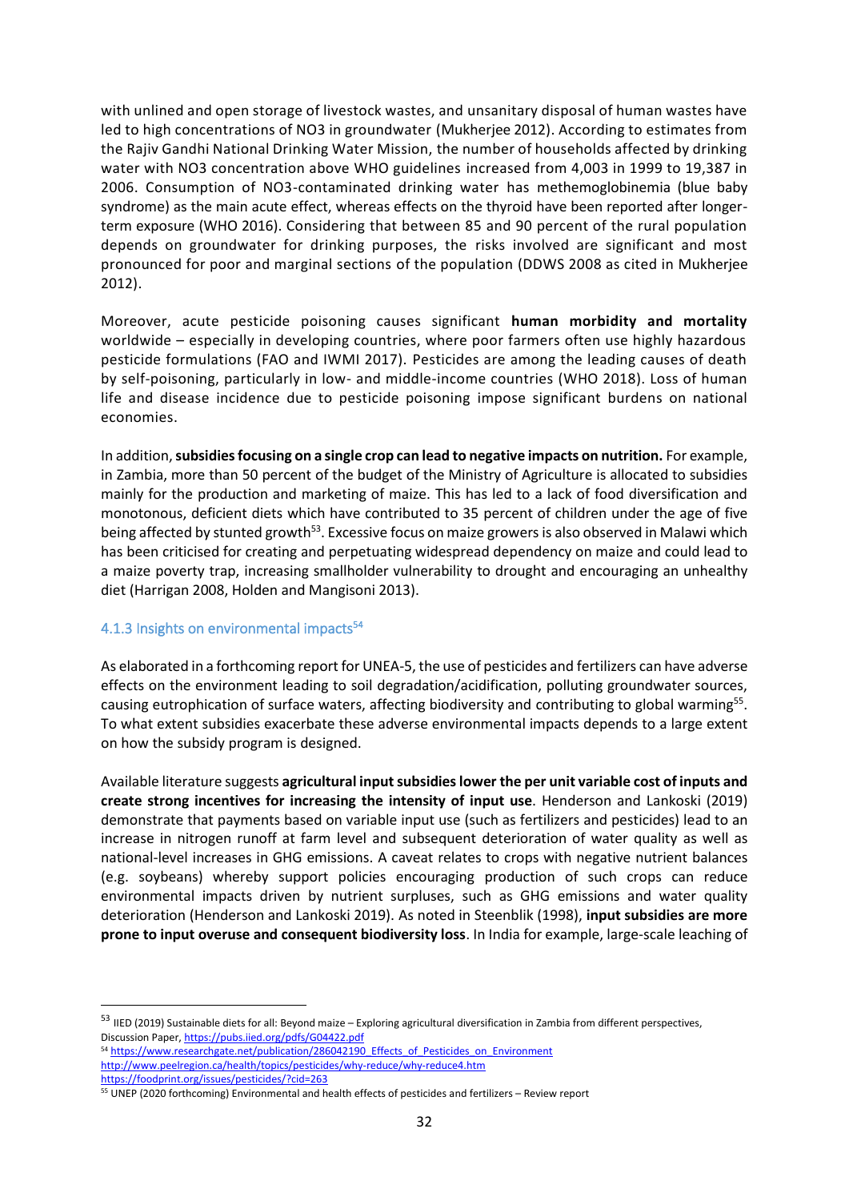with unlined and open storage of livestock wastes, and unsanitary disposal of human wastes have led to high concentrations of $NO_3$ in groundwater (Mukherjee 2012). According to estimates from the Rajiv Gandhi National Drinking Water Mission, the number of households affected by drinking water with $NO_3$ concentration above WHO guidelines increased from 4,003 in 1999 to 19,387 in 2006. Consumption of $NO_3$-contaminated drinking water has methemoglobinemia (blue baby syndrome) as the main acute effect, whereas effects on the thyroid have been reported after longer-term exposure (WHO 2016). Considering that between 85 and 90 percent of the rural population depends on groundwater for drinking purposes, the risks involved are significant and most pronounced for poor and marginal sections of the population (DDWS 2008 as cited in Mukherjee 2012).

Moreover, acute pesticide poisoning causes significant **human morbidity and mortality** worldwide – especially in developing countries, where poor farmers often use highly hazardous pesticide formulations (FAO and IWMI 2017). Pesticides are among the leading causes of death by self-poisoning, particularly in low- and middle-income countries (WHO 2018). Loss of human life and disease incidence due to pesticide poisoning impose significant burdens on national economies.

In addition, **subsidies focusing on a single crop can lead to negative impacts on nutrition.** For example, in Zambia, more than 50 percent of the budget of the Ministry of Agriculture is allocated to subsidies mainly for the production and marketing of maize. This has led to a lack of food diversification and monotonous, deficient diets which have contributed to 35 percent of children under the age of five being affected by stunted growth[53]. Excessive focus on maize growers is also observed in Malawi which has been criticised for creating and perpetuating widespread dependency on maize and could lead to a maize poverty trap, increasing smallholder vulnerability to drought and encouraging an unhealthy diet (Harrigan 2008, Holden and Mangisoni 2013).

### 4.1.3 Insights on environmental impacts[54]

As elaborated in a forthcoming report for UNEA-5, the use of pesticides and fertilizers can have adverse effects on the environment leading to soil degradation/acidification, polluting groundwater sources, causing eutrophication of surface waters, affecting biodiversity and contributing to global warming[55]. To what extent subsidies exacerbate these adverse environmental impacts depends to a large extent on how the subsidy program is designed.

Available literature suggests **agricultural input subsidies lower the per unit variable cost of inputs and create strong incentives for increasing the intensity of input use**. Henderson and Lankoski (2019) demonstrate that payments based on variable input use (such as fertilizers and pesticides) lead to an increase in nitrogen runoff at farm level and subsequent deterioration of water quality as well as national-level increases in GHG emissions. A caveat relates to crops with negative nutrient balances (e.g. soybeans) whereby support policies encouraging production of such crops can reduce environmental impacts driven by nutrient surpluses, such as GHG emissions and water quality deterioration (Henderson and Lankoski 2019). As noted in Steenblik (1998), **input subsidies are more prone to input overuse and consequent biodiversity loss**. In India for example, large-scale leaching of

---

[53] IIED (2019) Sustainable diets for all: Beyond maize – Exploring agricultural diversification in Zambia from different perspectives, Discussion Paper, https://pubs.iied.org/pdfs/G04422.pdf

[54] https://www.researchgate.net/publication/286042190_Effects_of_Pesticides_on_Environment
http://www.peelregion.ca/health/topics/pesticides/why-reduce/why-reduce4.htm
https://foodprint.org/issues/pesticides/?cid=263

[55] UNEP (2020 forthcoming) Environmental and health effects of pesticides and fertilizers – Review report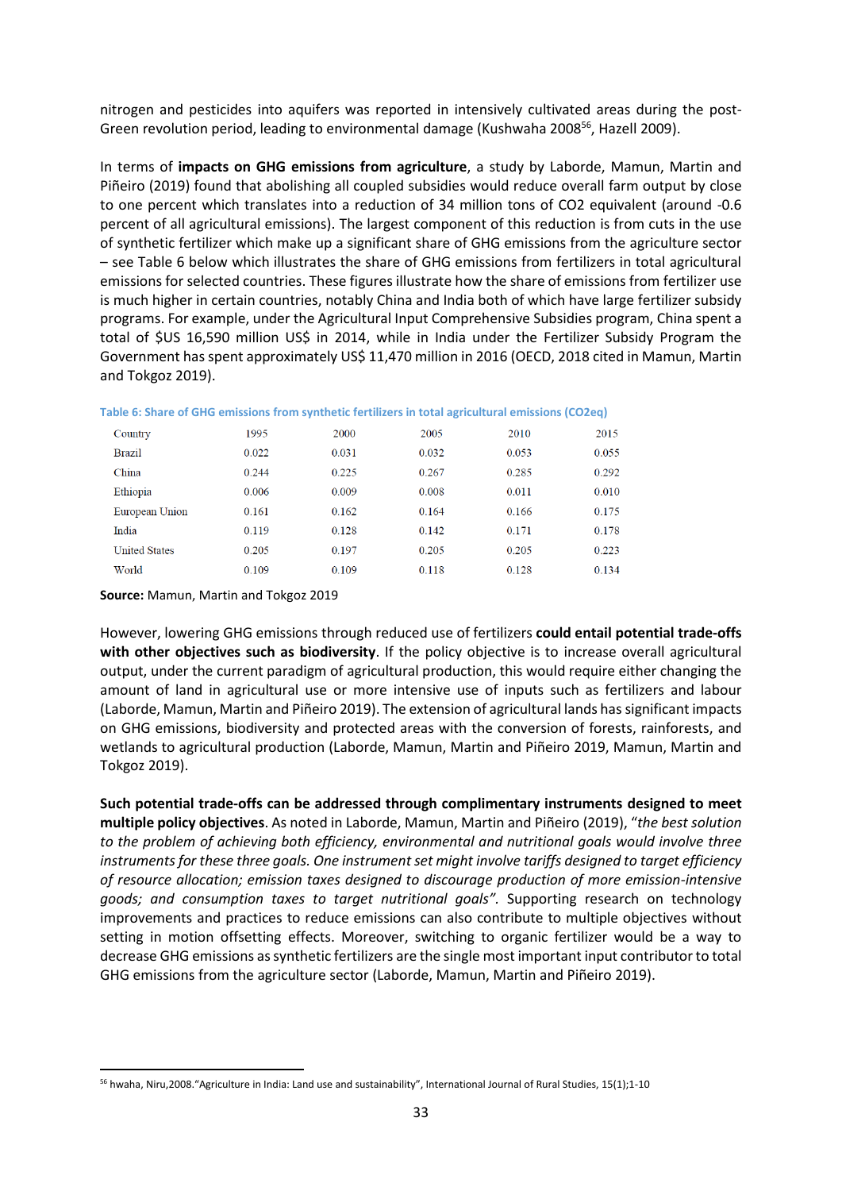nitrogen and pesticides into aquifers was reported in intensively cultivated areas during the post-Green revolution period, leading to environmental damage (Kushwaha 2008[56], Hazell 2009).

In terms of **impacts on GHG emissions from agriculture**, a study by Laborde, Mamun, Martin and Piñeiro (2019) found that abolishing all coupled subsidies would reduce overall farm output by close to one percent which translates into a reduction of 34 million tons of CO2 equivalent (around -0.6 percent of all agricultural emissions). The largest component of this reduction is from cuts in the use of synthetic fertilizer which make up a significant share of GHG emissions from the agriculture sector – see Table 6 below which illustrates the share of GHG emissions from fertilizers in total agricultural emissions for selected countries. These figures illustrate how the share of emissions from fertilizer use is much higher in certain countries, notably China and India both of which have large fertilizer subsidy programs. For example, under the Agricultural Input Comprehensive Subsidies program, China spent a total of $US 16,590 million US$ in 2014, while in India under the Fertilizer Subsidy Program the Government has spent approximately US$ 11,470 million in 2016 (OECD, 2018 cited in Mamun, Martin and Tokgoz 2019).

Table 6: Share of GHG emissions from synthetic fertilizers in total agricultural emissions (CO2eq)

| Country | 1995 | 2000 | 2005 | 2010 | 2015 |
|---|---|---|---|---|---|
| Brazil | 0.022 | 0.031 | 0.032 | 0.053 | 0.055 |
| China | 0.244 | 0.225 | 0.267 | 0.285 | 0.292 |
| Ethiopia | 0.006 | 0.009 | 0.008 | 0.011 | 0.010 |
| European Union | 0.161 | 0.162 | 0.164 | 0.166 | 0.175 |
| India | 0.119 | 0.128 | 0.142 | 0.171 | 0.178 |
| United States | 0.205 | 0.197 | 0.205 | 0.205 | 0.223 |
| World | 0.109 | 0.109 | 0.118 | 0.128 | 0.134 |

**Source:** Mamun, Martin and Tokgoz 2019

However, lowering GHG emissions through reduced use of fertilizers **could entail potential trade-offs with other objectives such as biodiversity**. If the policy objective is to increase overall agricultural output, under the current paradigm of agricultural production, this would require either changing the amount of land in agricultural use or more intensive use of inputs such as fertilizers and labour (Laborde, Mamun, Martin and Piñeiro 2019). The extension of agricultural lands has significant impacts on GHG emissions, biodiversity and protected areas with the conversion of forests, rainforests, and wetlands to agricultural production (Laborde, Mamun, Martin and Piñeiro 2019, Mamun, Martin and Tokgoz 2019).

**Such potential trade-offs can be addressed through complimentary instruments designed to meet multiple policy objectives**. As noted in Laborde, Mamun, Martin and Piñeiro (2019), "*the best solution to the problem of achieving both efficiency, environmental and nutritional goals would involve three instruments for these three goals. One instrument set might involve tariffs designed to target efficiency of resource allocation; emission taxes designed to discourage production of more emission-intensive goods; and consumption taxes to target nutritional goals"*. Supporting research on technology improvements and practices to reduce emissions can also contribute to multiple objectives without setting in motion offsetting effects. Moreover, switching to organic fertilizer would be a way to decrease GHG emissions as synthetic fertilizers are the single most important input contributor to total GHG emissions from the agriculture sector (Laborde, Mamun, Martin and Piñeiro 2019).

[56] hwaha, Niru,2008."Agriculture in India: Land use and sustainability", International Journal of Rural Studies, 15(1);1-10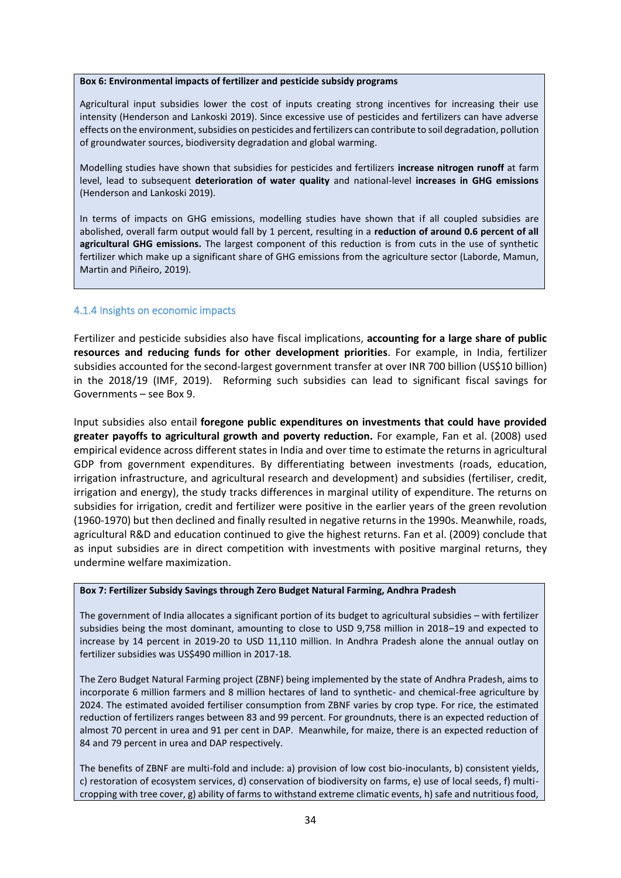**Box 6: Environmental impacts of fertilizer and pesticide subsidy programs**

Agricultural input subsidies lower the cost of inputs creating strong incentives for increasing their use intensity (Henderson and Lankoski 2019). Since excessive use of pesticides and fertilizers can have adverse effects on the environment, subsidies on pesticides and fertilizers can contribute to soil degradation, pollution of groundwater sources, biodiversity degradation and global warming.

Modelling studies have shown that subsidies for pesticides and fertilizers **increase nitrogen runoff** at farm level, lead to subsequent **deterioration of water quality** and national-level **increases in GHG emissions** (Henderson and Lankoski 2019).

In terms of impacts on GHG emissions, modelling studies have shown that if all coupled subsidies are abolished, overall farm output would fall by 1 percent, resulting in a **reduction of around 0.6 percent of all agricultural GHG emissions.** The largest component of this reduction is from cuts in the use of synthetic fertilizer which make up a significant share of GHG emissions from the agriculture sector (Laborde, Mamun, Martin and Piñeiro, 2019).

### 4.1.4 Insights on economic impacts

Fertilizer and pesticide subsidies also have fiscal implications, **accounting for a large share of public resources and reducing funds for other development priorities**. For example, in India, fertilizer subsidies accounted for the second-largest government transfer at over INR 700 billion (US$10 billion) in the 2018/19 (IMF, 2019). Reforming such subsidies can lead to significant fiscal savings for Governments – see Box 9.

Input subsidies also entail **foregone public expenditures on investments that could have provided greater payoffs to agricultural growth and poverty reduction.** For example, Fan et al. (2008) used empirical evidence across different states in India and over time to estimate the returns in agricultural GDP from government expenditures. By differentiating between investments (roads, education, irrigation infrastructure, and agricultural research and development) and subsidies (fertiliser, credit, irrigation and energy), the study tracks differences in marginal utility of expenditure. The returns on subsidies for irrigation, credit and fertilizer were positive in the earlier years of the green revolution (1960-1970) but then declined and finally resulted in negative returns in the 1990s. Meanwhile, roads, agricultural R&D and education continued to give the highest returns. Fan et al. (2009) conclude that as input subsidies are in direct competition with investments with positive marginal returns, they undermine welfare maximization.

**Box 7: Fertilizer Subsidy Savings through Zero Budget Natural Farming, Andhra Pradesh**

The government of India allocates a significant portion of its budget to agricultural subsidies – with fertilizer subsidies being the most dominant, amounting to close to USD 9,758 million in 2018–19 and expected to increase by 14 percent in 2019-20 to USD 11,110 million. In Andhra Pradesh alone the annual outlay on fertilizer subsidies was US$490 million in 2017-18.

The Zero Budget Natural Farming project (ZBNF) being implemented by the state of Andhra Pradesh, aims to incorporate 6 million farmers and 8 million hectares of land to synthetic- and chemical-free agriculture by 2024. The estimated avoided fertiliser consumption from ZBNF varies by crop type. For rice, the estimated reduction of fertilizers ranges between 83 and 99 percent. For groundnuts, there is an expected reduction of almost 70 percent in urea and 91 per cent in DAP. Meanwhile, for maize, there is an expected reduction of 84 and 79 percent in urea and DAP respectively.

The benefits of ZBNF are multi-fold and include: a) provision of low cost bio-inoculants, b) consistent yields, c) restoration of ecosystem services, d) conservation of biodiversity on farms, e) use of local seeds, f) multi-cropping with tree cover, g) ability of farms to withstand extreme climatic events, h) safe and nutritious food,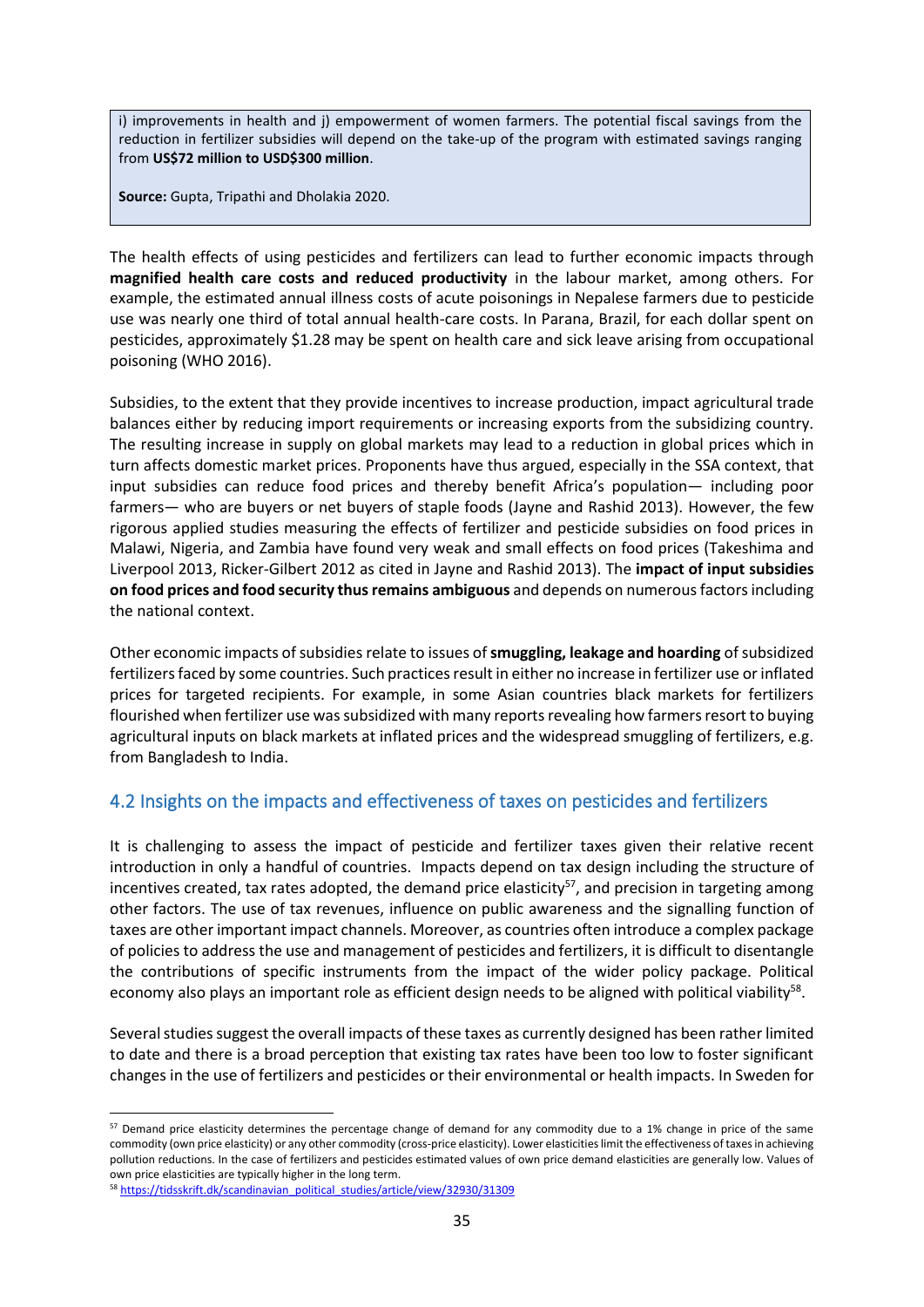i) improvements in health and j) empowerment of women farmers. The potential fiscal savings from the reduction in fertilizer subsidies will depend on the take-up of the program with estimated savings ranging from **US$72 million to USD$300 million**.

**Source:** Gupta, Tripathi and Dholakia 2020.

The health effects of using pesticides and fertilizers can lead to further economic impacts through **magnified health care costs and reduced productivity** in the labour market, among others. For example, the estimated annual illness costs of acute poisonings in Nepalese farmers due to pesticide use was nearly one third of total annual health-care costs. In Parana, Brazil, for each dollar spent on pesticides, approximately $1.28 may be spent on health care and sick leave arising from occupational poisoning (WHO 2016).

Subsidies, to the extent that they provide incentives to increase production, impact agricultural trade balances either by reducing import requirements or increasing exports from the subsidizing country. The resulting increase in supply on global markets may lead to a reduction in global prices which in turn affects domestic market prices. Proponents have thus argued, especially in the SSA context, that input subsidies can reduce food prices and thereby benefit Africa's population— including poor farmers— who are buyers or net buyers of staple foods (Jayne and Rashid 2013). However, the few rigorous applied studies measuring the effects of fertilizer and pesticide subsidies on food prices in Malawi, Nigeria, and Zambia have found very weak and small effects on food prices (Takeshima and Liverpool 2013, Ricker-Gilbert 2012 as cited in Jayne and Rashid 2013). The **impact of input subsidies on food prices and food security thus remains ambiguous** and depends on numerous factors including the national context.

Other economic impacts of subsidies relate to issues of **smuggling, leakage and hoarding** of subsidized fertilizers faced by some countries. Such practices result in either no increase in fertilizer use or inflated prices for targeted recipients. For example, in some Asian countries black markets for fertilizers flourished when fertilizer use was subsidized with many reports revealing how farmers resort to buying agricultural inputs on black markets at inflated prices and the widespread smuggling of fertilizers, e.g. from Bangladesh to India.

## 4.2 Insights on the impacts and effectiveness of taxes on pesticides and fertilizers

It is challenging to assess the impact of pesticide and fertilizer taxes given their relative recent introduction in only a handful of countries. Impacts depend on tax design including the structure of incentives created, tax rates adopted, the demand price elasticity[57], and precision in targeting among other factors. The use of tax revenues, influence on public awareness and the signalling function of taxes are other important impact channels. Moreover, as countries often introduce a complex package of policies to address the use and management of pesticides and fertilizers, it is difficult to disentangle the contributions of specific instruments from the impact of the wider policy package. Political economy also plays an important role as efficient design needs to be aligned with political viability[58].

Several studies suggest the overall impacts of these taxes as currently designed has been rather limited to date and there is a broad perception that existing tax rates have been too low to foster significant changes in the use of fertilizers and pesticides or their environmental or health impacts. In Sweden for

---

[57] Demand price elasticity determines the percentage change of demand for any commodity due to a 1% change in price of the same commodity (own price elasticity) or any other commodity (cross-price elasticity). Lower elasticities limit the effectiveness of taxes in achieving pollution reductions. In the case of fertilizers and pesticides estimated values of own price demand elasticities are generally low. Values of own price elasticities are typically higher in the long term.

[58] https://tidsskrift.dk/scandinavian_political_studies/article/view/32930/31309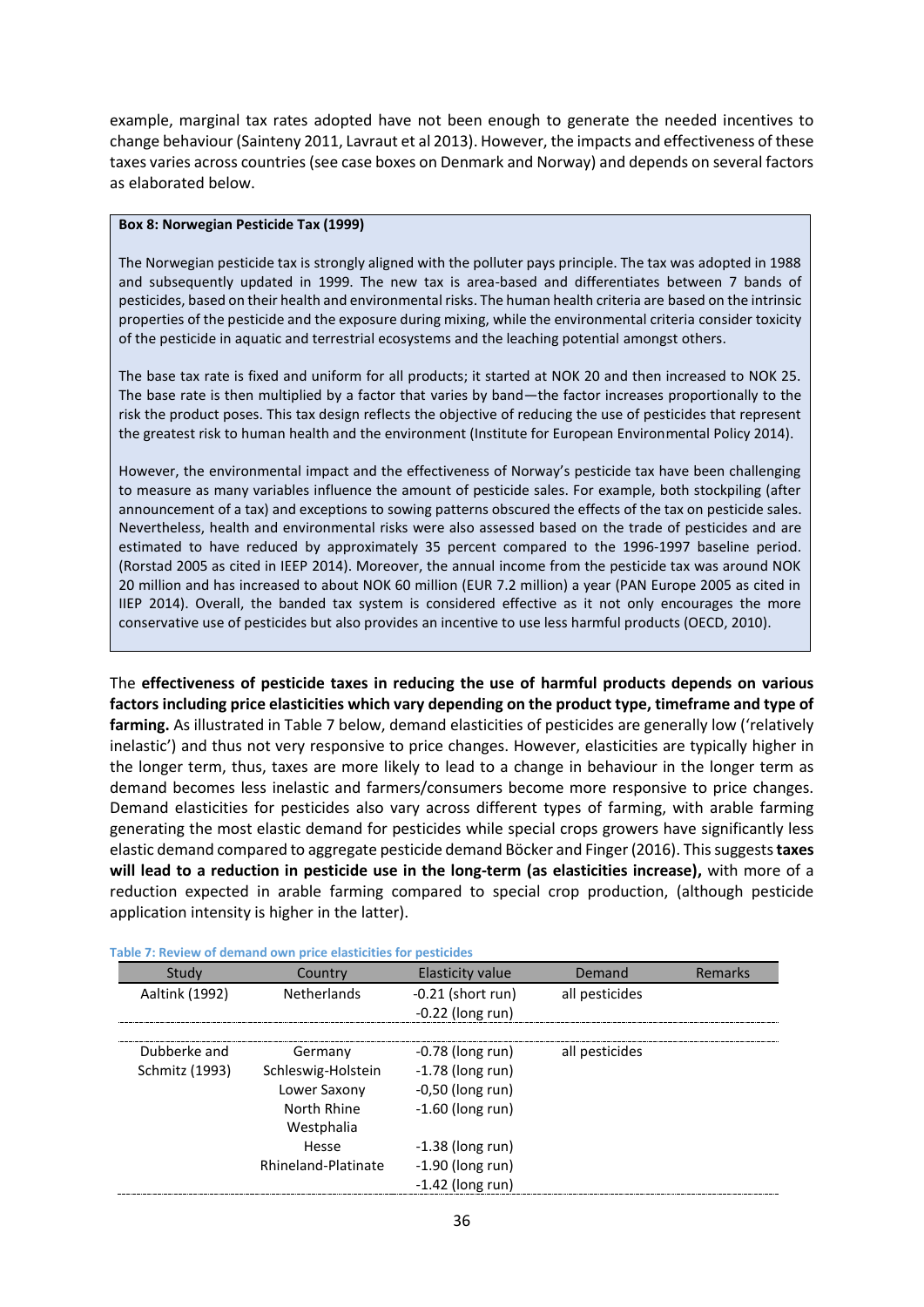example, marginal tax rates adopted have not been enough to generate the needed incentives to change behaviour (Sainteny 2011, Lavraut et al 2013). However, the impacts and effectiveness of these taxes varies across countries (see case boxes on Denmark and Norway) and depends on several factors as elaborated below.

> **Box 8: Norwegian Pesticide Tax (1999)**
>
> The Norwegian pesticide tax is strongly aligned with the polluter pays principle. The tax was adopted in 1988 and subsequently updated in 1999. The new tax is area-based and differentiates between 7 bands of pesticides, based on their health and environmental risks. The human health criteria are based on the intrinsic properties of the pesticide and the exposure during mixing, while the environmental criteria consider toxicity of the pesticide in aquatic and terrestrial ecosystems and the leaching potential amongst others.
>
> The base tax rate is fixed and uniform for all products; it started at NOK 20 and then increased to NOK 25. The base rate is then multiplied by a factor that varies by band—the factor increases proportionally to the risk the product poses. This tax design reflects the objective of reducing the use of pesticides that represent the greatest risk to human health and the environment (Institute for European Environmental Policy 2014).
>
> However, the environmental impact and the effectiveness of Norway's pesticide tax have been challenging to measure as many variables influence the amount of pesticide sales. For example, both stockpiling (after announcement of a tax) and exceptions to sowing patterns obscured the effects of the tax on pesticide sales. Nevertheless, health and environmental risks were also assessed based on the trade of pesticides and are estimated to have reduced by approximately 35 percent compared to the 1996-1997 baseline period. (Rorstad 2005 as cited in IEEP 2014). Moreover, the annual income from the pesticide tax was around NOK 20 million and has increased to about NOK 60 million (EUR 7.2 million) a year (PAN Europe 2005 as cited in IIEP 2014). Overall, the banded tax system is considered effective as it not only encourages the more conservative use of pesticides but also provides an incentive to use less harmful products (OECD, 2010).

The **effectiveness of pesticide taxes in reducing the use of harmful products depends on various factors including price elasticities which vary depending on the product type, timeframe and type of farming.** As illustrated in Table 7 below, demand elasticities of pesticides are generally low ('relatively inelastic') and thus not very responsive to price changes. However, elasticities are typically higher in the longer term, thus, taxes are more likely to lead to a change in behaviour in the longer term as demand becomes less inelastic and farmers/consumers become more responsive to price changes. Demand elasticities for pesticides also vary across different types of farming, with arable farming generating the most elastic demand for pesticides while special crops growers have significantly less elastic demand compared to aggregate pesticide demand Böcker and Finger (2016). This suggests **taxes will lead to a reduction in pesticide use in the long-term (as elasticities increase),** with more of a reduction expected in arable farming compared to special crop production, (although pesticide application intensity is higher in the latter).

**Table 7: Review of demand own price elasticities for pesticides**

| Study | Country | Elasticity value | Demand | Remarks |
|---|---|---|---|---|
| Aaltink (1992) | Netherlands | -0.21 (short run)<br>-0.22 (long run) | all pesticides | |
| Dubberke and Schmitz (1993) | Germany<br>Schleswig-Holstein<br>Lower Saxony<br>North Rhine Westphalia<br>Hesse<br>Rhineland-Platinate | -0.78 (long run)<br>-1.78 (long run)<br>-0,50 (long run)<br>-1.60 (long run)<br>-1.38 (long run)<br>-1.90 (long run)<br>-1.42 (long run) | all pesticides | |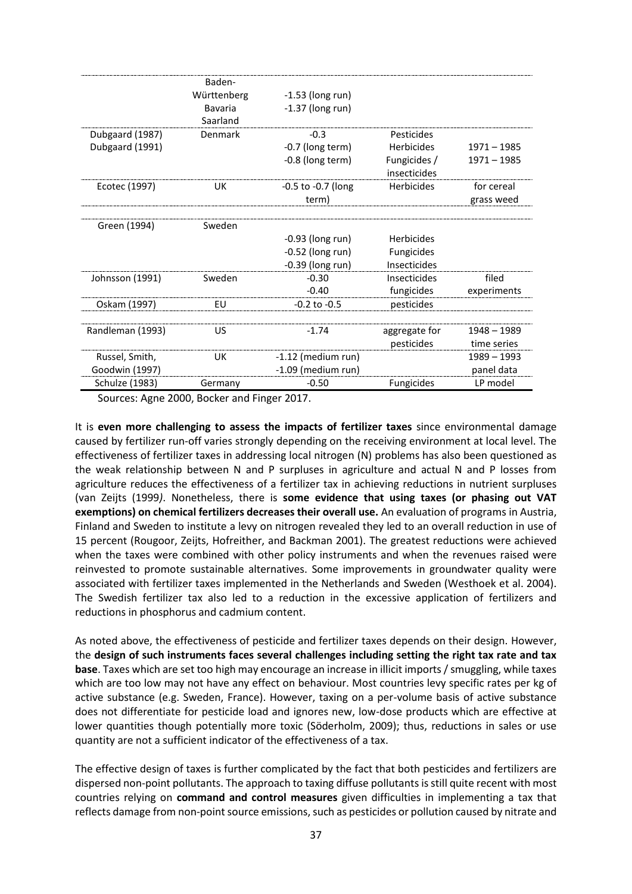|  |  |  |  |  |
|---|---|---|---|---|
|  | Baden-Württenberg | -1.53 (long run) |  |  |
|  | Bavaria | -1.37 (long run) |  |  |
|  | Saarland |  |  |  |
| Dubgaard (1987) | Denmark | -0.3 | Pesticides |  |
| Dubgaard (1991) |  | -0.7 (long term) | Herbicides | 1971 – 1985 |
|  |  | -0.8 (long term) | Fungicides / insecticides | 1971 – 1985 |
| Ecotec (1997) | UK | -0.5 to -0.7 (long term) | Herbicides | for cereal grass weed |
| Green (1994) | Sweden |  |  |  |
|  |  | -0.93 (long run) | Herbicides |  |
|  |  | -0.52 (long run) | Fungicides |  |
|  |  | -0.39 (long run) | Insecticides |  |
| Johnsson (1991) | Sweden | -0.30 | Insecticides | filed experiments |
|  |  | -0.40 | fungicides |  |
| Oskam (1997) | EU | -0.2 to -0.5 | pesticides |  |
| Randleman (1993) | US | -1.74 | aggregate for pesticides | 1948 – 1989 time series |
| Russel, Smith, Goodwin (1997) | UK | -1.12 (medium run) |  | 1989 – 1993 |
|  |  | -1.09 (medium run) |  | panel data |
| Schulze (1983) | Germany | -0.50 | Fungicides | LP model |

Sources: Agne 2000, Bocker and Finger 2017.

It is **even more challenging to assess the impacts of fertilizer taxes** since environmental damage caused by fertilizer run-off varies strongly depending on the receiving environment at local level. The effectiveness of fertilizer taxes in addressing local nitrogen (N) problems has also been questioned as the weak relationship between N and P surpluses in agriculture and actual N and P losses from agriculture reduces the effectiveness of a fertilizer tax in achieving reductions in nutrient surpluses (van Zeijts (1999*)*. Nonetheless, there is **some evidence that using taxes (or phasing out VAT exemptions) on chemical fertilizers decreases their overall use.** An evaluation of programs in Austria, Finland and Sweden to institute a levy on nitrogen revealed they led to an overall reduction in use of 15 percent (Rougoor, Zeijts, Hofreither, and Backman 2001). The greatest reductions were achieved when the taxes were combined with other policy instruments and when the revenues raised were reinvested to promote sustainable alternatives. Some improvements in groundwater quality were associated with fertilizer taxes implemented in the Netherlands and Sweden (Westhoek et al. 2004). The Swedish fertilizer tax also led to a reduction in the excessive application of fertilizers and reductions in phosphorus and cadmium content.

As noted above, the effectiveness of pesticide and fertilizer taxes depends on their design. However, the **design of such instruments faces several challenges including setting the right tax rate and tax base**. Taxes which are set too high may encourage an increase in illicit imports / smuggling, while taxes which are too low may not have any effect on behaviour. Most countries levy specific rates per kg of active substance (e.g. Sweden, France). However, taxing on a per-volume basis of active substance does not differentiate for pesticide load and ignores new, low-dose products which are effective at lower quantities though potentially more toxic (Söderholm, 2009); thus, reductions in sales or use quantity are not a sufficient indicator of the effectiveness of a tax.

The effective design of taxes is further complicated by the fact that both pesticides and fertilizers are dispersed non-point pollutants. The approach to taxing diffuse pollutants is still quite recent with most countries relying on **command and control measures** given difficulties in implementing a tax that reflects damage from non-point source emissions, such as pesticides or pollution caused by nitrate and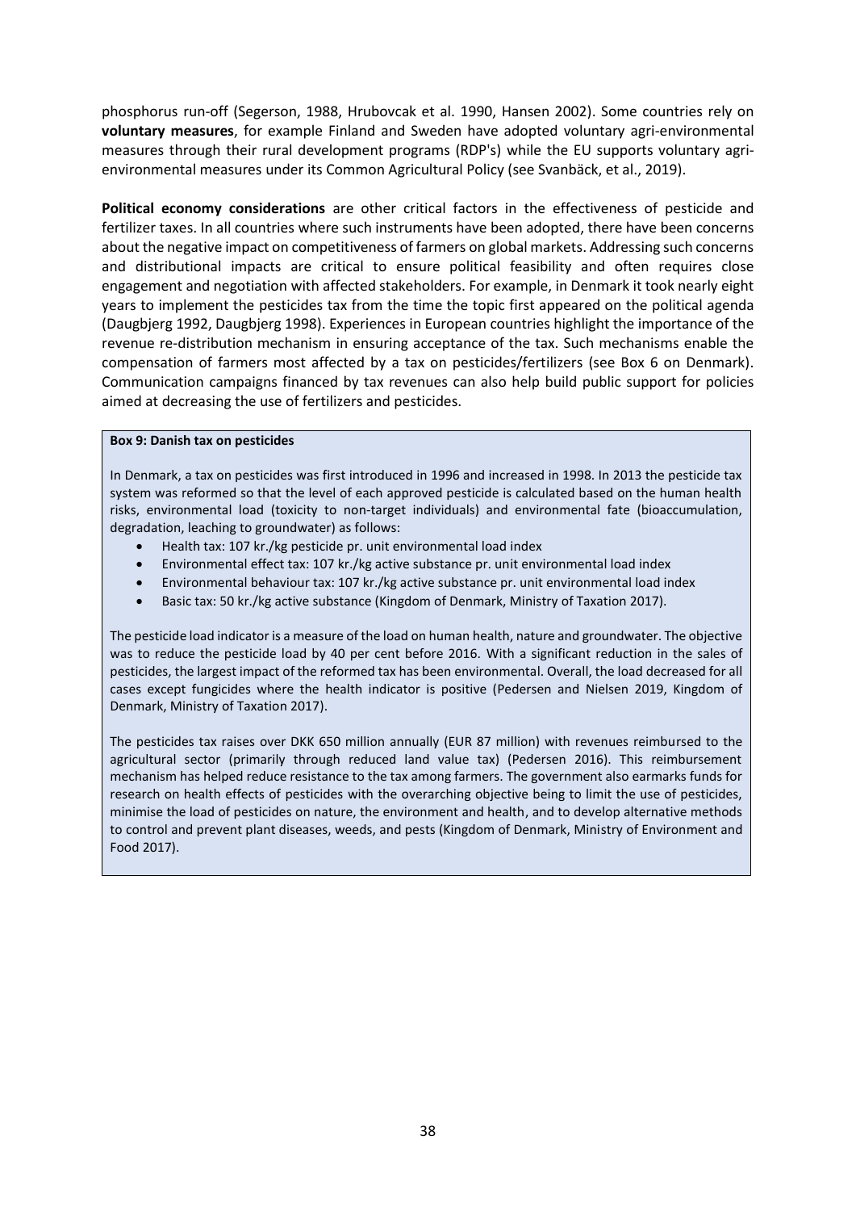phosphorus run-off (Segerson, 1988, Hrubovcak et al. 1990, Hansen 2002). Some countries rely on **voluntary measures**, for example Finland and Sweden have adopted voluntary agri-environmental measures through their rural development programs (RDP's) while the EU supports voluntary agri-environmental measures under its Common Agricultural Policy (see Svanbäck, et al., 2019).

**Political economy considerations** are other critical factors in the effectiveness of pesticide and fertilizer taxes. In all countries where such instruments have been adopted, there have been concerns about the negative impact on competitiveness of farmers on global markets. Addressing such concerns and distributional impacts are critical to ensure political feasibility and often requires close engagement and negotiation with affected stakeholders. For example, in Denmark it took nearly eight years to implement the pesticides tax from the time the topic first appeared on the political agenda (Daugbjerg 1992, Daugbjerg 1998). Experiences in European countries highlight the importance of the revenue re-distribution mechanism in ensuring acceptance of the tax. Such mechanisms enable the compensation of farmers most affected by a tax on pesticides/fertilizers (see Box 6 on Denmark). Communication campaigns financed by tax revenues can also help build public support for policies aimed at decreasing the use of fertilizers and pesticides.

**Box 9: Danish tax on pesticides**

In Denmark, a tax on pesticides was first introduced in 1996 and increased in 1998. In 2013 the pesticide tax system was reformed so that the level of each approved pesticide is calculated based on the human health risks, environmental load (toxicity to non-target individuals) and environmental fate (bioaccumulation, degradation, leaching to groundwater) as follows:

- Health tax: 107 kr./kg pesticide pr. unit environmental load index
- Environmental effect tax: 107 kr./kg active substance pr. unit environmental load index
- Environmental behaviour tax: 107 kr./kg active substance pr. unit environmental load index
- Basic tax: 50 kr./kg active substance (Kingdom of Denmark, Ministry of Taxation 2017).

The pesticide load indicator is a measure of the load on human health, nature and groundwater. The objective was to reduce the pesticide load by 40 per cent before 2016. With a significant reduction in the sales of pesticides, the largest impact of the reformed tax has been environmental. Overall, the load decreased for all cases except fungicides where the health indicator is positive (Pedersen and Nielsen 2019, Kingdom of Denmark, Ministry of Taxation 2017).

The pesticides tax raises over DKK 650 million annually (EUR 87 million) with revenues reimbursed to the agricultural sector (primarily through reduced land value tax) (Pedersen 2016). This reimbursement mechanism has helped reduce resistance to the tax among farmers. The government also earmarks funds for research on health effects of pesticides with the overarching objective being to limit the use of pesticides, minimise the load of pesticides on nature, the environment and health, and to develop alternative methods to control and prevent plant diseases, weeds, and pests (Kingdom of Denmark, Ministry of Environment and Food 2017).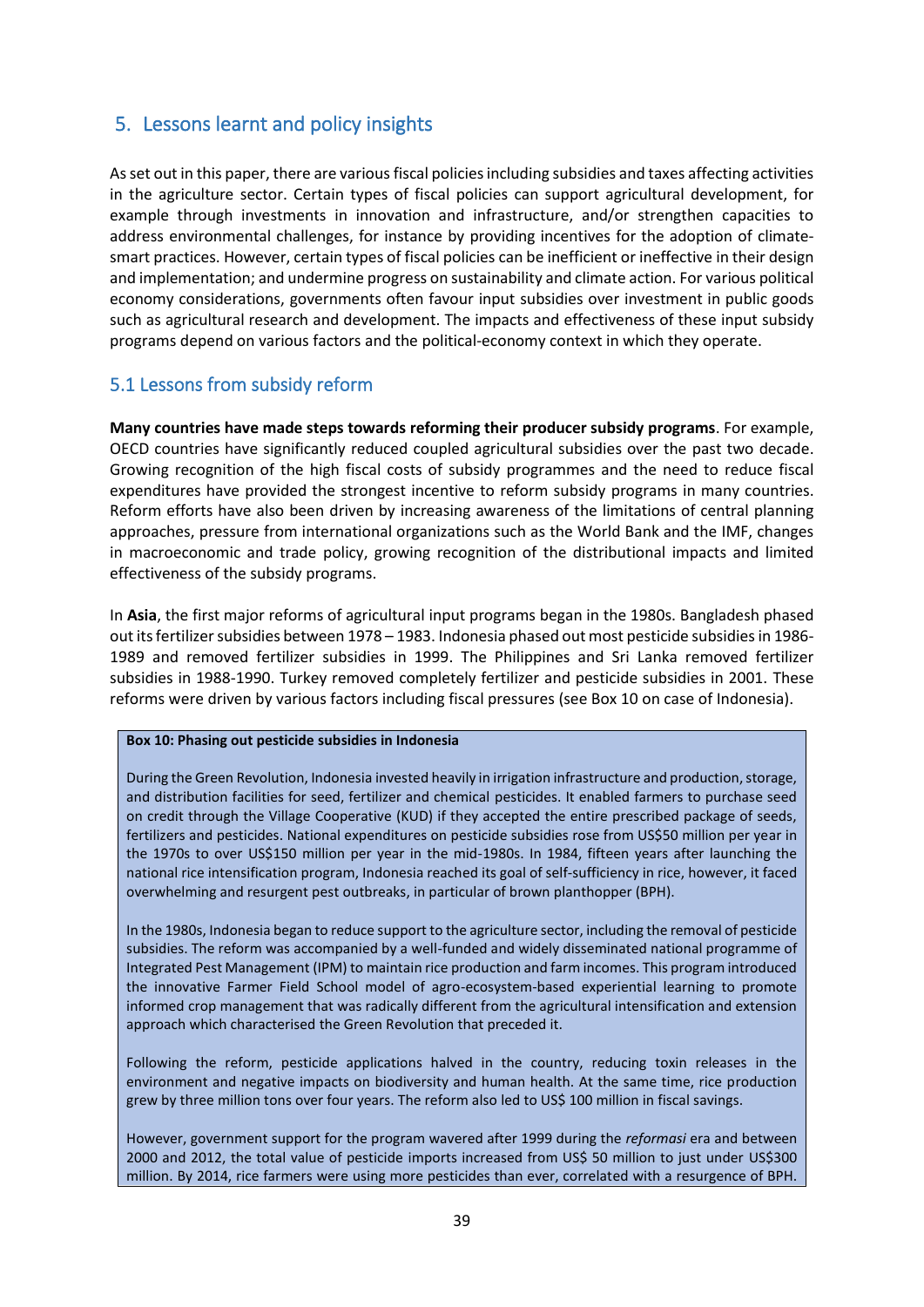## 5. Lessons learnt and policy insights

As set out in this paper, there are various fiscal policies including subsidies and taxes affecting activities in the agriculture sector. Certain types of fiscal policies can support agricultural development, for example through investments in innovation and infrastructure, and/or strengthen capacities to address environmental challenges, for instance by providing incentives for the adoption of climate-smart practices. However, certain types of fiscal policies can be inefficient or ineffective in their design and implementation; and undermine progress on sustainability and climate action. For various political economy considerations, governments often favour input subsidies over investment in public goods such as agricultural research and development. The impacts and effectiveness of these input subsidy programs depend on various factors and the political-economy context in which they operate.

### 5.1 Lessons from subsidy reform

**Many countries have made steps towards reforming their producer subsidy programs**. For example, OECD countries have significantly reduced coupled agricultural subsidies over the past two decade. Growing recognition of the high fiscal costs of subsidy programmes and the need to reduce fiscal expenditures have provided the strongest incentive to reform subsidy programs in many countries. Reform efforts have also been driven by increasing awareness of the limitations of central planning approaches, pressure from international organizations such as the World Bank and the IMF, changes in macroeconomic and trade policy, growing recognition of the distributional impacts and limited effectiveness of the subsidy programs.

In **Asia**, the first major reforms of agricultural input programs began in the 1980s. Bangladesh phased out its fertilizer subsidies between 1978 – 1983. Indonesia phased out most pesticide subsidies in 1986-1989 and removed fertilizer subsidies in 1999. The Philippines and Sri Lanka removed fertilizer subsidies in 1988-1990. Turkey removed completely fertilizer and pesticide subsidies in 2001. These reforms were driven by various factors including fiscal pressures (see Box 10 on case of Indonesia).

**Box 10: Phasing out pesticide subsidies in Indonesia**

During the Green Revolution, Indonesia invested heavily in irrigation infrastructure and production, storage, and distribution facilities for seed, fertilizer and chemical pesticides. It enabled farmers to purchase seed on credit through the Village Cooperative (KUD) if they accepted the entire prescribed package of seeds, fertilizers and pesticides. National expenditures on pesticide subsidies rose from US$50 million per year in the 1970s to over US$150 million per year in the mid-1980s. In 1984, fifteen years after launching the national rice intensification program, Indonesia reached its goal of self-sufficiency in rice, however, it faced overwhelming and resurgent pest outbreaks, in particular of brown planthopper (BPH).

In the 1980s, Indonesia began to reduce support to the agriculture sector, including the removal of pesticide subsidies. The reform was accompanied by a well-funded and widely disseminated national programme of Integrated Pest Management (IPM) to maintain rice production and farm incomes. This program introduced the innovative Farmer Field School model of agro-ecosystem-based experiential learning to promote informed crop management that was radically different from the agricultural intensification and extension approach which characterised the Green Revolution that preceded it.

Following the reform, pesticide applications halved in the country, reducing toxin releases in the environment and negative impacts on biodiversity and human health. At the same time, rice production grew by three million tons over four years. The reform also led to US$ 100 million in fiscal savings.

However, government support for the program wavered after 1999 during the *reformasi* era and between 2000 and 2012, the total value of pesticide imports increased from US$ 50 million to just under US$300 million. By 2014, rice farmers were using more pesticides than ever, correlated with a resurgence of BPH.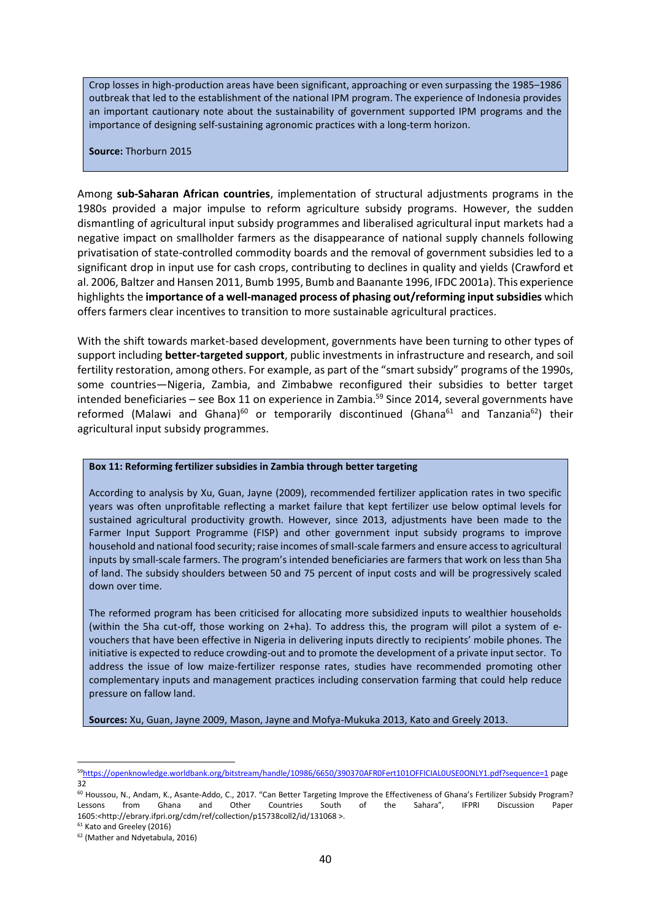Crop losses in high-production areas have been significant, approaching or even surpassing the 1985–1986 outbreak that led to the establishment of the national IPM program. The experience of Indonesia provides an important cautionary note about the sustainability of government supported IPM programs and the importance of designing self-sustaining agronomic practices with a long-term horizon.

**Source:** Thorburn 2015

Among **sub-Saharan African countries**, implementation of structural adjustments programs in the 1980s provided a major impulse to reform agriculture subsidy programs. However, the sudden dismantling of agricultural input subsidy programmes and liberalised agricultural input markets had a negative impact on smallholder farmers as the disappearance of national supply channels following privatisation of state-controlled commodity boards and the removal of government subsidies led to a significant drop in input use for cash crops, contributing to declines in quality and yields (Crawford et al. 2006, Baltzer and Hansen 2011, Bumb 1995, Bumb and Baanante 1996, IFDC 2001a). This experience highlights the **importance of a well-managed process of phasing out/reforming input subsidies** which offers farmers clear incentives to transition to more sustainable agricultural practices.

With the shift towards market-based development, governments have been turning to other types of support including **better-targeted support**, public investments in infrastructure and research, and soil fertility restoration, among others. For example, as part of the "smart subsidy" programs of the 1990s, some countries—Nigeria, Zambia, and Zimbabwe reconfigured their subsidies to better target intended beneficiaries – see Box 11 on experience in Zambia.[59] Since 2014, several governments have reformed (Malawi and Ghana)[60] or temporarily discontinued (Ghana[61] and Tanzania[62]) their agricultural input subsidy programmes.

**Box 11: Reforming fertilizer subsidies in Zambia through better targeting**

According to analysis by Xu, Guan, Jayne (2009), recommended fertilizer application rates in two specific years was often unprofitable reflecting a market failure that kept fertilizer use below optimal levels for sustained agricultural productivity growth. However, since 2013, adjustments have been made to the Farmer Input Support Programme (FISP) and other government input subsidy programs to improve household and national food security; raise incomes of small-scale farmers and ensure access to agricultural inputs by small-scale farmers. The program's intended beneficiaries are farmers that work on less than 5ha of land. The subsidy shoulders between 50 and 75 percent of input costs and will be progressively scaled down over time.

The reformed program has been criticised for allocating more subsidized inputs to wealthier households (within the 5ha cut-off, those working on 2+ha). To address this, the program will pilot a system of e-vouchers that have been effective in Nigeria in delivering inputs directly to recipients' mobile phones. The initiative is expected to reduce crowding-out and to promote the development of a private input sector. To address the issue of low maize-fertilizer response rates, studies have recommended promoting other complementary inputs and management practices including conservation farming that could help reduce pressure on fallow land.

**Sources:** Xu, Guan, Jayne 2009, Mason, Jayne and Mofya-Mukuka 2013, Kato and Greely 2013.

---

[59] https://openknowledge.worldbank.org/bitstream/handle/10986/6650/390370AFR0Fert101OFFICIAL0USE0ONLY1.pdf?sequence=1 page 32

[60] Houssou, N., Andam, K., Asante-Addo, C., 2017. "Can Better Targeting Improve the Effectiveness of Ghana's Fertilizer Subsidy Program? Lessons from Ghana and Other Countries South of the Sahara", IFPRI Discussion Paper 1605:<http://ebrary.ifpri.org/cdm/ref/collection/p15738coll2/id/131068 >.

[61] Kato and Greeley (2016)

[62] (Mather and Ndyetabula, 2016)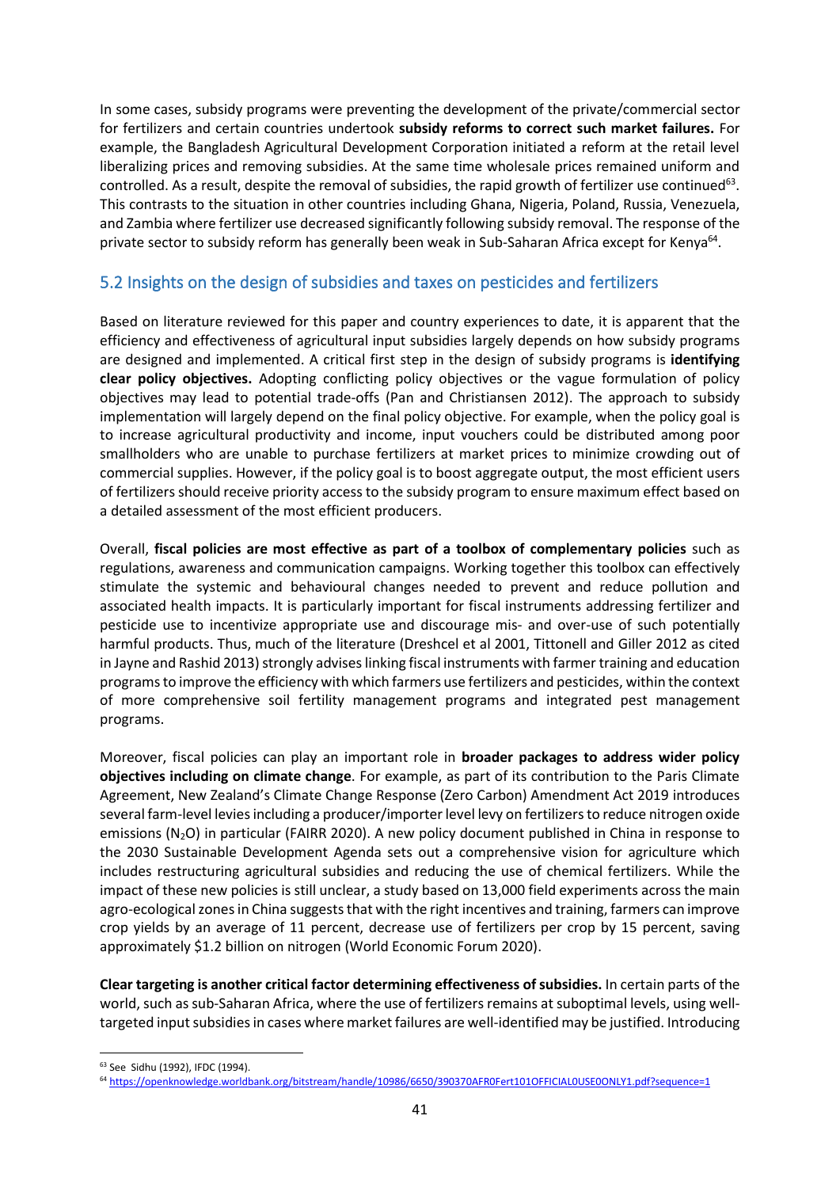In some cases, subsidy programs were preventing the development of the private/commercial sector for fertilizers and certain countries undertook **subsidy reforms to correct such market failures.** For example, the Bangladesh Agricultural Development Corporation initiated a reform at the retail level liberalizing prices and removing subsidies. At the same time wholesale prices remained uniform and controlled. As a result, despite the removal of subsidies, the rapid growth of fertilizer use continued[63]. This contrasts to the situation in other countries including Ghana, Nigeria, Poland, Russia, Venezuela, and Zambia where fertilizer use decreased significantly following subsidy removal. The response of the private sector to subsidy reform has generally been weak in Sub-Saharan Africa except for Kenya[64].

## 5.2 Insights on the design of subsidies and taxes on pesticides and fertilizers

Based on literature reviewed for this paper and country experiences to date, it is apparent that the efficiency and effectiveness of agricultural input subsidies largely depends on how subsidy programs are designed and implemented. A critical first step in the design of subsidy programs is **identifying clear policy objectives.** Adopting conflicting policy objectives or the vague formulation of policy objectives may lead to potential trade-offs (Pan and Christiansen 2012). The approach to subsidy implementation will largely depend on the final policy objective. For example, when the policy goal is to increase agricultural productivity and income, input vouchers could be distributed among poor smallholders who are unable to purchase fertilizers at market prices to minimize crowding out of commercial supplies. However, if the policy goal is to boost aggregate output, the most efficient users of fertilizers should receive priority access to the subsidy program to ensure maximum effect based on a detailed assessment of the most efficient producers.

Overall, **fiscal policies are most effective as part of a toolbox of complementary policies** such as regulations, awareness and communication campaigns. Working together this toolbox can effectively stimulate the systemic and behavioural changes needed to prevent and reduce pollution and associated health impacts. It is particularly important for fiscal instruments addressing fertilizer and pesticide use to incentivize appropriate use and discourage mis- and over-use of such potentially harmful products. Thus, much of the literature (Dreshcel et al 2001, Tittonell and Giller 2012 as cited in Jayne and Rashid 2013) strongly advises linking fiscal instruments with farmer training and education programs to improve the efficiency with which farmers use fertilizers and pesticides, within the context of more comprehensive soil fertility management programs and integrated pest management programs.

Moreover, fiscal policies can play an important role in **broader packages to address wider policy objectives including on climate change**. For example, as part of its contribution to the Paris Climate Agreement, New Zealand's Climate Change Response (Zero Carbon) Amendment Act 2019 introduces several farm-level levies including a producer/importer level levy on fertilizers to reduce nitrogen oxide emissions ($N_2O$) in particular (FAIRR 2020). A new policy document published in China in response to the 2030 Sustainable Development Agenda sets out a comprehensive vision for agriculture which includes restructuring agricultural subsidies and reducing the use of chemical fertilizers. While the impact of these new policies is still unclear, a study based on 13,000 field experiments across the main agro-ecological zones in China suggests that with the right incentives and training, farmers can improve crop yields by an average of 11 percent, decrease use of fertilizers per crop by 15 percent, saving approximately \$1.2 billion on nitrogen (World Economic Forum 2020).

**Clear targeting is another critical factor determining effectiveness of subsidies.** In certain parts of the world, such as sub-Saharan Africa, where the use of fertilizers remains at suboptimal levels, using well-targeted input subsidies in cases where market failures are well-identified may be justified. Introducing

---

[63] See Sidhu (1992), IFDC (1994).

[64] https://openknowledge.worldbank.org/bitstream/handle/10986/6650/390370AFR0Fert101OFFICIAL0USE0ONLY1.pdf?sequence=1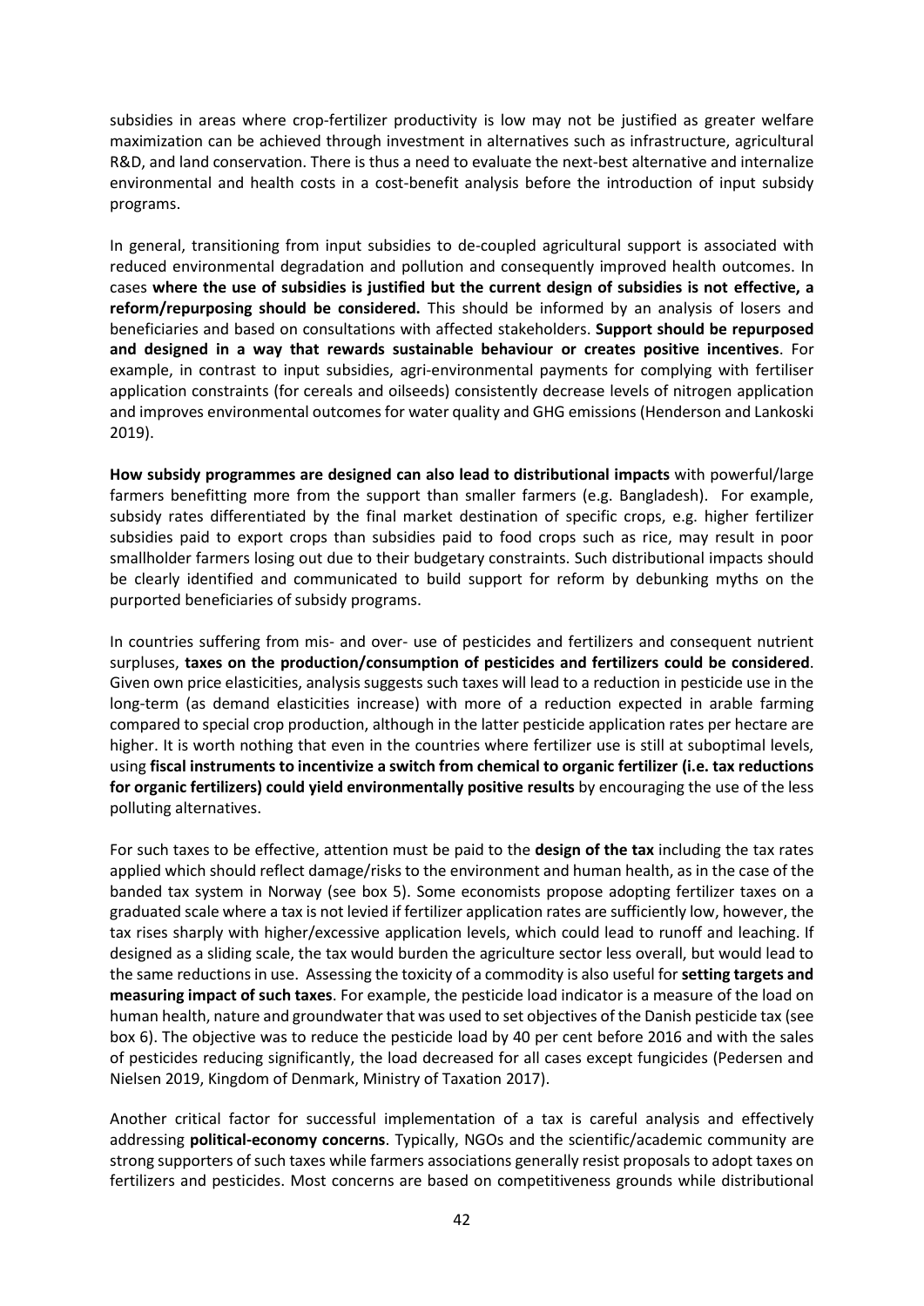subsidies in areas where crop-fertilizer productivity is low may not be justified as greater welfare maximization can be achieved through investment in alternatives such as infrastructure, agricultural R&D, and land conservation. There is thus a need to evaluate the next-best alternative and internalize environmental and health costs in a cost-benefit analysis before the introduction of input subsidy programs.

In general, transitioning from input subsidies to de-coupled agricultural support is associated with reduced environmental degradation and pollution and consequently improved health outcomes. In cases **where the use of subsidies is justified but the current design of subsidies is not effective, a reform/repurposing should be considered.** This should be informed by an analysis of losers and beneficiaries and based on consultations with affected stakeholders. **Support should be repurposed and designed in a way that rewards sustainable behaviour or creates positive incentives**. For example, in contrast to input subsidies, agri-environmental payments for complying with fertiliser application constraints (for cereals and oilseeds) consistently decrease levels of nitrogen application and improves environmental outcomes for water quality and GHG emissions (Henderson and Lankoski 2019).

**How subsidy programmes are designed can also lead to distributional impacts** with powerful/large farmers benefitting more from the support than smaller farmers (e.g. Bangladesh). For example, subsidy rates differentiated by the final market destination of specific crops, e.g. higher fertilizer subsidies paid to export crops than subsidies paid to food crops such as rice, may result in poor smallholder farmers losing out due to their budgetary constraints. Such distributional impacts should be clearly identified and communicated to build support for reform by debunking myths on the purported beneficiaries of subsidy programs.

In countries suffering from mis- and over- use of pesticides and fertilizers and consequent nutrient surpluses, **taxes on the production/consumption of pesticides and fertilizers could be considered**. Given own price elasticities, analysis suggests such taxes will lead to a reduction in pesticide use in the long-term (as demand elasticities increase) with more of a reduction expected in arable farming compared to special crop production, although in the latter pesticide application rates per hectare are higher. It is worth nothing that even in the countries where fertilizer use is still at suboptimal levels, using **fiscal instruments to incentivize a switch from chemical to organic fertilizer (i.e. tax reductions for organic fertilizers) could yield environmentally positive results** by encouraging the use of the less polluting alternatives.

For such taxes to be effective, attention must be paid to the **design of the tax** including the tax rates applied which should reflect damage/risks to the environment and human health, as in the case of the banded tax system in Norway (see box 5). Some economists propose adopting fertilizer taxes on a graduated scale where a tax is not levied if fertilizer application rates are sufficiently low, however, the tax rises sharply with higher/excessive application levels, which could lead to runoff and leaching. If designed as a sliding scale, the tax would burden the agriculture sector less overall, but would lead to the same reductions in use. Assessing the toxicity of a commodity is also useful for **setting targets and measuring impact of such taxes**. For example, the pesticide load indicator is a measure of the load on human health, nature and groundwater that was used to set objectives of the Danish pesticide tax (see box 6). The objective was to reduce the pesticide load by 40 per cent before 2016 and with the sales of pesticides reducing significantly, the load decreased for all cases except fungicides (Pedersen and Nielsen 2019, Kingdom of Denmark, Ministry of Taxation 2017).

Another critical factor for successful implementation of a tax is careful analysis and effectively addressing **political-economy concerns**. Typically, NGOs and the scientific/academic community are strong supporters of such taxes while farmers associations generally resist proposals to adopt taxes on fertilizers and pesticides. Most concerns are based on competitiveness grounds while distributional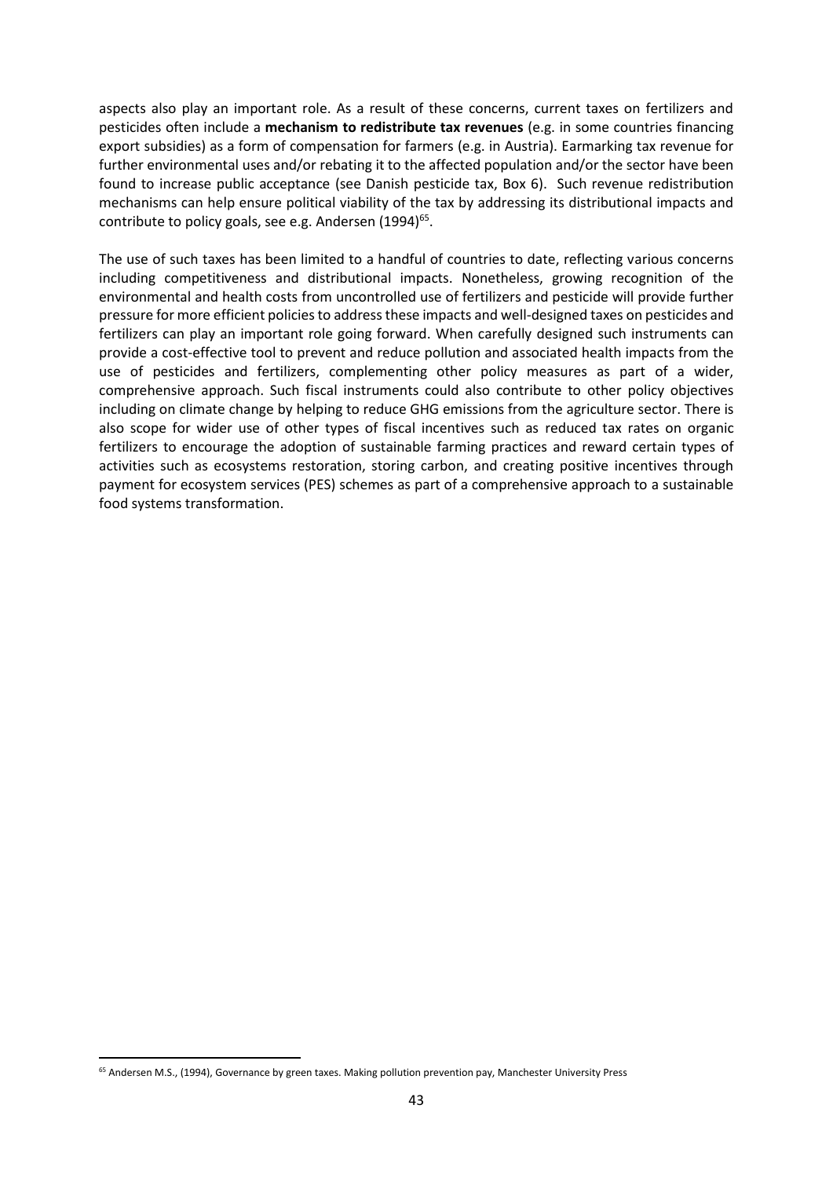aspects also play an important role. As a result of these concerns, current taxes on fertilizers and pesticides often include a **mechanism to redistribute tax revenues** (e.g. in some countries financing export subsidies) as a form of compensation for farmers (e.g. in Austria). Earmarking tax revenue for further environmental uses and/or rebating it to the affected population and/or the sector have been found to increase public acceptance (see Danish pesticide tax, Box 6). Such revenue redistribution mechanisms can help ensure political viability of the tax by addressing its distributional impacts and contribute to policy goals, see e.g. Andersen (1994)[65].

The use of such taxes has been limited to a handful of countries to date, reflecting various concerns including competitiveness and distributional impacts. Nonetheless, growing recognition of the environmental and health costs from uncontrolled use of fertilizers and pesticide will provide further pressure for more efficient policies to address these impacts and well-designed taxes on pesticides and fertilizers can play an important role going forward. When carefully designed such instruments can provide a cost-effective tool to prevent and reduce pollution and associated health impacts from the use of pesticides and fertilizers, complementing other policy measures as part of a wider, comprehensive approach. Such fiscal instruments could also contribute to other policy objectives including on climate change by helping to reduce GHG emissions from the agriculture sector. There is also scope for wider use of other types of fiscal incentives such as reduced tax rates on organic fertilizers to encourage the adoption of sustainable farming practices and reward certain types of activities such as ecosystems restoration, storing carbon, and creating positive incentives through payment for ecosystem services (PES) schemes as part of a comprehensive approach to a sustainable food systems transformation.

[65] Andersen M.S., (1994), Governance by green taxes. Making pollution prevention pay, Manchester University Press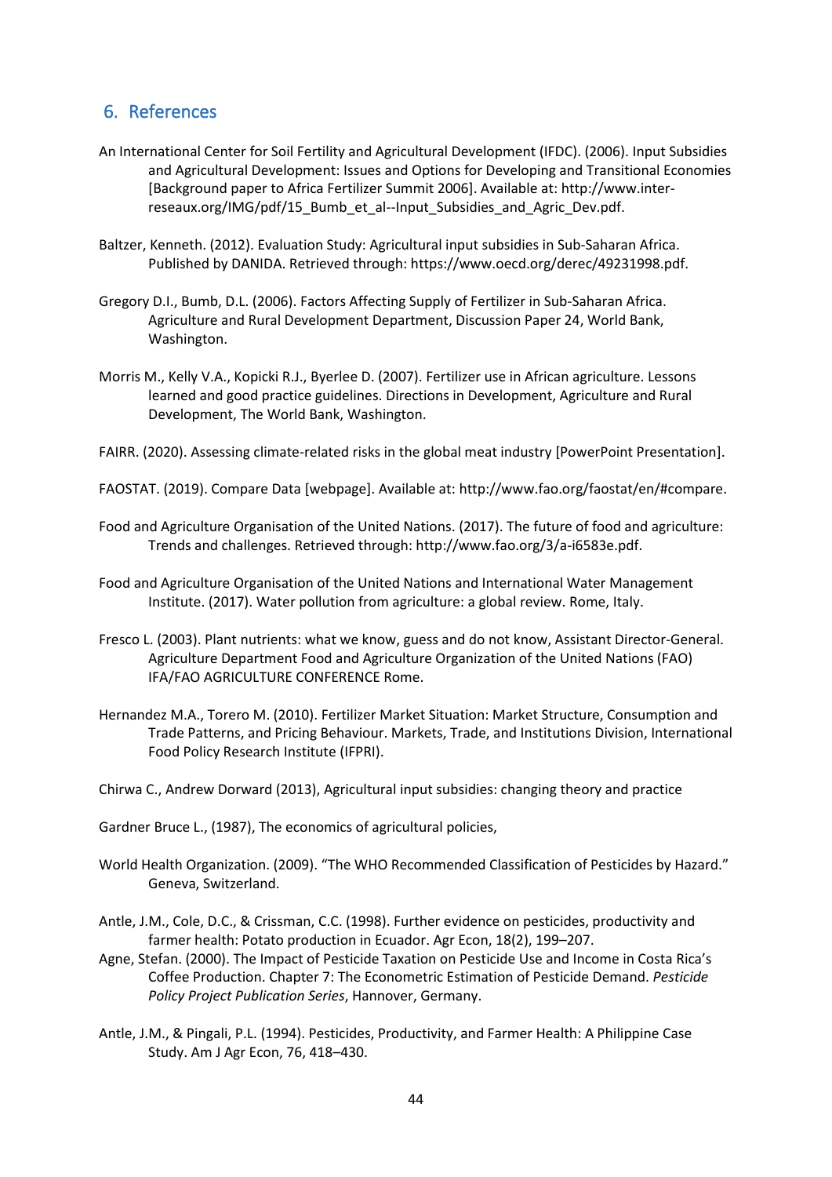## 6. References

An International Center for Soil Fertility and Agricultural Development (IFDC). (2006). Input Subsidies and Agricultural Development: Issues and Options for Developing and Transitional Economies [Background paper to Africa Fertilizer Summit 2006]. Available at: http://www.inter-reseaux.org/IMG/pdf/15_Bumb_et_al--Input_Subsidies_and_Agric_Dev.pdf.

Baltzer, Kenneth. (2012). Evaluation Study: Agricultural input subsidies in Sub-Saharan Africa. Published by DANIDA. Retrieved through: https://www.oecd.org/derec/49231998.pdf.

Gregory D.I., Bumb, D.L. (2006). Factors Affecting Supply of Fertilizer in Sub-Saharan Africa. Agriculture and Rural Development Department, Discussion Paper 24, World Bank, Washington.

Morris M., Kelly V.A., Kopicki R.J., Byerlee D. (2007). Fertilizer use in African agriculture. Lessons learned and good practice guidelines. Directions in Development, Agriculture and Rural Development, The World Bank, Washington.

FAIRR. (2020). Assessing climate-related risks in the global meat industry [PowerPoint Presentation].

FAOSTAT. (2019). Compare Data [webpage]. Available at: http://www.fao.org/faostat/en/#compare.

Food and Agriculture Organisation of the United Nations. (2017). The future of food and agriculture: Trends and challenges. Retrieved through: http://www.fao.org/3/a-i6583e.pdf.

Food and Agriculture Organisation of the United Nations and International Water Management Institute. (2017). Water pollution from agriculture: a global review. Rome, Italy.

Fresco L. (2003). Plant nutrients: what we know, guess and do not know, Assistant Director-General. Agriculture Department Food and Agriculture Organization of the United Nations (FAO) IFA/FAO AGRICULTURE CONFERENCE Rome.

Hernandez M.A., Torero M. (2010). Fertilizer Market Situation: Market Structure, Consumption and Trade Patterns, and Pricing Behaviour. Markets, Trade, and Institutions Division, International Food Policy Research Institute (IFPRI).

Chirwa C., Andrew Dorward (2013), Agricultural input subsidies: changing theory and practice

Gardner Bruce L., (1987), The economics of agricultural policies,

World Health Organization. (2009). "The WHO Recommended Classification of Pesticides by Hazard." Geneva, Switzerland.

Antle, J.M., Cole, D.C., & Crissman, C.C. (1998). Further evidence on pesticides, productivity and farmer health: Potato production in Ecuador. Agr Econ, 18(2), 199–207.

Agne, Stefan. (2000). The Impact of Pesticide Taxation on Pesticide Use and Income in Costa Rica's Coffee Production. Chapter 7: The Econometric Estimation of Pesticide Demand. *Pesticide Policy Project Publication Series*, Hannover, Germany.

Antle, J.M., & Pingali, P.L. (1994). Pesticides, Productivity, and Farmer Health: A Philippine Case Study. Am J Agr Econ, 76, 418–430.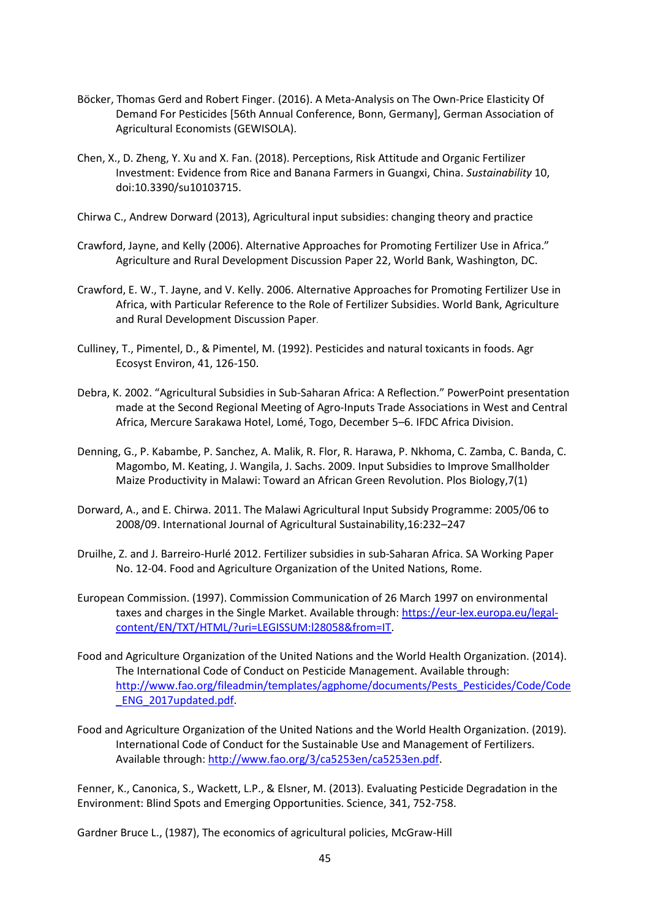Böcker, Thomas Gerd and Robert Finger. (2016). A Meta-Analysis on The Own-Price Elasticity Of Demand For Pesticides [56th Annual Conference, Bonn, Germany], German Association of Agricultural Economists (GEWISOLA).

Chen, X., D. Zheng, Y. Xu and X. Fan. (2018). Perceptions, Risk Attitude and Organic Fertilizer Investment: Evidence from Rice and Banana Farmers in Guangxi, China. *Sustainability* 10, doi:10.3390/su10103715.

Chirwa C., Andrew Dorward (2013), Agricultural input subsidies: changing theory and practice

Crawford, Jayne, and Kelly (2006). Alternative Approaches for Promoting Fertilizer Use in Africa." Agriculture and Rural Development Discussion Paper 22, World Bank, Washington, DC.

Crawford, E. W., T. Jayne, and V. Kelly. 2006. Alternative Approaches for Promoting Fertilizer Use in Africa, with Particular Reference to the Role of Fertilizer Subsidies. World Bank, Agriculture and Rural Development Discussion Paper.

Culliney, T., Pimentel, D., & Pimentel, M. (1992). Pesticides and natural toxicants in foods. Agr Ecosyst Environ, 41, 126-150.

Debra, K. 2002. "Agricultural Subsidies in Sub-Saharan Africa: A Reflection." PowerPoint presentation made at the Second Regional Meeting of Agro-Inputs Trade Associations in West and Central Africa, Mercure Sarakawa Hotel, Lomé, Togo, December 5–6. IFDC Africa Division.

Denning, G., P. Kabambe, P. Sanchez, A. Malik, R. Flor, R. Harawa, P. Nkhoma, C. Zamba, C. Banda, C. Magombo, M. Keating, J. Wangila, J. Sachs. 2009. Input Subsidies to Improve Smallholder Maize Productivity in Malawi: Toward an African Green Revolution. Plos Biology,7(1)

Dorward, A., and E. Chirwa. 2011. The Malawi Agricultural Input Subsidy Programme: 2005/06 to 2008/09. International Journal of Agricultural Sustainability,16:232–247

Druilhe, Z. and J. Barreiro-Hurlé 2012. Fertilizer subsidies in sub-Saharan Africa. SA Working Paper No. 12-04. Food and Agriculture Organization of the United Nations, Rome.

European Commission. (1997). Commission Communication of 26 March 1997 on environmental taxes and charges in the Single Market. Available through: https://eur-lex.europa.eu/legal-content/EN/TXT/HTML/?uri=LEGISSUM:l28058&from=IT.

Food and Agriculture Organization of the United Nations and the World Health Organization. (2014). The International Code of Conduct on Pesticide Management. Available through: http://www.fao.org/fileadmin/templates/agphome/documents/Pests_Pesticides/Code/Code_ENG_2017updated.pdf.

Food and Agriculture Organization of the United Nations and the World Health Organization. (2019). International Code of Conduct for the Sustainable Use and Management of Fertilizers. Available through: http://www.fao.org/3/ca5253en/ca5253en.pdf.

Fenner, K., Canonica, S., Wackett, L.P., & Elsner, M. (2013). Evaluating Pesticide Degradation in the Environment: Blind Spots and Emerging Opportunities. Science, 341, 752-758.

Gardner Bruce L., (1987), The economics of agricultural policies, McGraw-Hill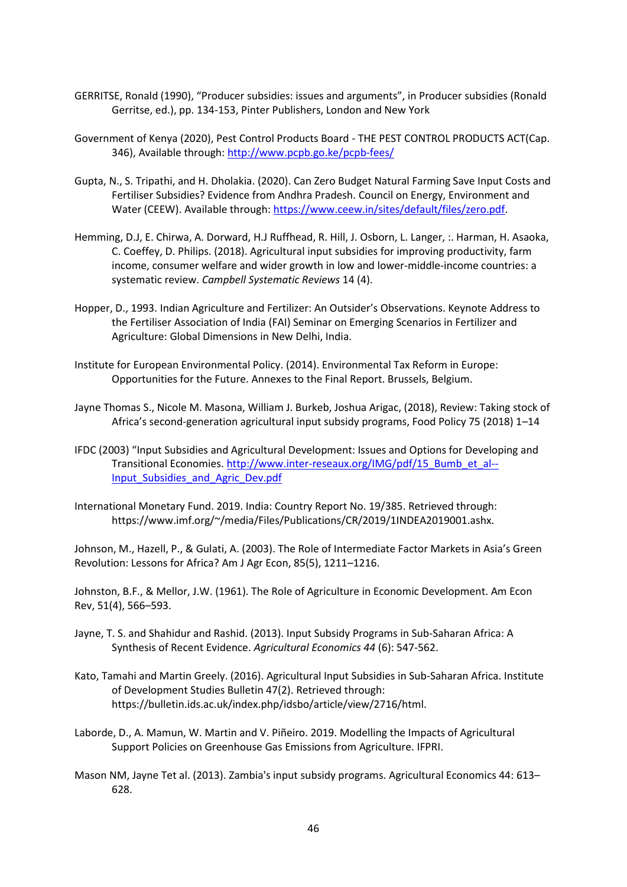GERRITSE, Ronald (1990), "Producer subsidies: issues and arguments", in Producer subsidies (Ronald Gerritse, ed.), pp. 134-153, Pinter Publishers, London and New York

Government of Kenya (2020), Pest Control Products Board - THE PEST CONTROL PRODUCTS ACT(Cap. 346), Available through: http://www.pcpb.go.ke/pcpb-fees/

Gupta, N., S. Tripathi, and H. Dholakia. (2020). Can Zero Budget Natural Farming Save Input Costs and Fertiliser Subsidies? Evidence from Andhra Pradesh. Council on Energy, Environment and Water (CEEW). Available through: https://www.ceew.in/sites/default/files/zero.pdf.

Hemming, D.J, E. Chirwa, A. Dorward, H.J Ruffhead, R. Hill, J. Osborn, L. Langer, :. Harman, H. Asaoka, C. Coeffey, D. Philips. (2018). Agricultural input subsidies for improving productivity, farm income, consumer welfare and wider growth in low and lower-middle-income countries: a systematic review. *Campbell Systematic Reviews* 14 (4).

Hopper, D., 1993. Indian Agriculture and Fertilizer: An Outsider's Observations. Keynote Address to the Fertiliser Association of India (FAI) Seminar on Emerging Scenarios in Fertilizer and Agriculture: Global Dimensions in New Delhi, India.

Institute for European Environmental Policy. (2014). Environmental Tax Reform in Europe: Opportunities for the Future. Annexes to the Final Report. Brussels, Belgium.

Jayne Thomas S., Nicole M. Masona, William J. Burkeb, Joshua Arigac, (2018), Review: Taking stock of Africa's second-generation agricultural input subsidy programs, Food Policy 75 (2018) 1–14

IFDC (2003) "Input Subsidies and Agricultural Development: Issues and Options for Developing and Transitional Economies. http://www.inter-reseaux.org/IMG/pdf/15_Bumb_et_al--Input_Subsidies_and_Agric_Dev.pdf

International Monetary Fund. 2019. India: Country Report No. 19/385. Retrieved through: https://www.imf.org/~/media/Files/Publications/CR/2019/1INDEA2019001.ashx.

Johnson, M., Hazell, P., & Gulati, A. (2003). The Role of Intermediate Factor Markets in Asia's Green Revolution: Lessons for Africa? Am J Agr Econ, 85(5), 1211–1216.

Johnston, B.F., & Mellor, J.W. (1961). The Role of Agriculture in Economic Development. Am Econ Rev, 51(4), 566–593.

Jayne, T. S. and Shahidur and Rashid. (2013). Input Subsidy Programs in Sub-Saharan Africa: A Synthesis of Recent Evidence. *Agricultural Economics 44* (6): 547-562.

Kato, Tamahi and Martin Greely. (2016). Agricultural Input Subsidies in Sub-Saharan Africa. Institute of Development Studies Bulletin 47(2). Retrieved through: https://bulletin.ids.ac.uk/index.php/idsbo/article/view/2716/html.

Laborde, D., A. Mamun, W. Martin and V. Piñeiro. 2019. Modelling the Impacts of Agricultural Support Policies on Greenhouse Gas Emissions from Agriculture. IFPRI.

Mason NM, Jayne Tet al. (2013). Zambia's input subsidy programs. Agricultural Economics 44: 613–628.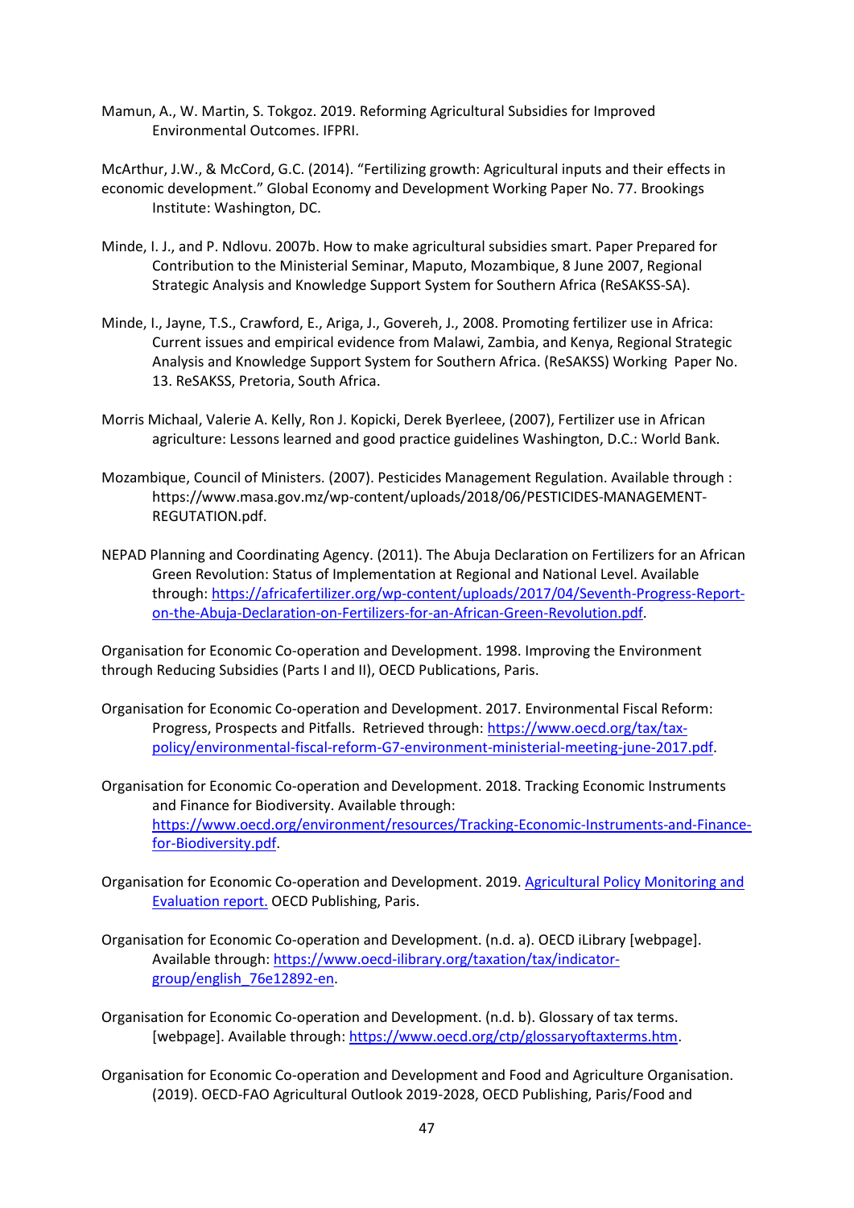Mamun, A., W. Martin, S. Tokgoz. 2019. Reforming Agricultural Subsidies for Improved Environmental Outcomes. IFPRI.

McArthur, J.W., & McCord, G.C. (2014). "Fertilizing growth: Agricultural inputs and their effects in economic development." Global Economy and Development Working Paper No. 77. Brookings Institute: Washington, DC.

Minde, I. J., and P. Ndlovu. 2007b. How to make agricultural subsidies smart. Paper Prepared for Contribution to the Ministerial Seminar, Maputo, Mozambique, 8 June 2007, Regional Strategic Analysis and Knowledge Support System for Southern Africa (ReSAKSS-SA).

Minde, I., Jayne, T.S., Crawford, E., Ariga, J., Govereh, J., 2008. Promoting fertilizer use in Africa: Current issues and empirical evidence from Malawi, Zambia, and Kenya, Regional Strategic Analysis and Knowledge Support System for Southern Africa. (ReSAKSS) Working Paper No. 13. ReSAKSS, Pretoria, South Africa.

Morris Michaal, Valerie A. Kelly, Ron J. Kopicki, Derek Byerleee, (2007), Fertilizer use in African agriculture: Lessons learned and good practice guidelines Washington, D.C.: World Bank.

Mozambique, Council of Ministers. (2007). Pesticides Management Regulation. Available through : https://www.masa.gov.mz/wp-content/uploads/2018/06/PESTICIDES-MANAGEMENT-REGUTATION.pdf.

NEPAD Planning and Coordinating Agency. (2011). The Abuja Declaration on Fertilizers for an African Green Revolution: Status of Implementation at Regional and National Level. Available through: https://africafertilizer.org/wp-content/uploads/2017/04/Seventh-Progress-Report-on-the-Abuja-Declaration-on-Fertilizers-for-an-African-Green-Revolution.pdf.

Organisation for Economic Co-operation and Development. 1998. Improving the Environment through Reducing Subsidies (Parts I and II), OECD Publications, Paris.

Organisation for Economic Co-operation and Development. 2017. Environmental Fiscal Reform: Progress, Prospects and Pitfalls. Retrieved through: https://www.oecd.org/tax/tax-policy/environmental-fiscal-reform-G7-environment-ministerial-meeting-june-2017.pdf.

Organisation for Economic Co-operation and Development. 2018. Tracking Economic Instruments and Finance for Biodiversity. Available through: https://www.oecd.org/environment/resources/Tracking-Economic-Instruments-and-Finance-for-Biodiversity.pdf.

Organisation for Economic Co-operation and Development. 2019. Agricultural Policy Monitoring and Evaluation report. OECD Publishing, Paris.

Organisation for Economic Co-operation and Development. (n.d. a). OECD iLibrary [webpage]. Available through: https://www.oecd-ilibrary.org/taxation/tax/indicator-group/english_76e12892-en.

Organisation for Economic Co-operation and Development. (n.d. b). Glossary of tax terms. [webpage]. Available through: https://www.oecd.org/ctp/glossaryoftaxterms.htm.

Organisation for Economic Co-operation and Development and Food and Agriculture Organisation. (2019). OECD-FAO Agricultural Outlook 2019-2028, OECD Publishing, Paris/Food and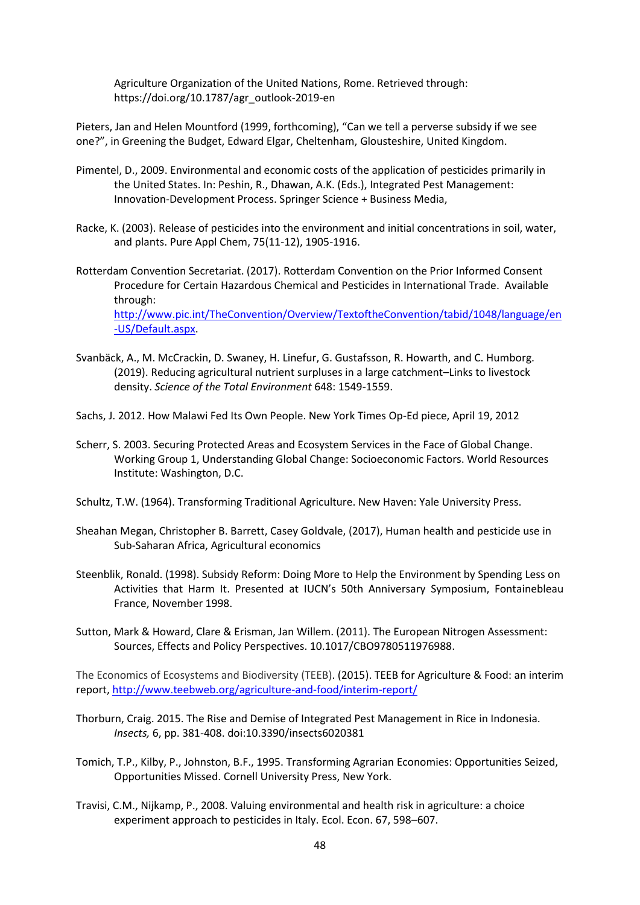Agriculture Organization of the United Nations, Rome. Retrieved through: https://doi.org/10.1787/agr_outlook-2019-en

Pieters, Jan and Helen Mountford (1999, forthcoming), "Can we tell a perverse subsidy if we see one?", in Greening the Budget, Edward Elgar, Cheltenham, Glousteshire, United Kingdom.

Pimentel, D., 2009. Environmental and economic costs of the application of pesticides primarily in the United States. In: Peshin, R., Dhawan, A.K. (Eds.), Integrated Pest Management: Innovation-Development Process. Springer Science + Business Media,

Racke, K. (2003). Release of pesticides into the environment and initial concentrations in soil, water, and plants. Pure Appl Chem, 75(11-12), 1905-1916.

Rotterdam Convention Secretariat. (2017). Rotterdam Convention on the Prior Informed Consent Procedure for Certain Hazardous Chemical and Pesticides in International Trade. Available through: [http://www.pic.int/TheConvention/Overview/TextoftheConvention/tabid/1048/language/en-US/Default.aspx](http://www.pic.int/TheConvention/Overview/TextoftheConvention/tabid/1048/language/en-US/Default.aspx).

Svanbäck, A., M. McCrackin, D. Swaney, H. Linefur, G. Gustafsson, R. Howarth, and C. Humborg. (2019). Reducing agricultural nutrient surpluses in a large catchment–Links to livestock density. *Science of the Total Environment* 648: 1549-1559.

Sachs, J. 2012. How Malawi Fed Its Own People. New York Times Op-Ed piece, April 19, 2012

Scherr, S. 2003. Securing Protected Areas and Ecosystem Services in the Face of Global Change. Working Group 1, Understanding Global Change: Socioeconomic Factors. World Resources Institute: Washington, D.C.

Schultz, T.W. (1964). Transforming Traditional Agriculture. New Haven: Yale University Press.

Sheahan Megan, Christopher B. Barrett, Casey Goldvale, (2017), Human health and pesticide use in Sub-Saharan Africa, Agricultural economics

Steenblik, Ronald. (1998). Subsidy Reform: Doing More to Help the Environment by Spending Less on Activities that Harm It. Presented at IUCN's 50th Anniversary Symposium, Fontainebleau France, November 1998.

Sutton, Mark & Howard, Clare & Erisman, Jan Willem. (2011). The European Nitrogen Assessment: Sources, Effects and Policy Perspectives. 10.1017/CBO9780511976988.

The Economics of Ecosystems and Biodiversity (TEEB). (2015). TEEB for Agriculture & Food: an interim report, [http://www.teebweb.org/agriculture-and-food/interim-report/](http://www.teebweb.org/agriculture-and-food/interim-report/)

Thorburn, Craig. 2015. The Rise and Demise of Integrated Pest Management in Rice in Indonesia. *Insects,* 6, pp. 381-408. doi:10.3390/insects6020381

Tomich, T.P., Kilby, P., Johnston, B.F., 1995. Transforming Agrarian Economies: Opportunities Seized, Opportunities Missed. Cornell University Press, New York.

Travisi, C.M., Nijkamp, P., 2008. Valuing environmental and health risk in agriculture: a choice experiment approach to pesticides in Italy. Ecol. Econ. 67, 598–607.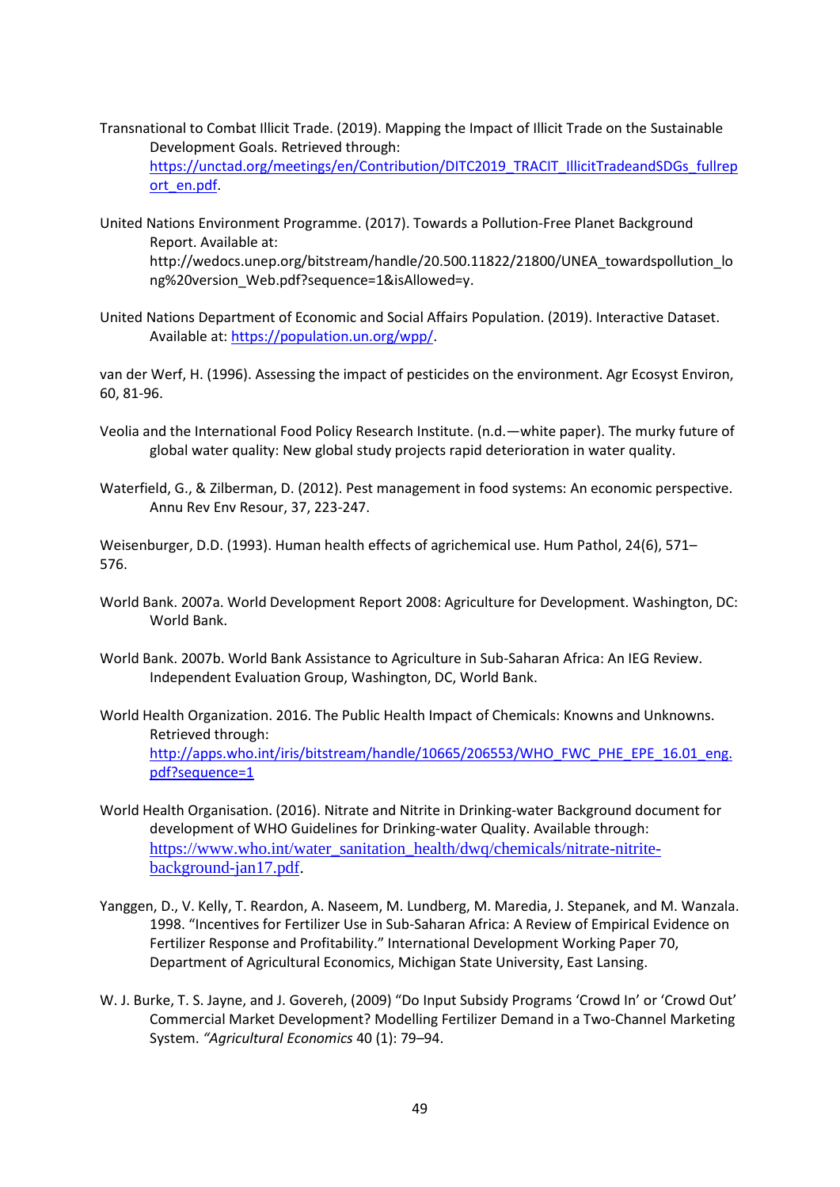Transnational to Combat Illicit Trade. (2019). Mapping the Impact of Illicit Trade on the Sustainable Development Goals. Retrieved through: https://unctad.org/meetings/en/Contribution/DITC2019_TRACIT_IllicitTradeandSDGs_fullreport_en.pdf.

United Nations Environment Programme. (2017). Towards a Pollution-Free Planet Background Report. Available at: http://wedocs.unep.org/bitstream/handle/20.500.11822/21800/UNEA_towardspollution_long%20version_Web.pdf?sequence=1&isAllowed=y.

United Nations Department of Economic and Social Affairs Population. (2019). Interactive Dataset. Available at: https://population.un.org/wpp/.

van der Werf, H. (1996). Assessing the impact of pesticides on the environment. Agr Ecosyst Environ, 60, 81-96.

Veolia and the International Food Policy Research Institute. (n.d.—white paper). The murky future of global water quality: New global study projects rapid deterioration in water quality.

Waterfield, G., & Zilberman, D. (2012). Pest management in food systems: An economic perspective. Annu Rev Env Resour, 37, 223-247.

Weisenburger, D.D. (1993). Human health effects of agrichemical use. Hum Pathol, 24(6), 571–576.

World Bank. 2007a. World Development Report 2008: Agriculture for Development. Washington, DC: World Bank.

World Bank. 2007b. World Bank Assistance to Agriculture in Sub-Saharan Africa: An IEG Review. Independent Evaluation Group, Washington, DC, World Bank.

World Health Organization. 2016. The Public Health Impact of Chemicals: Knowns and Unknowns. Retrieved through: http://apps.who.int/iris/bitstream/handle/10665/206553/WHO_FWC_PHE_EPE_16.01_eng.pdf?sequence=1

World Health Organisation. (2016). Nitrate and Nitrite in Drinking-water Background document for development of WHO Guidelines for Drinking-water Quality. Available through: https://www.who.int/water_sanitation_health/dwq/chemicals/nitrate-nitrite-background-jan17.pdf.

Yanggen, D., V. Kelly, T. Reardon, A. Naseem, M. Lundberg, M. Maredia, J. Stepanek, and M. Wanzala. 1998. "Incentives for Fertilizer Use in Sub-Saharan Africa: A Review of Empirical Evidence on Fertilizer Response and Profitability." International Development Working Paper 70, Department of Agricultural Economics, Michigan State University, East Lansing.

W. J. Burke, T. S. Jayne, and J. Govereh, (2009) "Do Input Subsidy Programs 'Crowd In' or 'Crowd Out' Commercial Market Development? Modelling Fertilizer Demand in a Two-Channel Marketing System. *"Agricultural Economics* 40 (1): 79–94.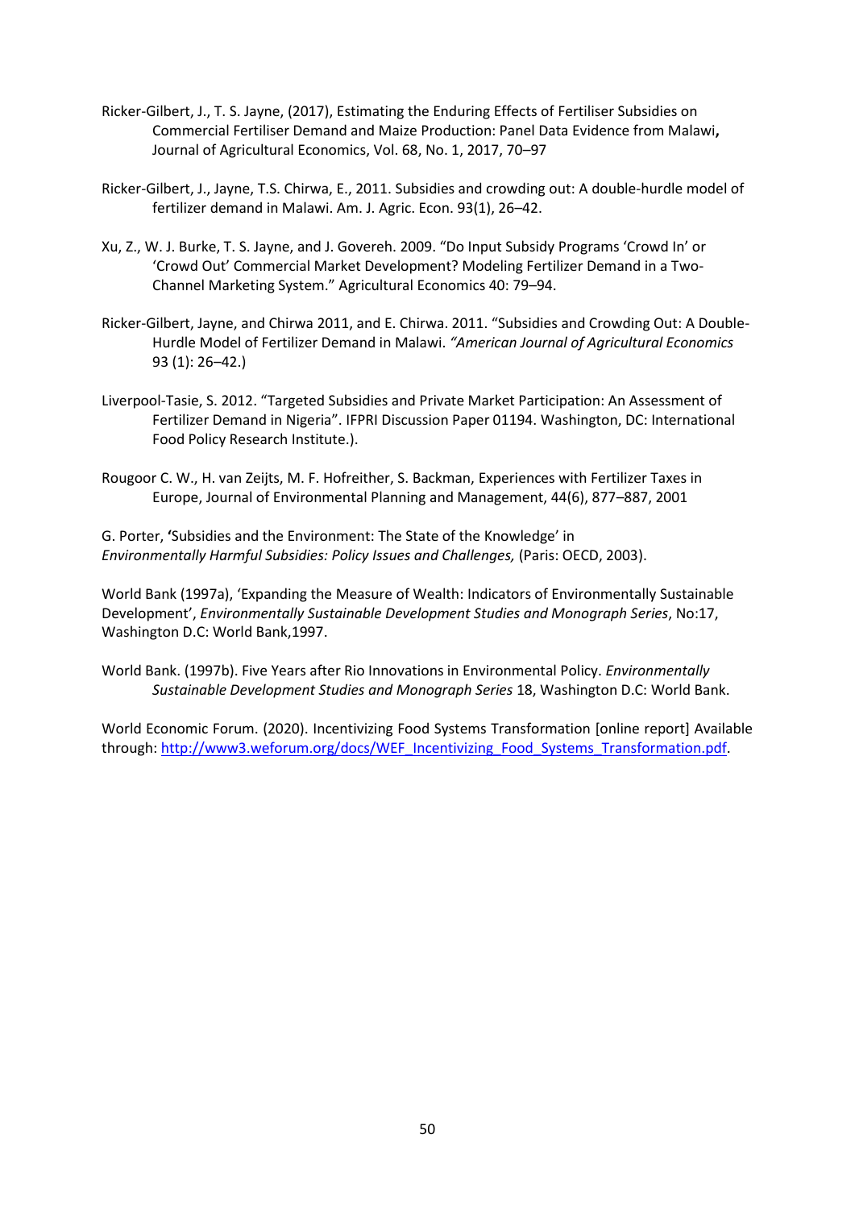Ricker-Gilbert, J., T. S. Jayne, (2017), Estimating the Enduring Effects of Fertiliser Subsidies on Commercial Fertiliser Demand and Maize Production: Panel Data Evidence from Malawi**,** Journal of Agricultural Economics, Vol. 68, No. 1, 2017, 70–97

Ricker-Gilbert, J., Jayne, T.S. Chirwa, E., 2011. Subsidies and crowding out: A double-hurdle model of fertilizer demand in Malawi. Am. J. Agric. Econ. 93(1), 26–42.

Xu, Z., W. J. Burke, T. S. Jayne, and J. Govereh. 2009. "Do Input Subsidy Programs 'Crowd In' or 'Crowd Out' Commercial Market Development? Modeling Fertilizer Demand in a Two-Channel Marketing System." Agricultural Economics 40: 79–94.

Ricker-Gilbert, Jayne, and Chirwa 2011, and E. Chirwa. 2011. "Subsidies and Crowding Out: A Double-Hurdle Model of Fertilizer Demand in Malawi. *"American Journal of Agricultural Economics* 93 (1): 26–42.)

Liverpool-Tasie, S. 2012. "Targeted Subsidies and Private Market Participation: An Assessment of Fertilizer Demand in Nigeria". IFPRI Discussion Paper 01194. Washington, DC: International Food Policy Research Institute.).

Rougoor C. W., H. van Zeijts, M. F. Hofreither, S. Backman, Experiences with Fertilizer Taxes in Europe, Journal of Environmental Planning and Management, 44(6), 877–887, 2001

G. Porter, **'**Subsidies and the Environment: The State of the Knowledge' in *Environmentally Harmful Subsidies: Policy Issues and Challenges,* (Paris: OECD, 2003).

World Bank (1997a), 'Expanding the Measure of Wealth: Indicators of Environmentally Sustainable Development', *Environmentally Sustainable Development Studies and Monograph Series*, No:17, Washington D.C: World Bank,1997.

World Bank. (1997b). Five Years after Rio Innovations in Environmental Policy. *Environmentally Sustainable Development Studies and Monograph Series* 18, Washington D.C: World Bank.

World Economic Forum. (2020). Incentivizing Food Systems Transformation [online report] Available through: http://www3.weforum.org/docs/WEF_Incentivizing_Food_Systems_Transformation.pdf.